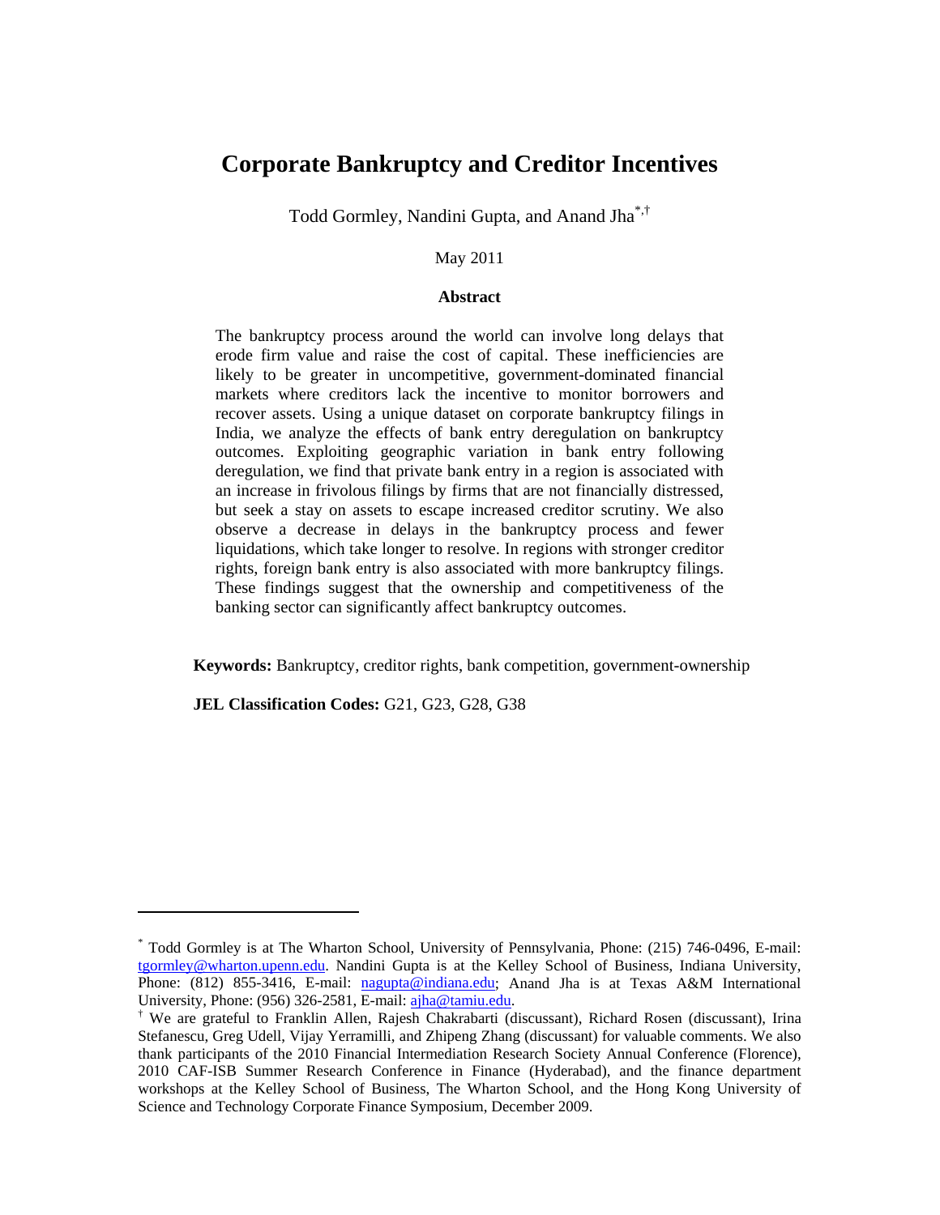# Corporate Bankruptcy and Creditor Incentives

Todd Gormley, Nandini Gupta, and Anand Jha[*,†]

May 2011

### Abstract

The bankruptcy process around the world can involve long delays that erode firm value and raise the cost of capital. These inefficiencies are likely to be greater in uncompetitive, government-dominated financial markets where creditors lack the incentive to monitor borrowers and recover assets. Using a unique dataset on corporate bankruptcy filings in India, we analyze the effects of bank entry deregulation on bankruptcy outcomes. Exploiting geographic variation in bank entry following deregulation, we find that private bank entry in a region is associated with an increase in frivolous filings by firms that are not financially distressed, but seek a stay on assets to escape increased creditor scrutiny. We also observe a decrease in delays in the bankruptcy process and fewer liquidations, which take longer to resolve. In regions with stronger creditor rights, foreign bank entry is also associated with more bankruptcy filings. These findings suggest that the ownership and competitiveness of the banking sector can significantly affect bankruptcy outcomes.

**Keywords:** Bankruptcy, creditor rights, bank competition, government-ownership

**JEL Classification Codes:** G21, G23, G28, G38

---

[*] Todd Gormley is at The Wharton School, University of Pennsylvania, Phone: (215) 746-0496, E-mail: tgormley@wharton.upenn.edu. Nandini Gupta is at the Kelley School of Business, Indiana University, Phone: (812) 855-3416, E-mail: nagupta@indiana.edu; Anand Jha is at Texas A&M International University, Phone: (956) 326-2581, E-mail: ajha@tamiu.edu.

[†] We are grateful to Franklin Allen, Rajesh Chakrabarti (discussant), Richard Rosen (discussant), Irina Stefanescu, Greg Udell, Vijay Yerramilli, and Zhipeng Zhang (discussant) for valuable comments. We also thank participants of the 2010 Financial Intermediation Research Society Annual Conference (Florence), 2010 CAF-ISB Summer Research Conference in Finance (Hyderabad), and the finance department workshops at the Kelley School of Business, The Wharton School, and the Hong Kong University of Science and Technology Corporate Finance Symposium, December 2009.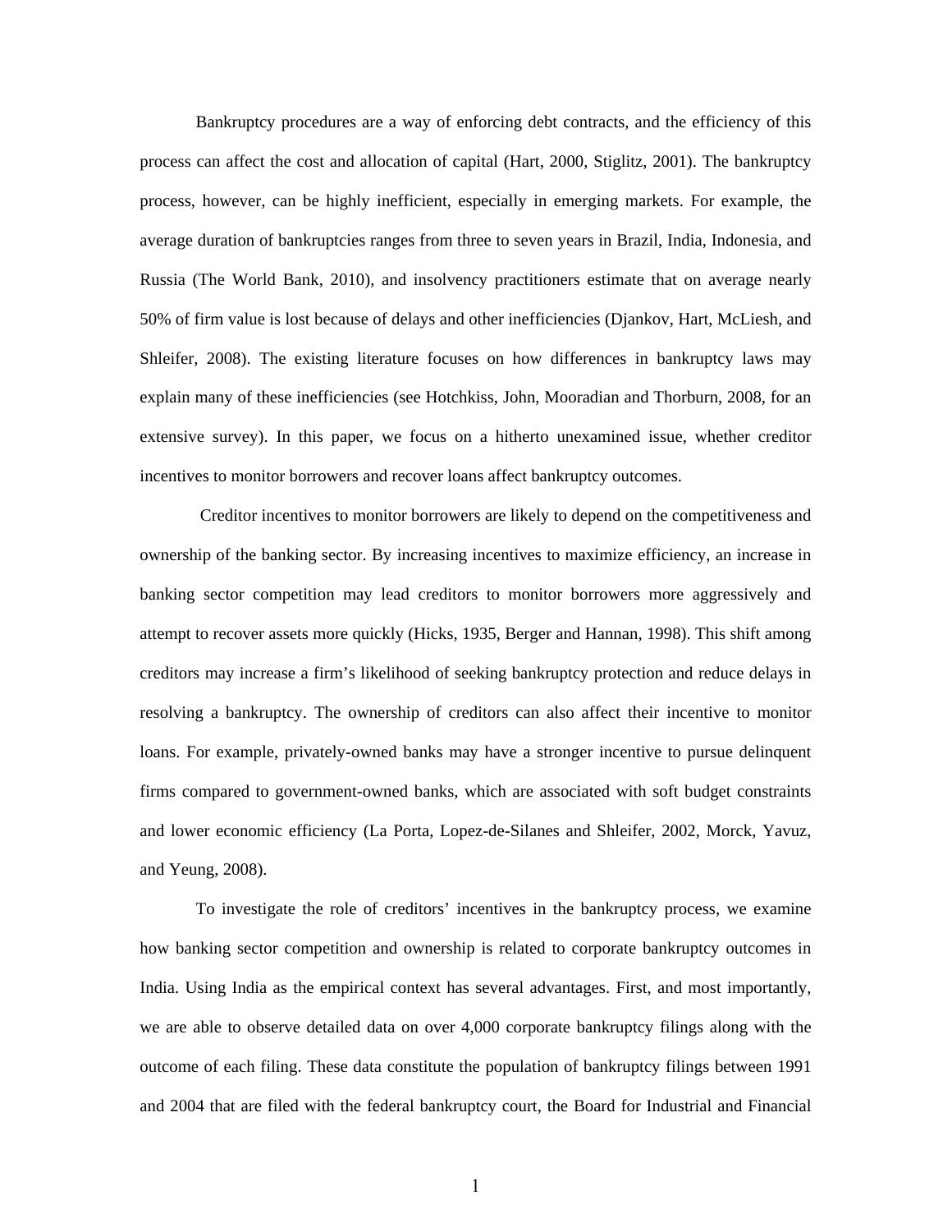Bankruptcy procedures are a way of enforcing debt contracts, and the efficiency of this process can affect the cost and allocation of capital (Hart, 2000, Stiglitz, 2001). The bankruptcy process, however, can be highly inefficient, especially in emerging markets. For example, the average duration of bankruptcies ranges from three to seven years in Brazil, India, Indonesia, and Russia (The World Bank, 2010), and insolvency practitioners estimate that on average nearly 50% of firm value is lost because of delays and other inefficiencies (Djankov, Hart, McLiesh, and Shleifer, 2008). The existing literature focuses on how differences in bankruptcy laws may explain many of these inefficiencies (see Hotchkiss, John, Mooradian and Thorburn, 2008, for an extensive survey). In this paper, we focus on a hitherto unexamined issue, whether creditor incentives to monitor borrowers and recover loans affect bankruptcy outcomes.

Creditor incentives to monitor borrowers are likely to depend on the competitiveness and ownership of the banking sector. By increasing incentives to maximize efficiency, an increase in banking sector competition may lead creditors to monitor borrowers more aggressively and attempt to recover assets more quickly (Hicks, 1935, Berger and Hannan, 1998). This shift among creditors may increase a firm's likelihood of seeking bankruptcy protection and reduce delays in resolving a bankruptcy. The ownership of creditors can also affect their incentive to monitor loans. For example, privately-owned banks may have a stronger incentive to pursue delinquent firms compared to government-owned banks, which are associated with soft budget constraints and lower economic efficiency (La Porta, Lopez-de-Silanes and Shleifer, 2002, Morck, Yavuz, and Yeung, 2008).

To investigate the role of creditors' incentives in the bankruptcy process, we examine how banking sector competition and ownership is related to corporate bankruptcy outcomes in India. Using India as the empirical context has several advantages. First, and most importantly, we are able to observe detailed data on over 4,000 corporate bankruptcy filings along with the outcome of each filing. These data constitute the population of bankruptcy filings between 1991 and 2004 that are filed with the federal bankruptcy court, the Board for Industrial and Financial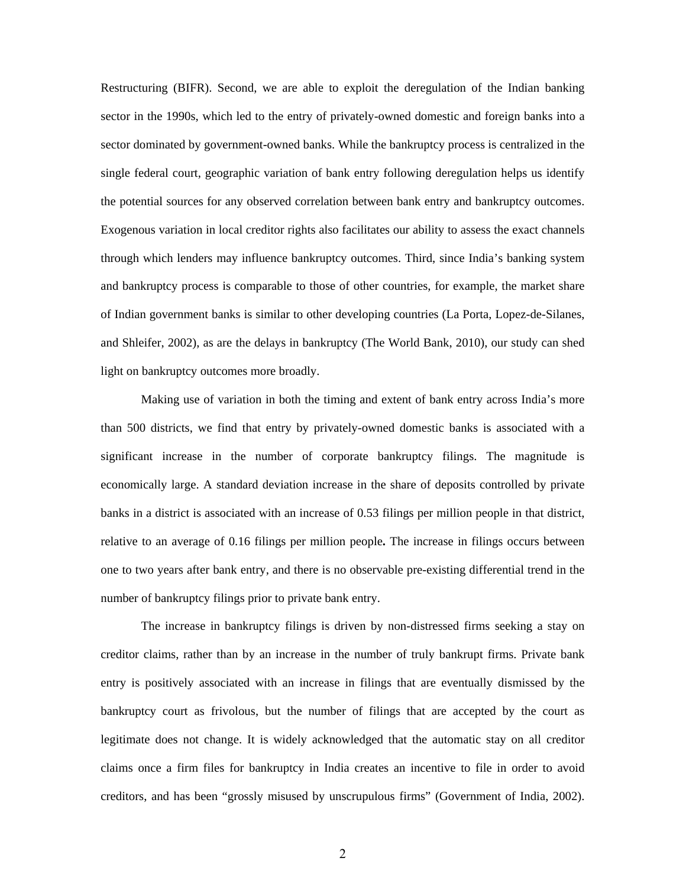Restructuring (BIFR). Second, we are able to exploit the deregulation of the Indian banking sector in the 1990s, which led to the entry of privately-owned domestic and foreign banks into a sector dominated by government-owned banks. While the bankruptcy process is centralized in the single federal court, geographic variation of bank entry following deregulation helps us identify the potential sources for any observed correlation between bank entry and bankruptcy outcomes. Exogenous variation in local creditor rights also facilitates our ability to assess the exact channels through which lenders may influence bankruptcy outcomes. Third, since India's banking system and bankruptcy process is comparable to those of other countries, for example, the market share of Indian government banks is similar to other developing countries (La Porta, Lopez-de-Silanes, and Shleifer, 2002), as are the delays in bankruptcy (The World Bank, 2010), our study can shed light on bankruptcy outcomes more broadly.

Making use of variation in both the timing and extent of bank entry across India's more than 500 districts, we find that entry by privately-owned domestic banks is associated with a significant increase in the number of corporate bankruptcy filings. The magnitude is economically large. A standard deviation increase in the share of deposits controlled by private banks in a district is associated with an increase of 0.53 filings per million people in that district, relative to an average of 0.16 filings per million people**.** The increase in filings occurs between one to two years after bank entry, and there is no observable pre-existing differential trend in the number of bankruptcy filings prior to private bank entry.

The increase in bankruptcy filings is driven by non-distressed firms seeking a stay on creditor claims, rather than by an increase in the number of truly bankrupt firms. Private bank entry is positively associated with an increase in filings that are eventually dismissed by the bankruptcy court as frivolous, but the number of filings that are accepted by the court as legitimate does not change. It is widely acknowledged that the automatic stay on all creditor claims once a firm files for bankruptcy in India creates an incentive to file in order to avoid creditors, and has been "grossly misused by unscrupulous firms" (Government of India, 2002).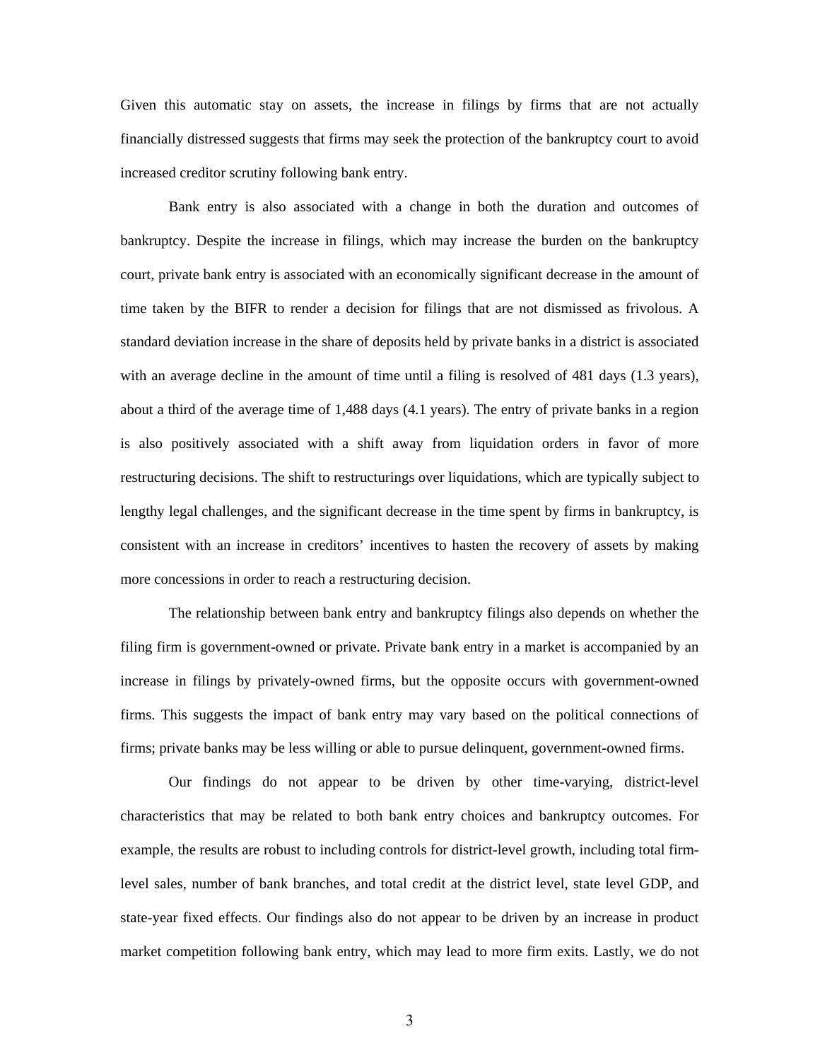Given this automatic stay on assets, the increase in filings by firms that are not actually financially distressed suggests that firms may seek the protection of the bankruptcy court to avoid increased creditor scrutiny following bank entry.

Bank entry is also associated with a change in both the duration and outcomes of bankruptcy. Despite the increase in filings, which may increase the burden on the bankruptcy court, private bank entry is associated with an economically significant decrease in the amount of time taken by the BIFR to render a decision for filings that are not dismissed as frivolous. A standard deviation increase in the share of deposits held by private banks in a district is associated with an average decline in the amount of time until a filing is resolved of 481 days (1.3 years), about a third of the average time of 1,488 days (4.1 years). The entry of private banks in a region is also positively associated with a shift away from liquidation orders in favor of more restructuring decisions. The shift to restructurings over liquidations, which are typically subject to lengthy legal challenges, and the significant decrease in the time spent by firms in bankruptcy, is consistent with an increase in creditors' incentives to hasten the recovery of assets by making more concessions in order to reach a restructuring decision.

The relationship between bank entry and bankruptcy filings also depends on whether the filing firm is government-owned or private. Private bank entry in a market is accompanied by an increase in filings by privately-owned firms, but the opposite occurs with government-owned firms. This suggests the impact of bank entry may vary based on the political connections of firms; private banks may be less willing or able to pursue delinquent, government-owned firms.

Our findings do not appear to be driven by other time-varying, district-level characteristics that may be related to both bank entry choices and bankruptcy outcomes. For example, the results are robust to including controls for district-level growth, including total firm-level sales, number of bank branches, and total credit at the district level, state level GDP, and state-year fixed effects. Our findings also do not appear to be driven by an increase in product market competition following bank entry, which may lead to more firm exits. Lastly, we do not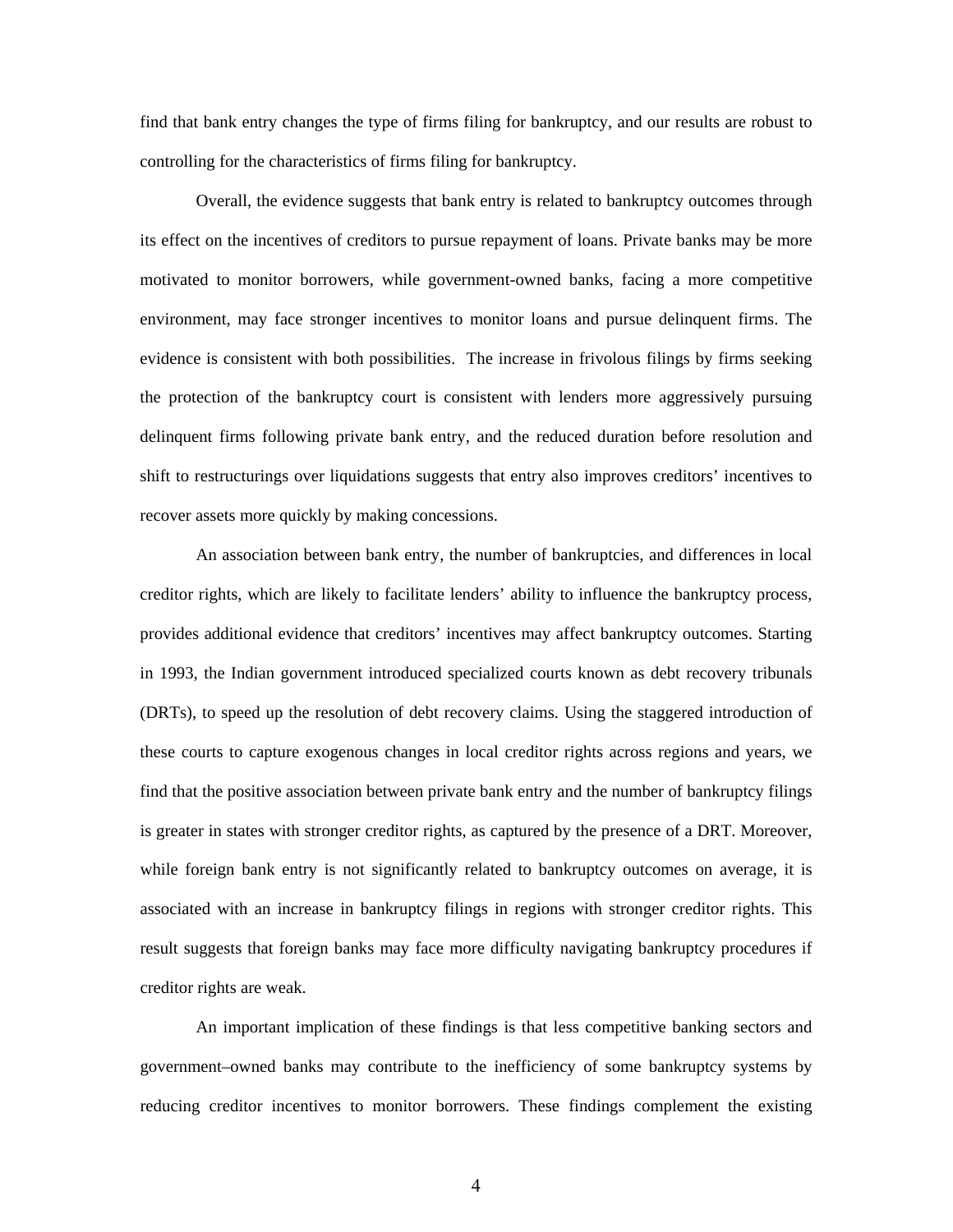find that bank entry changes the type of firms filing for bankruptcy, and our results are robust to controlling for the characteristics of firms filing for bankruptcy.

Overall, the evidence suggests that bank entry is related to bankruptcy outcomes through its effect on the incentives of creditors to pursue repayment of loans. Private banks may be more motivated to monitor borrowers, while government-owned banks, facing a more competitive environment, may face stronger incentives to monitor loans and pursue delinquent firms. The evidence is consistent with both possibilities. The increase in frivolous filings by firms seeking the protection of the bankruptcy court is consistent with lenders more aggressively pursuing delinquent firms following private bank entry, and the reduced duration before resolution and shift to restructurings over liquidations suggests that entry also improves creditors' incentives to recover assets more quickly by making concessions.

An association between bank entry, the number of bankruptcies, and differences in local creditor rights, which are likely to facilitate lenders' ability to influence the bankruptcy process, provides additional evidence that creditors' incentives may affect bankruptcy outcomes. Starting in 1993, the Indian government introduced specialized courts known as debt recovery tribunals (DRTs), to speed up the resolution of debt recovery claims. Using the staggered introduction of these courts to capture exogenous changes in local creditor rights across regions and years, we find that the positive association between private bank entry and the number of bankruptcy filings is greater in states with stronger creditor rights, as captured by the presence of a DRT. Moreover, while foreign bank entry is not significantly related to bankruptcy outcomes on average, it is associated with an increase in bankruptcy filings in regions with stronger creditor rights. This result suggests that foreign banks may face more difficulty navigating bankruptcy procedures if creditor rights are weak.

An important implication of these findings is that less competitive banking sectors and government–owned banks may contribute to the inefficiency of some bankruptcy systems by reducing creditor incentives to monitor borrowers. These findings complement the existing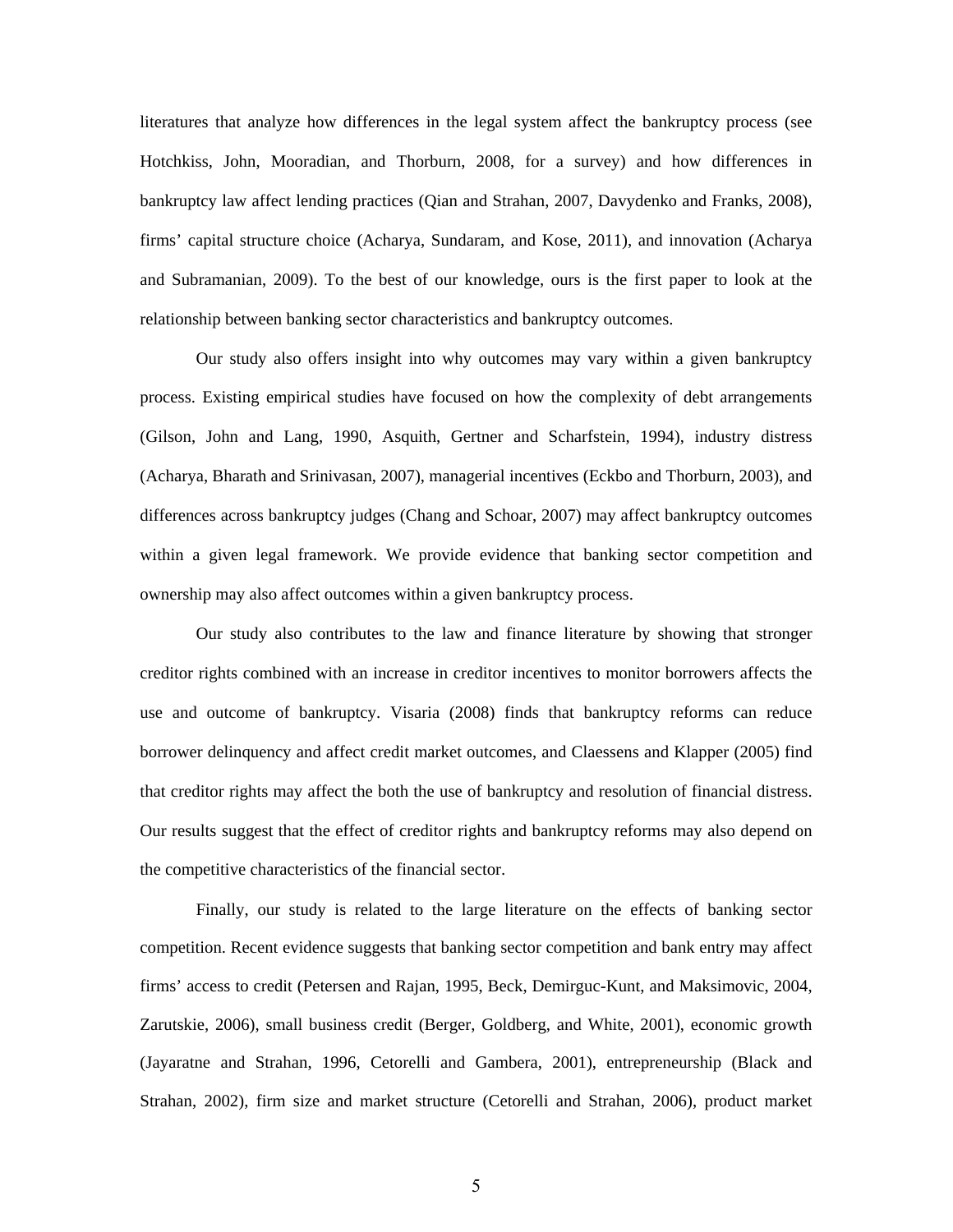literatures that analyze how differences in the legal system affect the bankruptcy process (see Hotchkiss, John, Mooradian, and Thorburn, 2008, for a survey) and how differences in bankruptcy law affect lending practices (Qian and Strahan, 2007, Davydenko and Franks, 2008), firms' capital structure choice (Acharya, Sundaram, and Kose, 2011), and innovation (Acharya and Subramanian, 2009). To the best of our knowledge, ours is the first paper to look at the relationship between banking sector characteristics and bankruptcy outcomes.

Our study also offers insight into why outcomes may vary within a given bankruptcy process. Existing empirical studies have focused on how the complexity of debt arrangements (Gilson, John and Lang, 1990, Asquith, Gertner and Scharfstein, 1994), industry distress (Acharya, Bharath and Srinivasan, 2007), managerial incentives (Eckbo and Thorburn, 2003), and differences across bankruptcy judges (Chang and Schoar, 2007) may affect bankruptcy outcomes within a given legal framework. We provide evidence that banking sector competition and ownership may also affect outcomes within a given bankruptcy process.

Our study also contributes to the law and finance literature by showing that stronger creditor rights combined with an increase in creditor incentives to monitor borrowers affects the use and outcome of bankruptcy. Visaria (2008) finds that bankruptcy reforms can reduce borrower delinquency and affect credit market outcomes, and Claessens and Klapper (2005) find that creditor rights may affect the both the use of bankruptcy and resolution of financial distress. Our results suggest that the effect of creditor rights and bankruptcy reforms may also depend on the competitive characteristics of the financial sector.

Finally, our study is related to the large literature on the effects of banking sector competition. Recent evidence suggests that banking sector competition and bank entry may affect firms' access to credit (Petersen and Rajan, 1995, Beck, Demirguc-Kunt, and Maksimovic, 2004, Zarutskie, 2006), small business credit (Berger, Goldberg, and White, 2001), economic growth (Jayaratne and Strahan, 1996, Cetorelli and Gambera, 2001), entrepreneurship (Black and Strahan, 2002), firm size and market structure (Cetorelli and Strahan, 2006), product market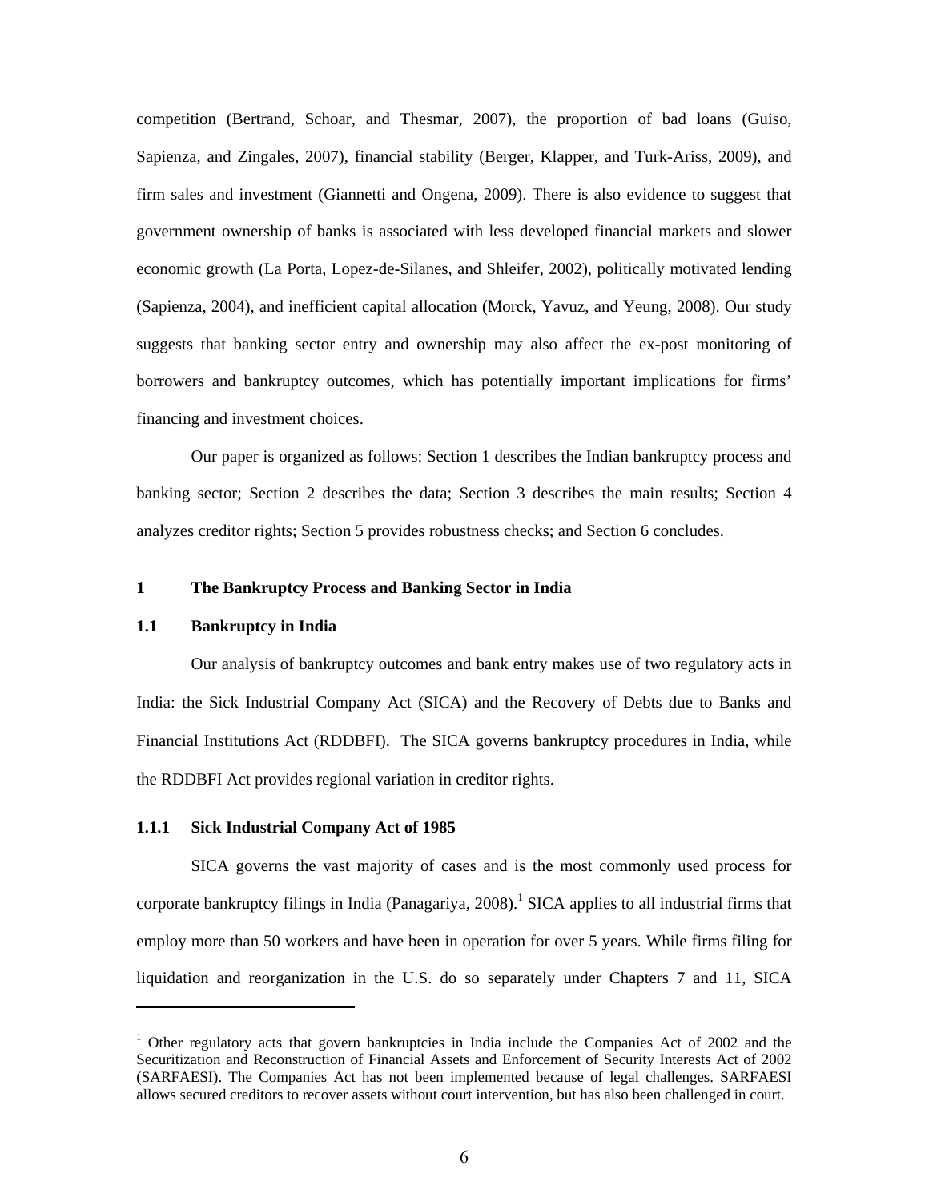competition (Bertrand, Schoar, and Thesmar, 2007), the proportion of bad loans (Guiso, Sapienza, and Zingales, 2007), financial stability (Berger, Klapper, and Turk-Ariss, 2009), and firm sales and investment (Giannetti and Ongena, 2009). There is also evidence to suggest that government ownership of banks is associated with less developed financial markets and slower economic growth (La Porta, Lopez-de-Silanes, and Shleifer, 2002), politically motivated lending (Sapienza, 2004), and inefficient capital allocation (Morck, Yavuz, and Yeung, 2008). Our study suggests that banking sector entry and ownership may also affect the ex-post monitoring of borrowers and bankruptcy outcomes, which has potentially important implications for firms' financing and investment choices.

Our paper is organized as follows: Section 1 describes the Indian bankruptcy process and banking sector; Section 2 describes the data; Section 3 describes the main results; Section 4 analyzes creditor rights; Section 5 provides robustness checks; and Section 6 concludes.

## 1 The Bankruptcy Process and Banking Sector in India

### 1.1 Bankruptcy in India

Our analysis of bankruptcy outcomes and bank entry makes use of two regulatory acts in India: the Sick Industrial Company Act (SICA) and the Recovery of Debts due to Banks and Financial Institutions Act (RDDBFI). The SICA governs bankruptcy procedures in India, while the RDDBFI Act provides regional variation in creditor rights.

#### 1.1.1 Sick Industrial Company Act of 1985

SICA governs the vast majority of cases and is the most commonly used process for corporate bankruptcy filings in India (Panagariya, 2008).[1] SICA applies to all industrial firms that employ more than 50 workers and have been in operation for over 5 years. While firms filing for liquidation and reorganization in the U.S. do so separately under Chapters 7 and 11, SICA

---

[1] Other regulatory acts that govern bankruptcies in India include the Companies Act of 2002 and the Securitization and Reconstruction of Financial Assets and Enforcement of Security Interests Act of 2002 (SARFAESI). The Companies Act has not been implemented because of legal challenges. SARFAESI allows secured creditors to recover assets without court intervention, but has also been challenged in court.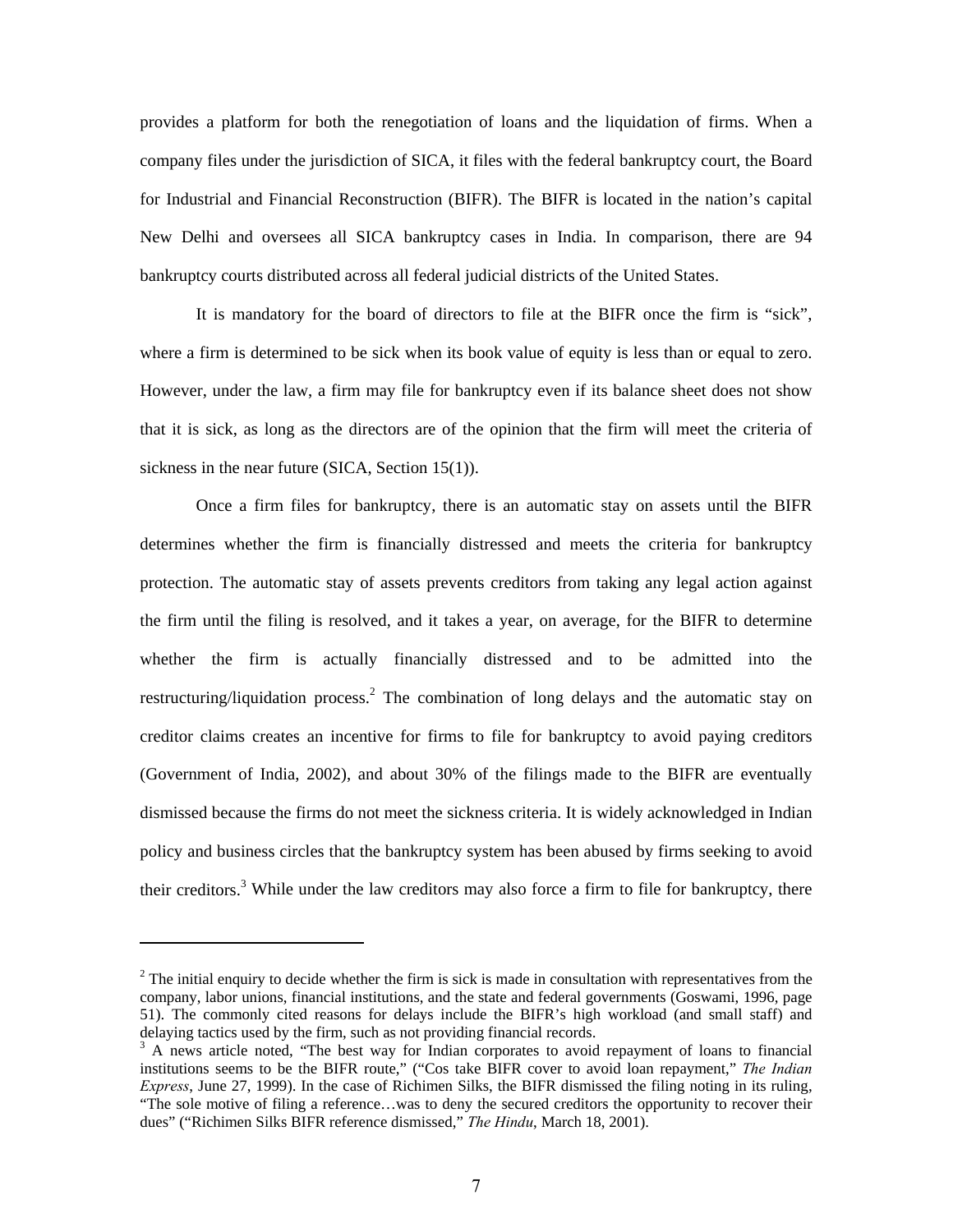provides a platform for both the renegotiation of loans and the liquidation of firms. When a company files under the jurisdiction of SICA, it files with the federal bankruptcy court, the Board for Industrial and Financial Reconstruction (BIFR). The BIFR is located in the nation's capital New Delhi and oversees all SICA bankruptcy cases in India. In comparison, there are 94 bankruptcy courts distributed across all federal judicial districts of the United States.

It is mandatory for the board of directors to file at the BIFR once the firm is "sick", where a firm is determined to be sick when its book value of equity is less than or equal to zero. However, under the law, a firm may file for bankruptcy even if its balance sheet does not show that it is sick, as long as the directors are of the opinion that the firm will meet the criteria of sickness in the near future (SICA, Section 15(1)).

Once a firm files for bankruptcy, there is an automatic stay on assets until the BIFR determines whether the firm is financially distressed and meets the criteria for bankruptcy protection. The automatic stay of assets prevents creditors from taking any legal action against the firm until the filing is resolved, and it takes a year, on average, for the BIFR to determine whether the firm is actually financially distressed and to be admitted into the restructuring/liquidation process.[2] The combination of long delays and the automatic stay on creditor claims creates an incentive for firms to file for bankruptcy to avoid paying creditors (Government of India, 2002), and about 30% of the filings made to the BIFR are eventually dismissed because the firms do not meet the sickness criteria. It is widely acknowledged in Indian policy and business circles that the bankruptcy system has been abused by firms seeking to avoid their creditors.[3] While under the law creditors may also force a firm to file for bankruptcy, there

---

[2] The initial enquiry to decide whether the firm is sick is made in consultation with representatives from the company, labor unions, financial institutions, and the state and federal governments (Goswami, 1996, page 51). The commonly cited reasons for delays include the BIFR's high workload (and small staff) and delaying tactics used by the firm, such as not providing financial records.

[3] A news article noted, "The best way for Indian corporates to avoid repayment of loans to financial institutions seems to be the BIFR route," ("Cos take BIFR cover to avoid loan repayment," *The Indian Express*, June 27, 1999). In the case of Richimen Silks, the BIFR dismissed the filing noting in its ruling, "The sole motive of filing a reference…was to deny the secured creditors the opportunity to recover their dues" ("Richimen Silks BIFR reference dismissed," *The Hindu*, March 18, 2001).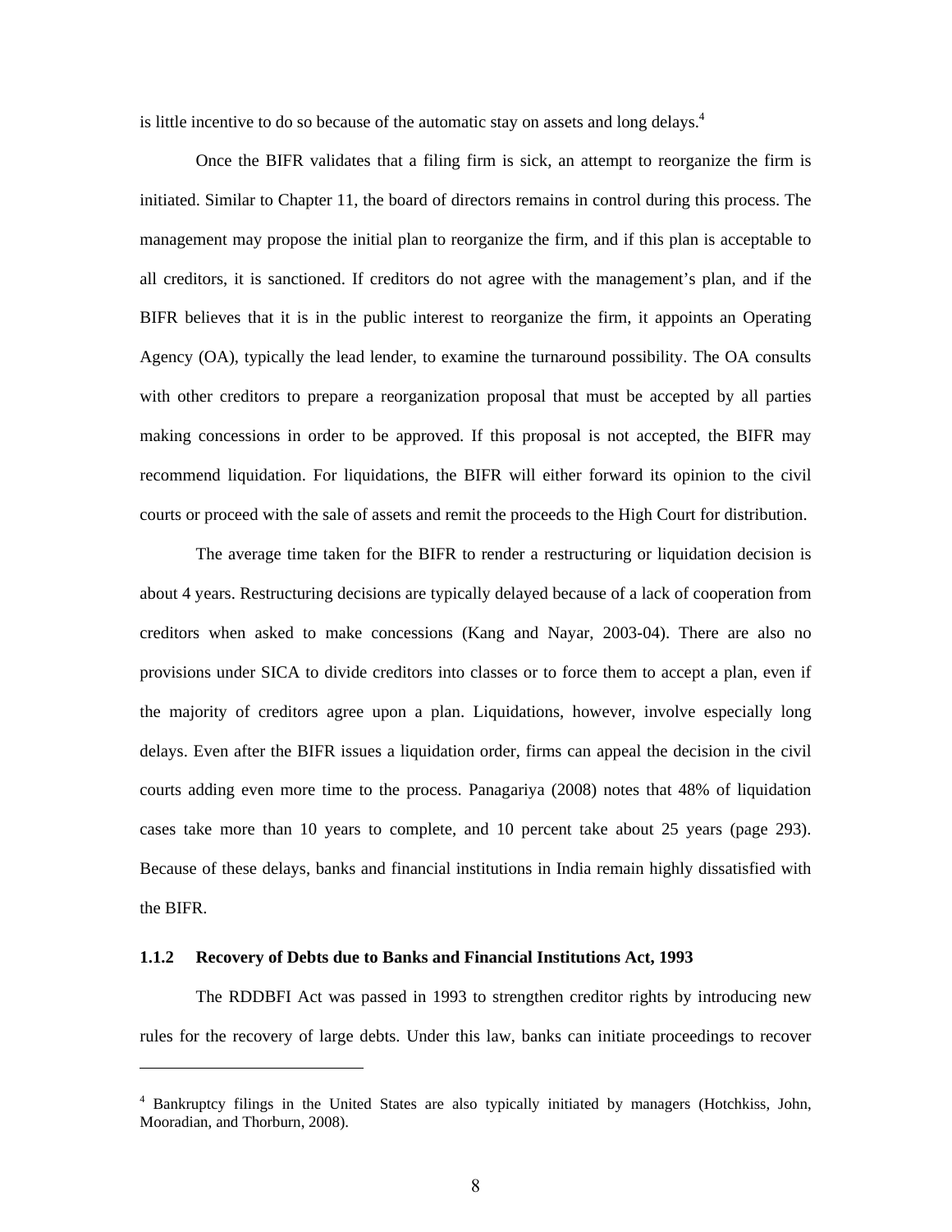is little incentive to do so because of the automatic stay on assets and long delays.[4]

Once the BIFR validates that a filing firm is sick, an attempt to reorganize the firm is initiated. Similar to Chapter 11, the board of directors remains in control during this process. The management may propose the initial plan to reorganize the firm, and if this plan is acceptable to all creditors, it is sanctioned. If creditors do not agree with the management's plan, and if the BIFR believes that it is in the public interest to reorganize the firm, it appoints an Operating Agency (OA), typically the lead lender, to examine the turnaround possibility. The OA consults with other creditors to prepare a reorganization proposal that must be accepted by all parties making concessions in order to be approved. If this proposal is not accepted, the BIFR may recommend liquidation. For liquidations, the BIFR will either forward its opinion to the civil courts or proceed with the sale of assets and remit the proceeds to the High Court for distribution.

The average time taken for the BIFR to render a restructuring or liquidation decision is about 4 years. Restructuring decisions are typically delayed because of a lack of cooperation from creditors when asked to make concessions (Kang and Nayar, 2003-04). There are also no provisions under SICA to divide creditors into classes or to force them to accept a plan, even if the majority of creditors agree upon a plan. Liquidations, however, involve especially long delays. Even after the BIFR issues a liquidation order, firms can appeal the decision in the civil courts adding even more time to the process. Panagariya (2008) notes that 48% of liquidation cases take more than 10 years to complete, and 10 percent take about 25 years (page 293). Because of these delays, banks and financial institutions in India remain highly dissatisfied with the BIFR.

### 1.1.2 Recovery of Debts due to Banks and Financial Institutions Act, 1993

The RDDBFI Act was passed in 1993 to strengthen creditor rights by introducing new rules for the recovery of large debts. Under this law, banks can initiate proceedings to recover

---

[4] Bankruptcy filings in the United States are also typically initiated by managers (Hotchkiss, John, Mooradian, and Thorburn, 2008).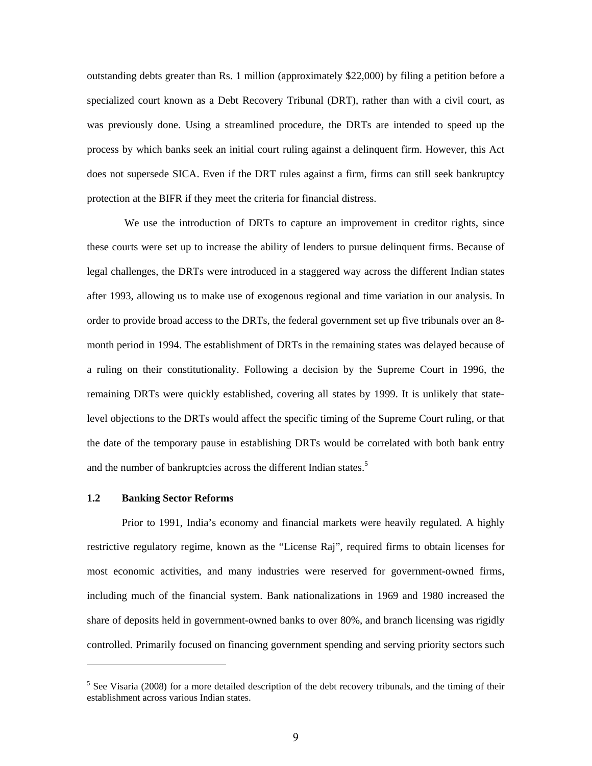outstanding debts greater than Rs. 1 million (approximately $22,000) by filing a petition before a specialized court known as a Debt Recovery Tribunal (DRT), rather than with a civil court, as was previously done. Using a streamlined procedure, the DRTs are intended to speed up the process by which banks seek an initial court ruling against a delinquent firm. However, this Act does not supersede SICA. Even if the DRT rules against a firm, firms can still seek bankruptcy protection at the BIFR if they meet the criteria for financial distress.

We use the introduction of DRTs to capture an improvement in creditor rights, since these courts were set up to increase the ability of lenders to pursue delinquent firms. Because of legal challenges, the DRTs were introduced in a staggered way across the different Indian states after 1993, allowing us to make use of exogenous regional and time variation in our analysis. In order to provide broad access to the DRTs, the federal government set up five tribunals over an 8-month period in 1994. The establishment of DRTs in the remaining states was delayed because of a ruling on their constitutionality. Following a decision by the Supreme Court in 1996, the remaining DRTs were quickly established, covering all states by 1999. It is unlikely that state-level objections to the DRTs would affect the specific timing of the Supreme Court ruling, or that the date of the temporary pause in establishing DRTs would be correlated with both bank entry and the number of bankruptcies across the different Indian states.[5]

### 1.2 Banking Sector Reforms

Prior to 1991, India's economy and financial markets were heavily regulated. A highly restrictive regulatory regime, known as the "License Raj", required firms to obtain licenses for most economic activities, and many industries were reserved for government-owned firms, including much of the financial system. Bank nationalizations in 1969 and 1980 increased the share of deposits held in government-owned banks to over 80%, and branch licensing was rigidly controlled. Primarily focused on financing government spending and serving priority sectors such

---

[5] See Visaria (2008) for a more detailed description of the debt recovery tribunals, and the timing of their establishment across various Indian states.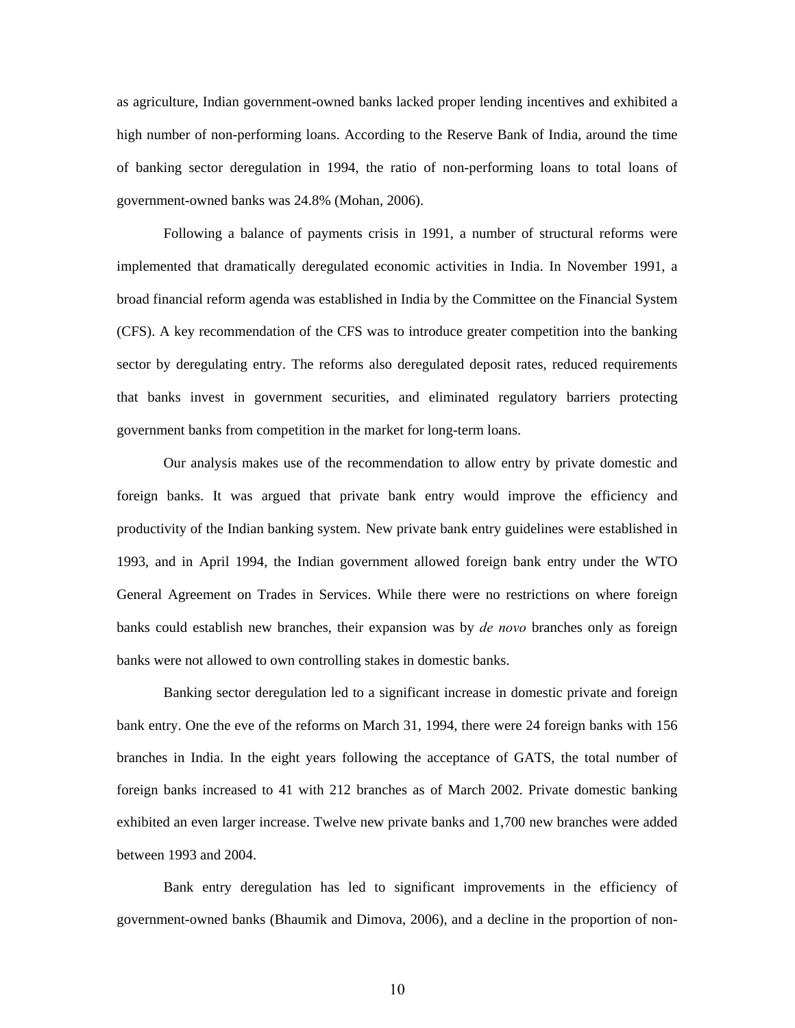as agriculture, Indian government-owned banks lacked proper lending incentives and exhibited a high number of non-performing loans. According to the Reserve Bank of India, around the time of banking sector deregulation in 1994, the ratio of non-performing loans to total loans of government-owned banks was 24.8% (Mohan, 2006).

Following a balance of payments crisis in 1991, a number of structural reforms were implemented that dramatically deregulated economic activities in India. In November 1991, a broad financial reform agenda was established in India by the Committee on the Financial System (CFS). A key recommendation of the CFS was to introduce greater competition into the banking sector by deregulating entry. The reforms also deregulated deposit rates, reduced requirements that banks invest in government securities, and eliminated regulatory barriers protecting government banks from competition in the market for long-term loans.

Our analysis makes use of the recommendation to allow entry by private domestic and foreign banks. It was argued that private bank entry would improve the efficiency and productivity of the Indian banking system. New private bank entry guidelines were established in 1993, and in April 1994, the Indian government allowed foreign bank entry under the WTO General Agreement on Trades in Services. While there were no restrictions on where foreign banks could establish new branches, their expansion was by *de novo* branches only as foreign banks were not allowed to own controlling stakes in domestic banks.

Banking sector deregulation led to a significant increase in domestic private and foreign bank entry. One the eve of the reforms on March 31, 1994, there were 24 foreign banks with 156 branches in India. In the eight years following the acceptance of GATS, the total number of foreign banks increased to 41 with 212 branches as of March 2002. Private domestic banking exhibited an even larger increase. Twelve new private banks and 1,700 new branches were added between 1993 and 2004.

Bank entry deregulation has led to significant improvements in the efficiency of government-owned banks (Bhaumik and Dimova, 2006), and a decline in the proportion of non-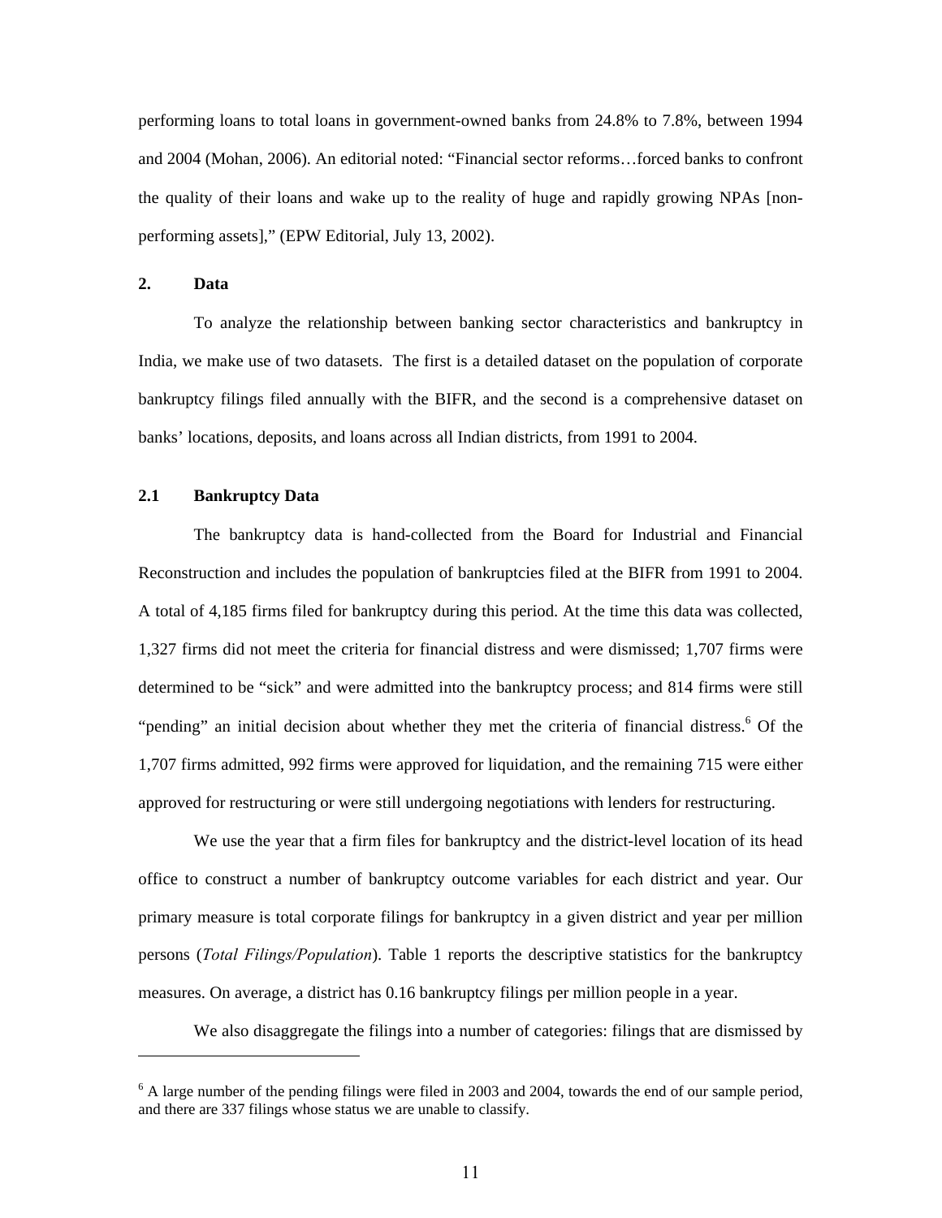performing loans to total loans in government-owned banks from 24.8% to 7.8%, between 1994 and 2004 (Mohan, 2006). An editorial noted: "Financial sector reforms…forced banks to confront the quality of their loans and wake up to the reality of huge and rapidly growing NPAs [non-performing assets]," (EPW Editorial, July 13, 2002).

## 2. Data

To analyze the relationship between banking sector characteristics and bankruptcy in India, we make use of two datasets. The first is a detailed dataset on the population of corporate bankruptcy filings filed annually with the BIFR, and the second is a comprehensive dataset on banks' locations, deposits, and loans across all Indian districts, from 1991 to 2004.

### 2.1 Bankruptcy Data

The bankruptcy data is hand-collected from the Board for Industrial and Financial Reconstruction and includes the population of bankruptcies filed at the BIFR from 1991 to 2004. A total of 4,185 firms filed for bankruptcy during this period. At the time this data was collected, 1,327 firms did not meet the criteria for financial distress and were dismissed; 1,707 firms were determined to be "sick" and were admitted into the bankruptcy process; and 814 firms were still "pending" an initial decision about whether they met the criteria of financial distress.[6] Of the 1,707 firms admitted, 992 firms were approved for liquidation, and the remaining 715 were either approved for restructuring or were still undergoing negotiations with lenders for restructuring.

We use the year that a firm files for bankruptcy and the district-level location of its head office to construct a number of bankruptcy outcome variables for each district and year. Our primary measure is total corporate filings for bankruptcy in a given district and year per million persons (*Total Filings/Population*). Table 1 reports the descriptive statistics for the bankruptcy measures. On average, a district has 0.16 bankruptcy filings per million people in a year.

We also disaggregate the filings into a number of categories: filings that are dismissed by

[6] A large number of the pending filings were filed in 2003 and 2004, towards the end of our sample period, and there are 337 filings whose status we are unable to classify.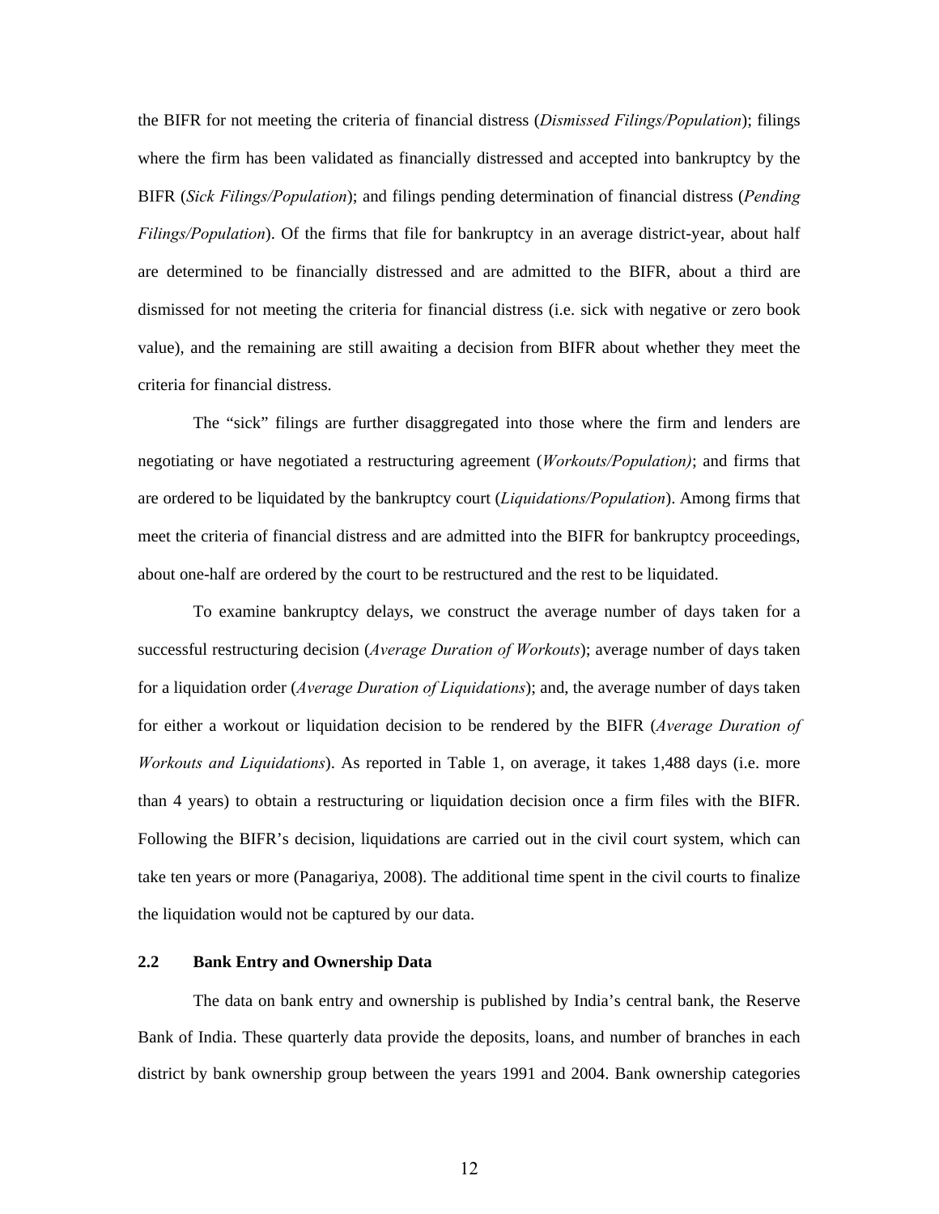the BIFR for not meeting the criteria of financial distress (*Dismissed Filings/Population*); filings where the firm has been validated as financially distressed and accepted into bankruptcy by the BIFR (*Sick Filings/Population*); and filings pending determination of financial distress (*Pending Filings/Population*). Of the firms that file for bankruptcy in an average district-year, about half are determined to be financially distressed and are admitted to the BIFR, about a third are dismissed for not meeting the criteria for financial distress (i.e. sick with negative or zero book value), and the remaining are still awaiting a decision from BIFR about whether they meet the criteria for financial distress.

The "sick" filings are further disaggregated into those where the firm and lenders are negotiating or have negotiated a restructuring agreement (*Workouts/Population)*; and firms that are ordered to be liquidated by the bankruptcy court (*Liquidations/Population*). Among firms that meet the criteria of financial distress and are admitted into the BIFR for bankruptcy proceedings, about one-half are ordered by the court to be restructured and the rest to be liquidated.

To examine bankruptcy delays, we construct the average number of days taken for a successful restructuring decision (*Average Duration of Workouts*); average number of days taken for a liquidation order (*Average Duration of Liquidations*); and, the average number of days taken for either a workout or liquidation decision to be rendered by the BIFR (*Average Duration of Workouts and Liquidations*). As reported in Table 1, on average, it takes 1,488 days (i.e. more than 4 years) to obtain a restructuring or liquidation decision once a firm files with the BIFR. Following the BIFR's decision, liquidations are carried out in the civil court system, which can take ten years or more (Panagariya, 2008). The additional time spent in the civil courts to finalize the liquidation would not be captured by our data.

### 2.2 Bank Entry and Ownership Data

The data on bank entry and ownership is published by India's central bank, the Reserve Bank of India. These quarterly data provide the deposits, loans, and number of branches in each district by bank ownership group between the years 1991 and 2004. Bank ownership categories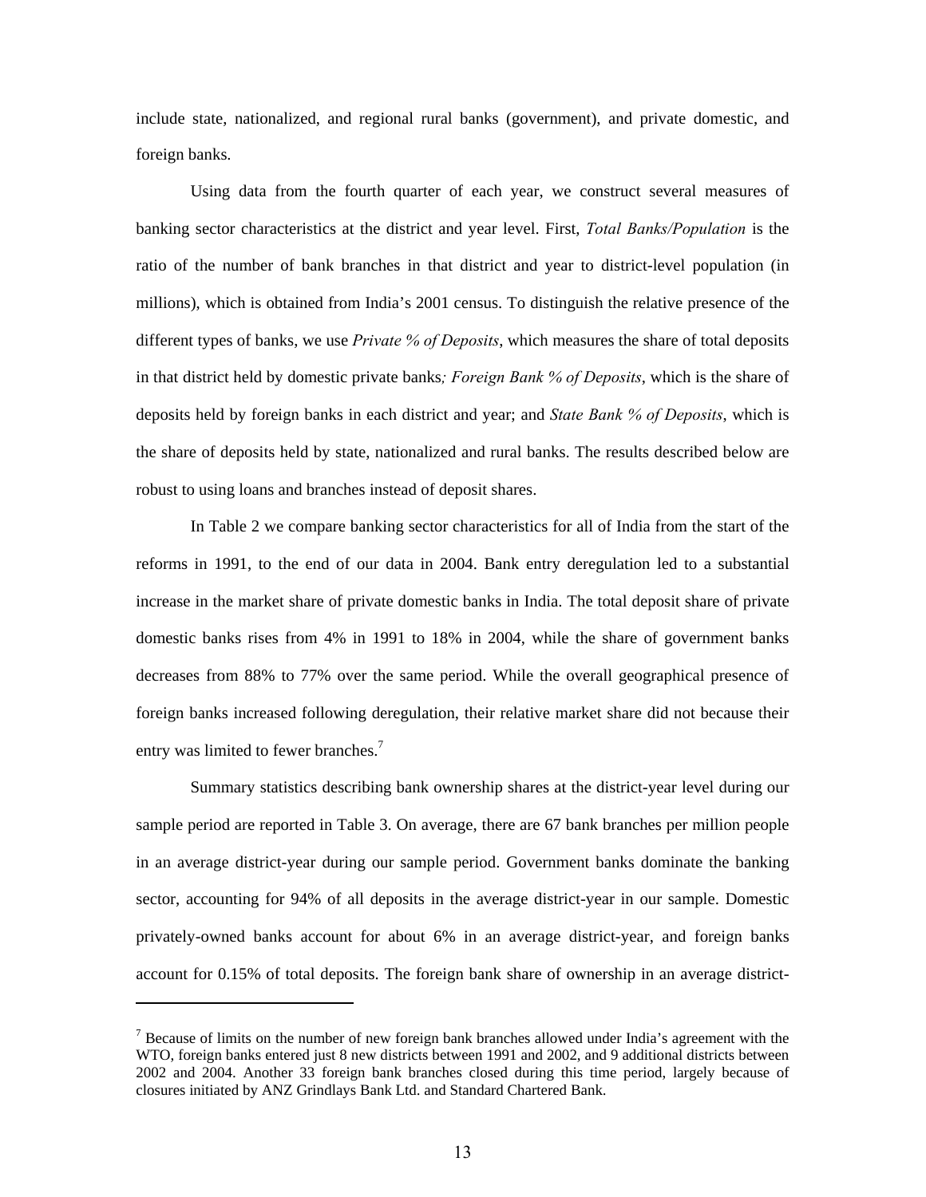include state, nationalized, and regional rural banks (government), and private domestic, and foreign banks.

Using data from the fourth quarter of each year, we construct several measures of banking sector characteristics at the district and year level. First, *Total Banks/Population* is the ratio of the number of bank branches in that district and year to district-level population (in millions), which is obtained from India's 2001 census. To distinguish the relative presence of the different types of banks, we use *Private % of Deposits*, which measures the share of total deposits in that district held by domestic private banks*; Foreign Bank % of Deposits*, which is the share of deposits held by foreign banks in each district and year; and *State Bank % of Deposits*, which is the share of deposits held by state, nationalized and rural banks. The results described below are robust to using loans and branches instead of deposit shares.

In Table 2 we compare banking sector characteristics for all of India from the start of the reforms in 1991, to the end of our data in 2004. Bank entry deregulation led to a substantial increase in the market share of private domestic banks in India. The total deposit share of private domestic banks rises from 4% in 1991 to 18% in 2004, while the share of government banks decreases from 88% to 77% over the same period. While the overall geographical presence of foreign banks increased following deregulation, their relative market share did not because their entry was limited to fewer branches.[7]

Summary statistics describing bank ownership shares at the district-year level during our sample period are reported in Table 3. On average, there are 67 bank branches per million people in an average district-year during our sample period. Government banks dominate the banking sector, accounting for 94% of all deposits in the average district-year in our sample. Domestic privately-owned banks account for about 6% in an average district-year, and foreign banks account for 0.15% of total deposits. The foreign bank share of ownership in an average district-

---

[7] Because of limits on the number of new foreign bank branches allowed under India's agreement with the WTO, foreign banks entered just 8 new districts between 1991 and 2002, and 9 additional districts between 2002 and 2004. Another 33 foreign bank branches closed during this time period, largely because of closures initiated by ANZ Grindlays Bank Ltd. and Standard Chartered Bank.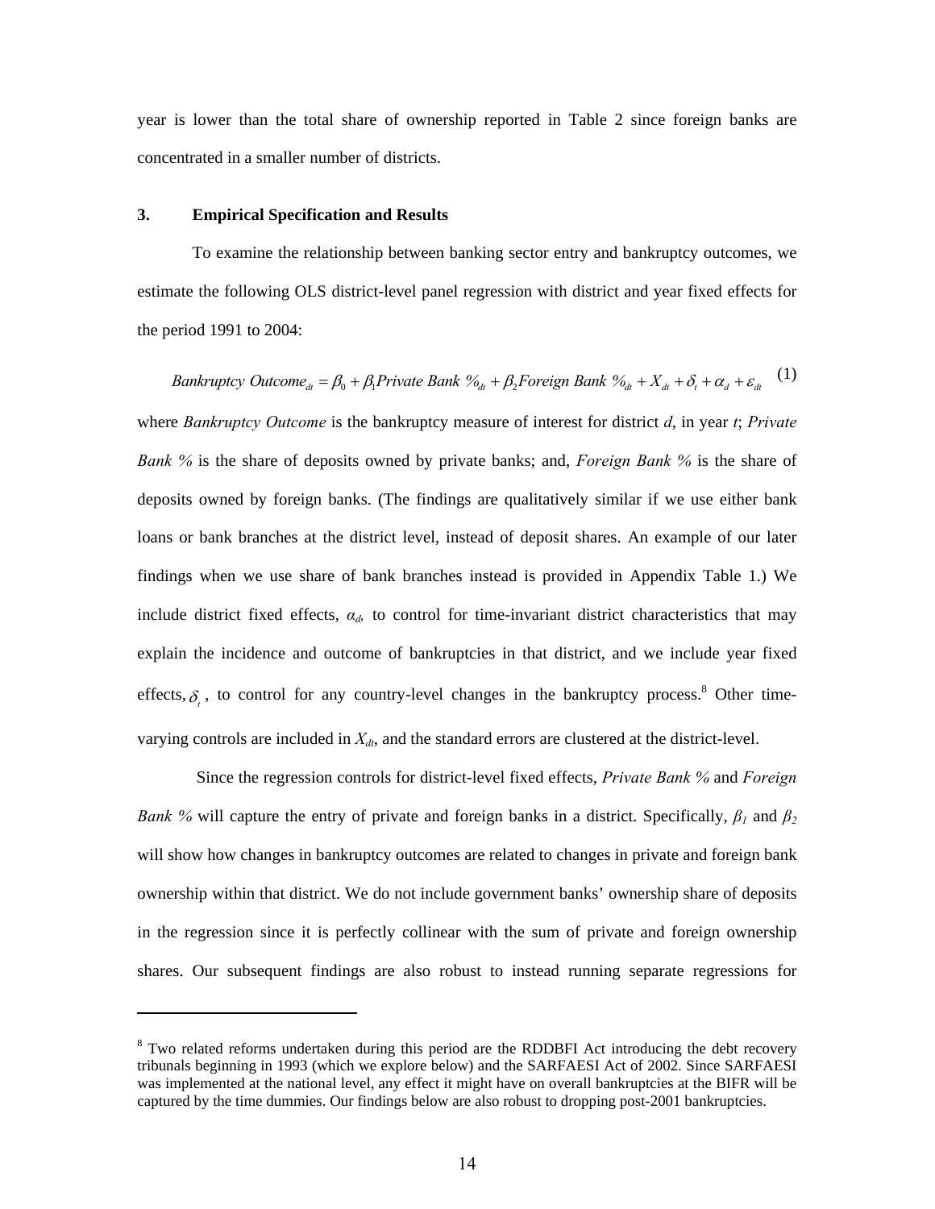year is lower than the total share of ownership reported in Table 2 since foreign banks are concentrated in a smaller number of districts.

## 3. Empirical Specification and Results

To examine the relationship between banking sector entry and bankruptcy outcomes, we estimate the following OLS district-level panel regression with district and year fixed effects for the period 1991 to 2004:

$$Bankruptcy\ Outcome_{dt} = \beta_0 + \beta_1 Private\ Bank\ \%_{dt} + \beta_2 Foreign\ Bank\ \%_{dt} + X_{dt} + \delta_t + \alpha_d + \varepsilon_{dt} \quad (1)$$

where *Bankruptcy Outcome* is the bankruptcy measure of interest for district *d*, in year *t*; *Private Bank %* is the share of deposits owned by private banks; and, *Foreign Bank %* is the share of deposits owned by foreign banks. (The findings are qualitatively similar if we use either bank loans or bank branches at the district level, instead of deposit shares. An example of our later findings when we use share of bank branches instead is provided in Appendix Table 1.) We include district fixed effects, $\alpha_d$, to control for time-invariant district characteristics that may explain the incidence and outcome of bankruptcies in that district, and we include year fixed effects, $\delta_t$, to control for any country-level changes in the bankruptcy process.[8] Other time-varying controls are included in $X_{dt}$, and the standard errors are clustered at the district-level.

Since the regression controls for district-level fixed effects, *Private Bank %* and *Foreign Bank %* will capture the entry of private and foreign banks in a district. Specifically, $\beta_1$ and $\beta_2$ will show how changes in bankruptcy outcomes are related to changes in private and foreign bank ownership within that district. We do not include government banks' ownership share of deposits in the regression since it is perfectly collinear with the sum of private and foreign ownership shares. Our subsequent findings are also robust to instead running separate regressions for

---

[8] Two related reforms undertaken during this period are the RDDBFI Act introducing the debt recovery tribunals beginning in 1993 (which we explore below) and the SARFAESI Act of 2002. Since SARFAESI was implemented at the national level, any effect it might have on overall bankruptcies at the BIFR will be captured by the time dummies. Our findings below are also robust to dropping post-2001 bankruptcies.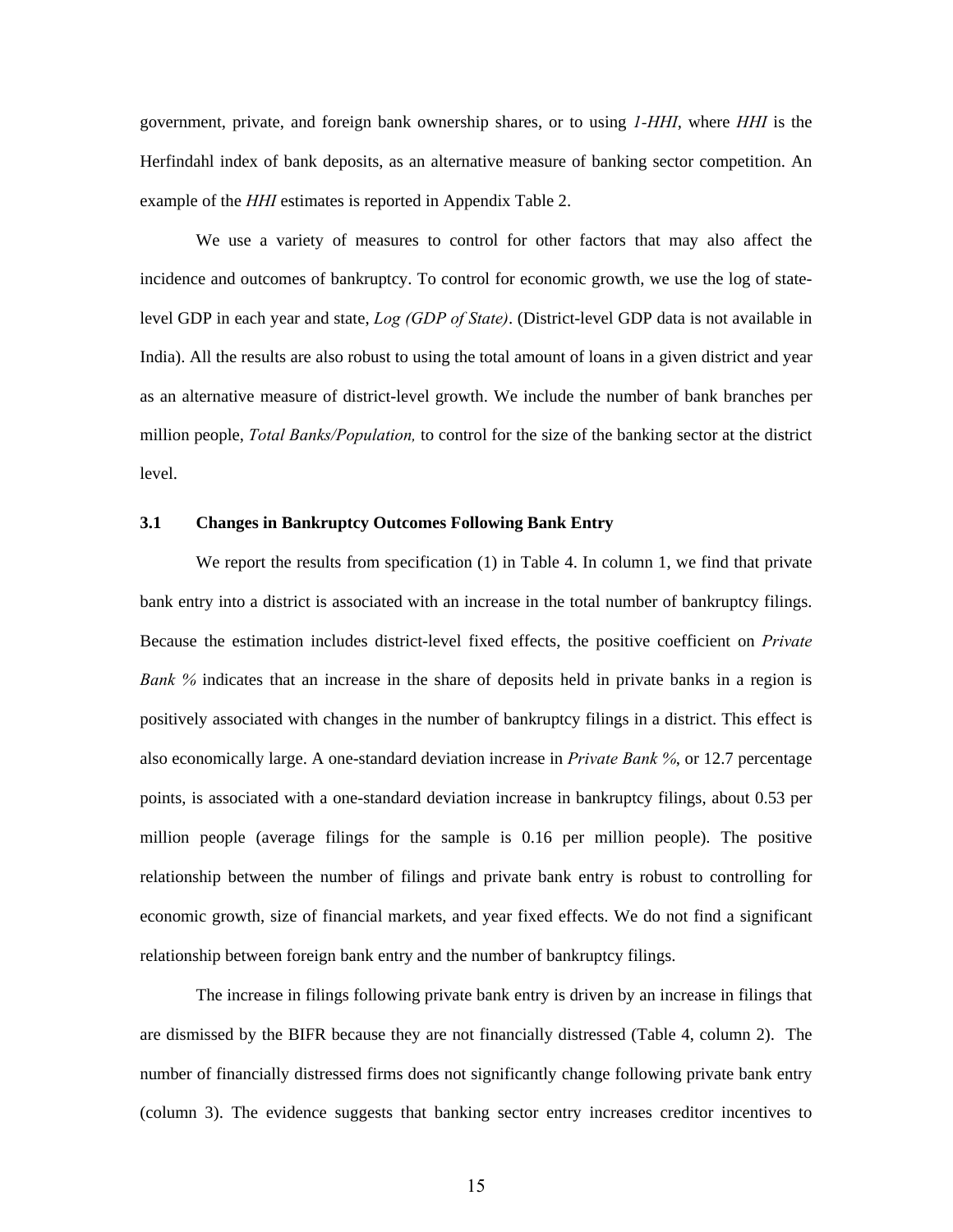government, private, and foreign bank ownership shares, or to using *1-HHI*, where *HHI* is the Herfindahl index of bank deposits, as an alternative measure of banking sector competition. An example of the *HHI* estimates is reported in Appendix Table 2.

We use a variety of measures to control for other factors that may also affect the incidence and outcomes of bankruptcy. To control for economic growth, we use the log of state-level GDP in each year and state, *Log (GDP of State)*. (District-level GDP data is not available in India). All the results are also robust to using the total amount of loans in a given district and year as an alternative measure of district-level growth. We include the number of bank branches per million people, *Total Banks/Population,* to control for the size of the banking sector at the district level.

### 3.1 Changes in Bankruptcy Outcomes Following Bank Entry

We report the results from specification (1) in Table 4. In column 1, we find that private bank entry into a district is associated with an increase in the total number of bankruptcy filings. Because the estimation includes district-level fixed effects, the positive coefficient on *Private Bank %* indicates that an increase in the share of deposits held in private banks in a region is positively associated with changes in the number of bankruptcy filings in a district. This effect is also economically large. A one-standard deviation increase in *Private Bank %*, or 12.7 percentage points, is associated with a one-standard deviation increase in bankruptcy filings, about 0.53 per million people (average filings for the sample is 0.16 per million people). The positive relationship between the number of filings and private bank entry is robust to controlling for economic growth, size of financial markets, and year fixed effects. We do not find a significant relationship between foreign bank entry and the number of bankruptcy filings.

The increase in filings following private bank entry is driven by an increase in filings that are dismissed by the BIFR because they are not financially distressed (Table 4, column 2). The number of financially distressed firms does not significantly change following private bank entry (column 3). The evidence suggests that banking sector entry increases creditor incentives to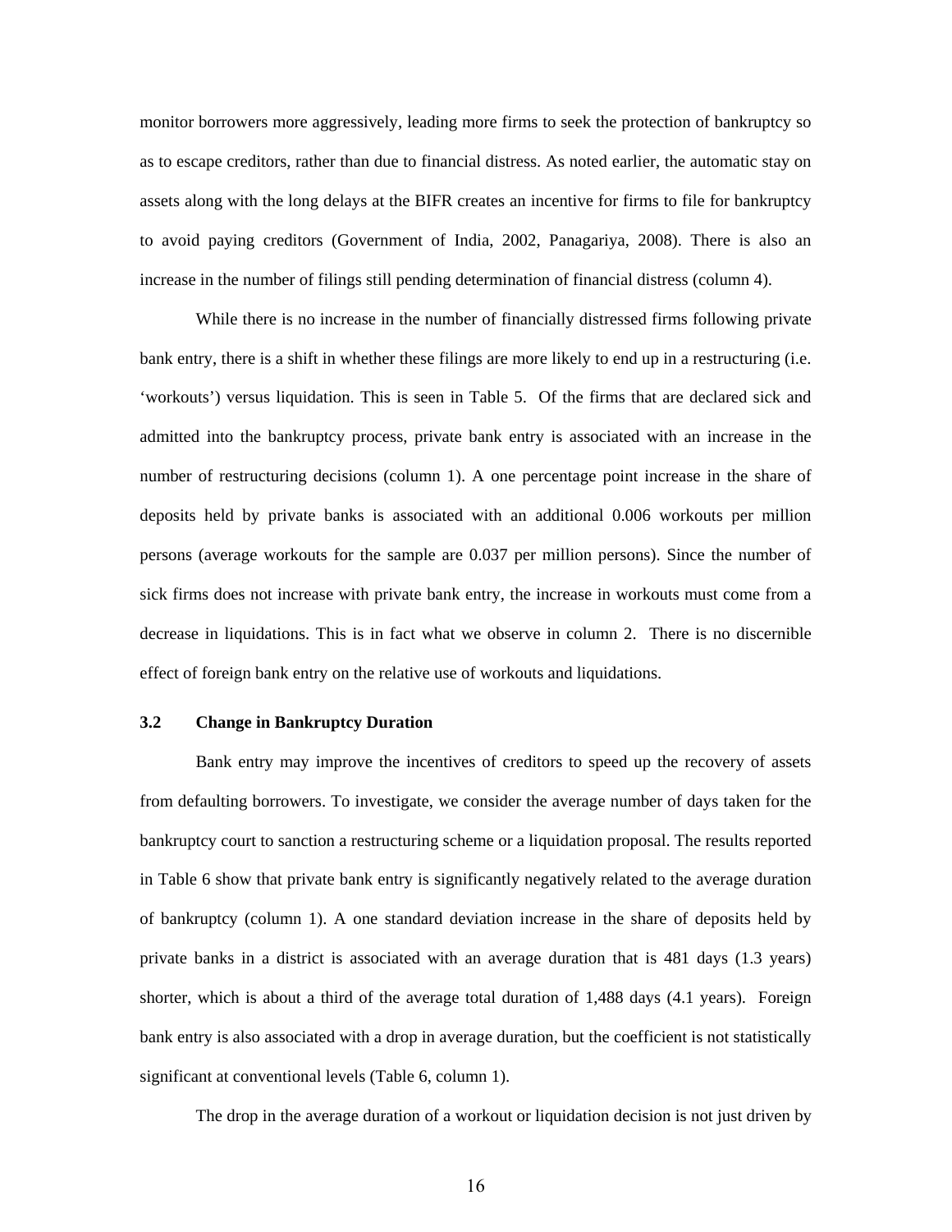monitor borrowers more aggressively, leading more firms to seek the protection of bankruptcy so as to escape creditors, rather than due to financial distress. As noted earlier, the automatic stay on assets along with the long delays at the BIFR creates an incentive for firms to file for bankruptcy to avoid paying creditors (Government of India, 2002, Panagariya, 2008). There is also an increase in the number of filings still pending determination of financial distress (column 4).

While there is no increase in the number of financially distressed firms following private bank entry, there is a shift in whether these filings are more likely to end up in a restructuring (i.e. 'workouts') versus liquidation. This is seen in Table 5. Of the firms that are declared sick and admitted into the bankruptcy process, private bank entry is associated with an increase in the number of restructuring decisions (column 1). A one percentage point increase in the share of deposits held by private banks is associated with an additional 0.006 workouts per million persons (average workouts for the sample are 0.037 per million persons). Since the number of sick firms does not increase with private bank entry, the increase in workouts must come from a decrease in liquidations. This is in fact what we observe in column 2. There is no discernible effect of foreign bank entry on the relative use of workouts and liquidations.

### 3.2 Change in Bankruptcy Duration

Bank entry may improve the incentives of creditors to speed up the recovery of assets from defaulting borrowers. To investigate, we consider the average number of days taken for the bankruptcy court to sanction a restructuring scheme or a liquidation proposal. The results reported in Table 6 show that private bank entry is significantly negatively related to the average duration of bankruptcy (column 1). A one standard deviation increase in the share of deposits held by private banks in a district is associated with an average duration that is 481 days (1.3 years) shorter, which is about a third of the average total duration of 1,488 days (4.1 years). Foreign bank entry is also associated with a drop in average duration, but the coefficient is not statistically significant at conventional levels (Table 6, column 1).

The drop in the average duration of a workout or liquidation decision is not just driven by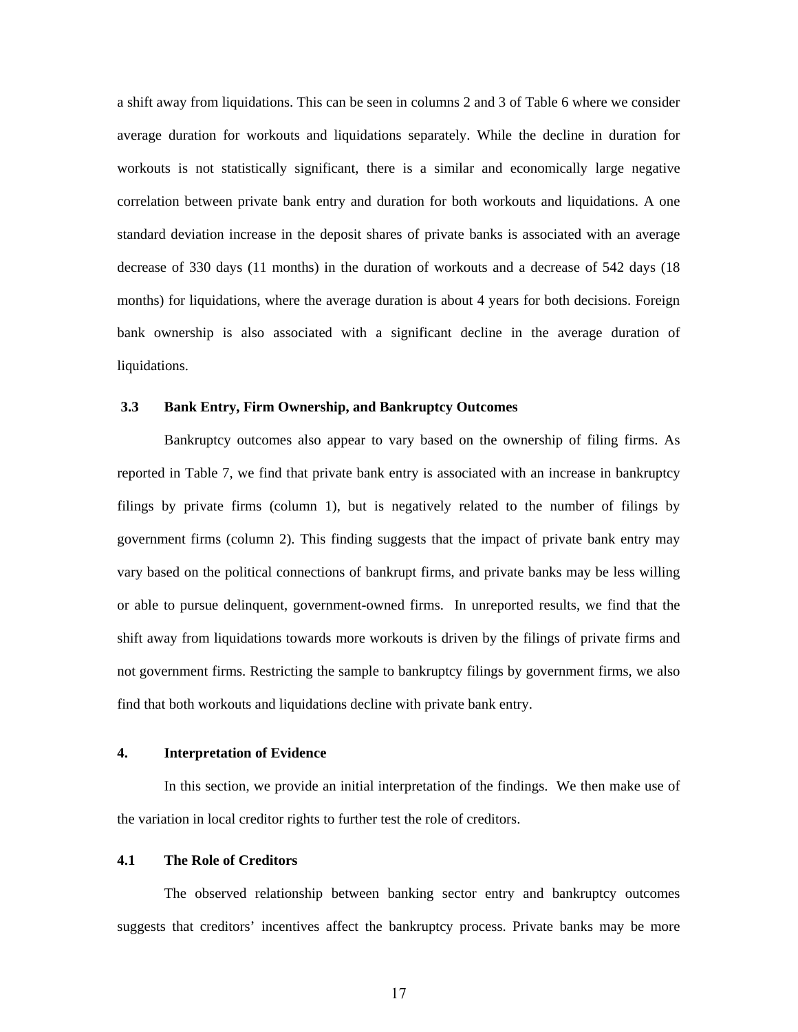a shift away from liquidations. This can be seen in columns 2 and 3 of Table 6 where we consider average duration for workouts and liquidations separately. While the decline in duration for workouts is not statistically significant, there is a similar and economically large negative correlation between private bank entry and duration for both workouts and liquidations. A one standard deviation increase in the deposit shares of private banks is associated with an average decrease of 330 days (11 months) in the duration of workouts and a decrease of 542 days (18 months) for liquidations, where the average duration is about 4 years for both decisions. Foreign bank ownership is also associated with a significant decline in the average duration of liquidations.

### 3.3 Bank Entry, Firm Ownership, and Bankruptcy Outcomes

Bankruptcy outcomes also appear to vary based on the ownership of filing firms. As reported in Table 7, we find that private bank entry is associated with an increase in bankruptcy filings by private firms (column 1), but is negatively related to the number of filings by government firms (column 2). This finding suggests that the impact of private bank entry may vary based on the political connections of bankrupt firms, and private banks may be less willing or able to pursue delinquent, government-owned firms. In unreported results, we find that the shift away from liquidations towards more workouts is driven by the filings of private firms and not government firms. Restricting the sample to bankruptcy filings by government firms, we also find that both workouts and liquidations decline with private bank entry.

## 4. Interpretation of Evidence

In this section, we provide an initial interpretation of the findings. We then make use of the variation in local creditor rights to further test the role of creditors.

### 4.1 The Role of Creditors

The observed relationship between banking sector entry and bankruptcy outcomes suggests that creditors' incentives affect the bankruptcy process. Private banks may be more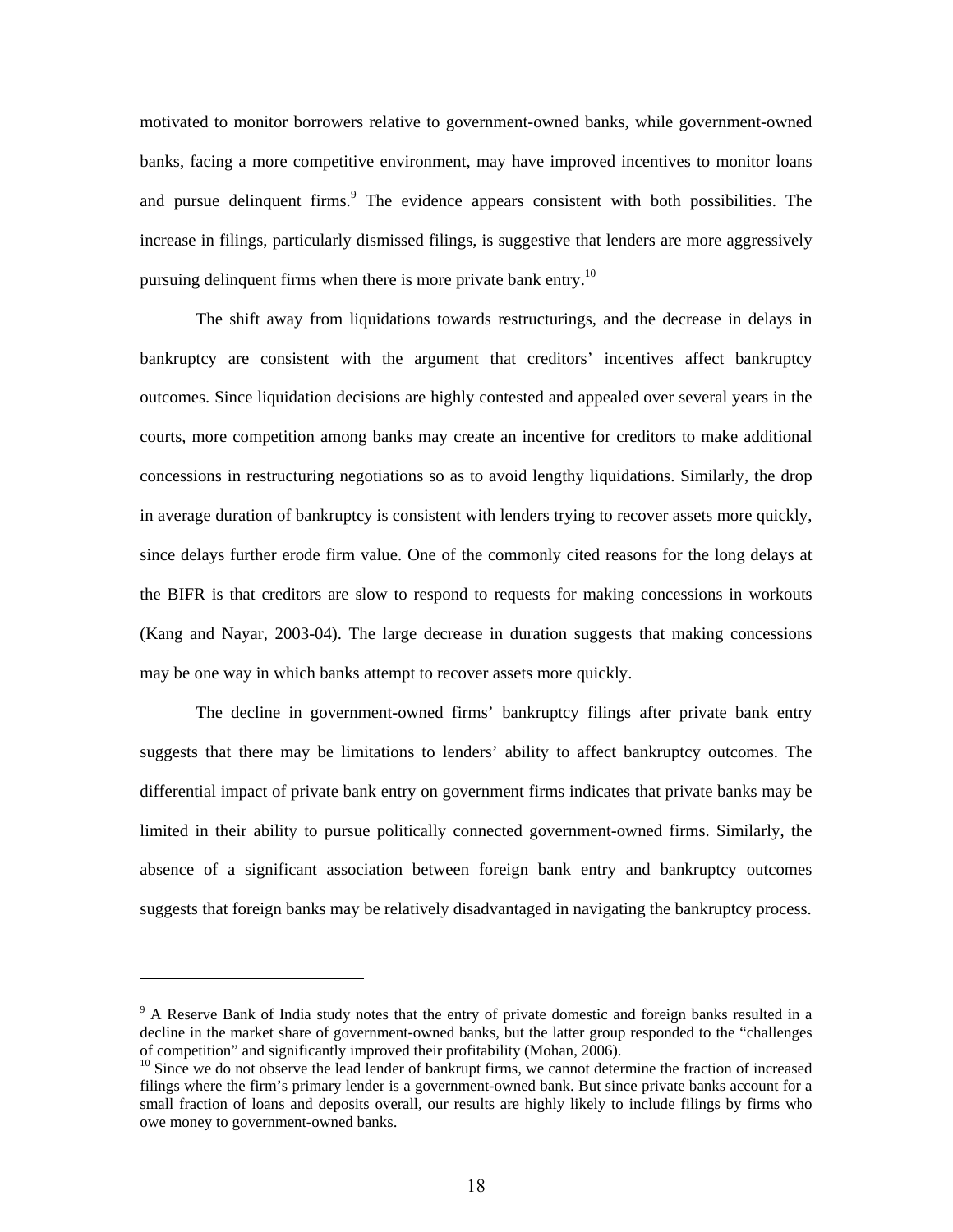motivated to monitor borrowers relative to government-owned banks, while government-owned banks, facing a more competitive environment, may have improved incentives to monitor loans and pursue delinquent firms.[9] The evidence appears consistent with both possibilities. The increase in filings, particularly dismissed filings, is suggestive that lenders are more aggressively pursuing delinquent firms when there is more private bank entry.[10]

The shift away from liquidations towards restructurings, and the decrease in delays in bankruptcy are consistent with the argument that creditors' incentives affect bankruptcy outcomes. Since liquidation decisions are highly contested and appealed over several years in the courts, more competition among banks may create an incentive for creditors to make additional concessions in restructuring negotiations so as to avoid lengthy liquidations. Similarly, the drop in average duration of bankruptcy is consistent with lenders trying to recover assets more quickly, since delays further erode firm value. One of the commonly cited reasons for the long delays at the BIFR is that creditors are slow to respond to requests for making concessions in workouts (Kang and Nayar, 2003-04). The large decrease in duration suggests that making concessions may be one way in which banks attempt to recover assets more quickly.

The decline in government-owned firms' bankruptcy filings after private bank entry suggests that there may be limitations to lenders' ability to affect bankruptcy outcomes. The differential impact of private bank entry on government firms indicates that private banks may be limited in their ability to pursue politically connected government-owned firms. Similarly, the absence of a significant association between foreign bank entry and bankruptcy outcomes suggests that foreign banks may be relatively disadvantaged in navigating the bankruptcy process.

---

[9] A Reserve Bank of India study notes that the entry of private domestic and foreign banks resulted in a decline in the market share of government-owned banks, but the latter group responded to the "challenges of competition" and significantly improved their profitability (Mohan, 2006).

[10] Since we do not observe the lead lender of bankrupt firms, we cannot determine the fraction of increased filings where the firm's primary lender is a government-owned bank. But since private banks account for a small fraction of loans and deposits overall, our results are highly likely to include filings by firms who owe money to government-owned banks.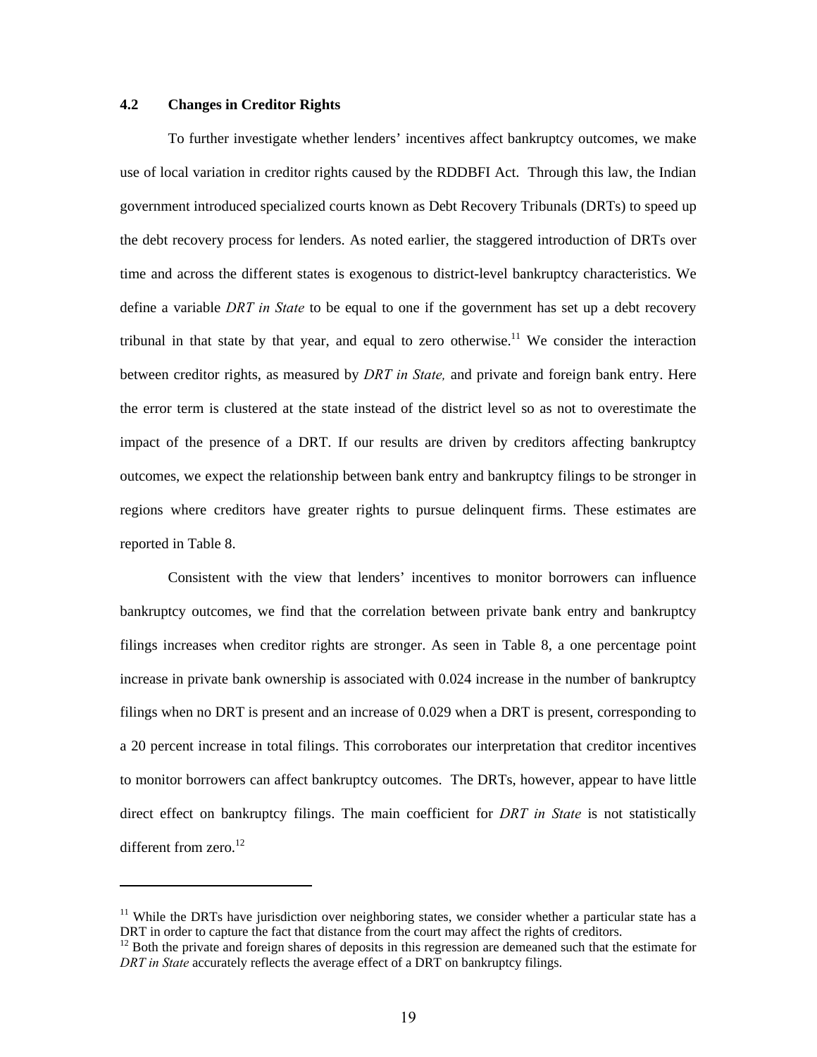### 4.2 Changes in Creditor Rights

To further investigate whether lenders' incentives affect bankruptcy outcomes, we make use of local variation in creditor rights caused by the RDDBFI Act. Through this law, the Indian government introduced specialized courts known as Debt Recovery Tribunals (DRTs) to speed up the debt recovery process for lenders. As noted earlier, the staggered introduction of DRTs over time and across the different states is exogenous to district-level bankruptcy characteristics. We define a variable *DRT in State* to be equal to one if the government has set up a debt recovery tribunal in that state by that year, and equal to zero otherwise.[11] We consider the interaction between creditor rights, as measured by *DRT in State,* and private and foreign bank entry. Here the error term is clustered at the state instead of the district level so as not to overestimate the impact of the presence of a DRT. If our results are driven by creditors affecting bankruptcy outcomes, we expect the relationship between bank entry and bankruptcy filings to be stronger in regions where creditors have greater rights to pursue delinquent firms. These estimates are reported in Table 8.

Consistent with the view that lenders' incentives to monitor borrowers can influence bankruptcy outcomes, we find that the correlation between private bank entry and bankruptcy filings increases when creditor rights are stronger. As seen in Table 8, a one percentage point increase in private bank ownership is associated with 0.024 increase in the number of bankruptcy filings when no DRT is present and an increase of 0.029 when a DRT is present, corresponding to a 20 percent increase in total filings. This corroborates our interpretation that creditor incentives to monitor borrowers can affect bankruptcy outcomes. The DRTs, however, appear to have little direct effect on bankruptcy filings. The main coefficient for *DRT in State* is not statistically different from zero.[12]

---

[11] While the DRTs have jurisdiction over neighboring states, we consider whether a particular state has a DRT in order to capture the fact that distance from the court may affect the rights of creditors.

[12] Both the private and foreign shares of deposits in this regression are demeaned such that the estimate for *DRT in State* accurately reflects the average effect of a DRT on bankruptcy filings.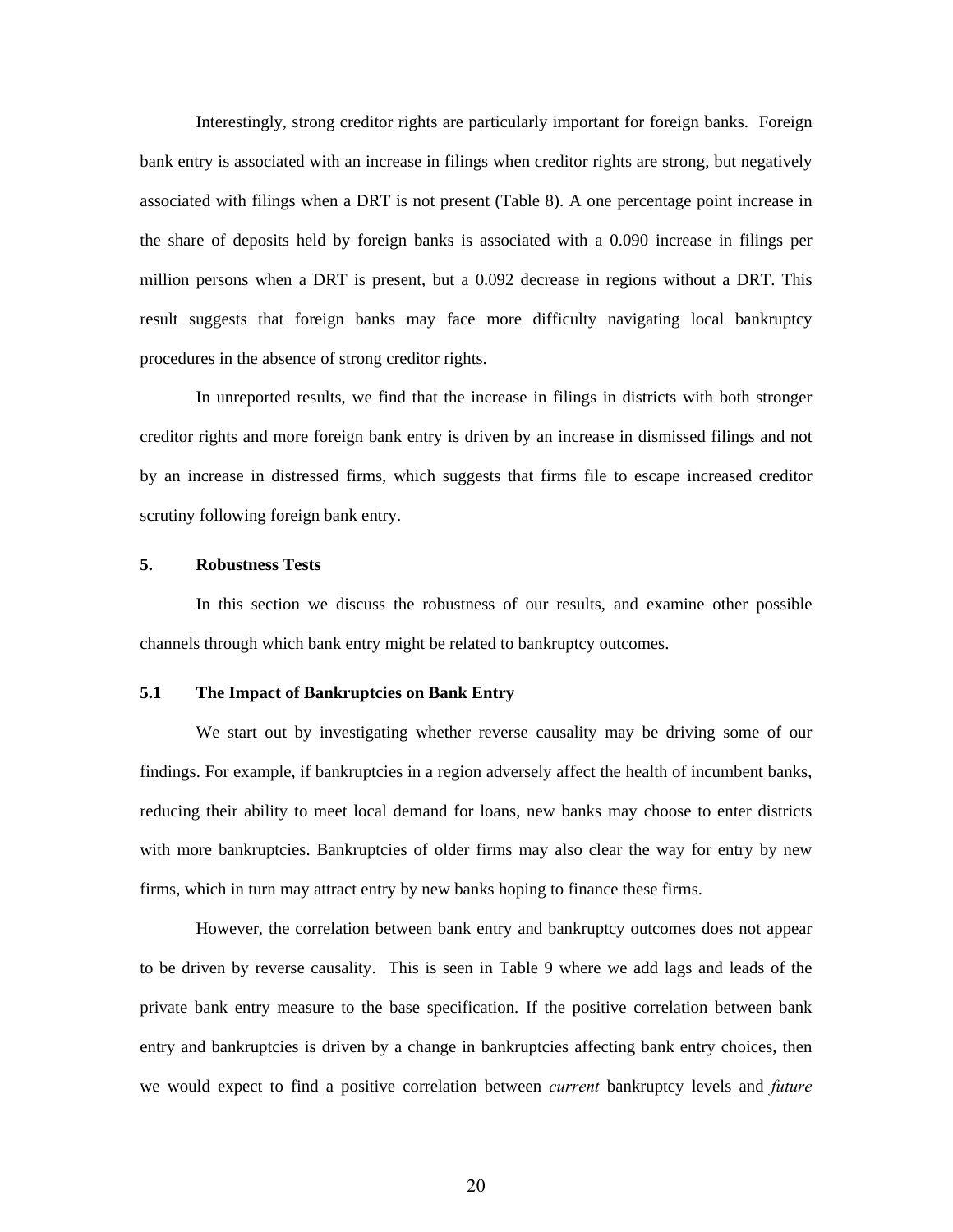Interestingly, strong creditor rights are particularly important for foreign banks. Foreign bank entry is associated with an increase in filings when creditor rights are strong, but negatively associated with filings when a DRT is not present (Table 8). A one percentage point increase in the share of deposits held by foreign banks is associated with a 0.090 increase in filings per million persons when a DRT is present, but a 0.092 decrease in regions without a DRT. This result suggests that foreign banks may face more difficulty navigating local bankruptcy procedures in the absence of strong creditor rights.

In unreported results, we find that the increase in filings in districts with both stronger creditor rights and more foreign bank entry is driven by an increase in dismissed filings and not by an increase in distressed firms, which suggests that firms file to escape increased creditor scrutiny following foreign bank entry.

## 5. Robustness Tests

In this section we discuss the robustness of our results, and examine other possible channels through which bank entry might be related to bankruptcy outcomes.

### 5.1 The Impact of Bankruptcies on Bank Entry

We start out by investigating whether reverse causality may be driving some of our findings. For example, if bankruptcies in a region adversely affect the health of incumbent banks, reducing their ability to meet local demand for loans, new banks may choose to enter districts with more bankruptcies. Bankruptcies of older firms may also clear the way for entry by new firms, which in turn may attract entry by new banks hoping to finance these firms.

However, the correlation between bank entry and bankruptcy outcomes does not appear to be driven by reverse causality. This is seen in Table 9 where we add lags and leads of the private bank entry measure to the base specification. If the positive correlation between bank entry and bankruptcies is driven by a change in bankruptcies affecting bank entry choices, then we would expect to find a positive correlation between *current* bankruptcy levels and *future*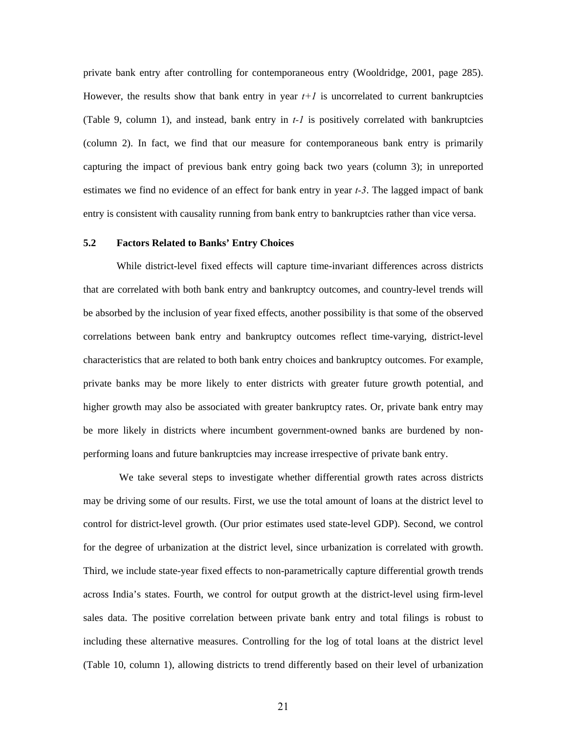private bank entry after controlling for contemporaneous entry (Wooldridge, 2001, page 285). However, the results show that bank entry in year *t+1* is uncorrelated to current bankruptcies (Table 9, column 1), and instead, bank entry in *t-1* is positively correlated with bankruptcies (column 2). In fact, we find that our measure for contemporaneous bank entry is primarily capturing the impact of previous bank entry going back two years (column 3); in unreported estimates we find no evidence of an effect for bank entry in year *t-3*. The lagged impact of bank entry is consistent with causality running from bank entry to bankruptcies rather than vice versa.

### 5.2 Factors Related to Banks' Entry Choices

While district-level fixed effects will capture time-invariant differences across districts that are correlated with both bank entry and bankruptcy outcomes, and country-level trends will be absorbed by the inclusion of year fixed effects, another possibility is that some of the observed correlations between bank entry and bankruptcy outcomes reflect time-varying, district-level characteristics that are related to both bank entry choices and bankruptcy outcomes. For example, private banks may be more likely to enter districts with greater future growth potential, and higher growth may also be associated with greater bankruptcy rates. Or, private bank entry may be more likely in districts where incumbent government-owned banks are burdened by non-performing loans and future bankruptcies may increase irrespective of private bank entry.

We take several steps to investigate whether differential growth rates across districts may be driving some of our results. First, we use the total amount of loans at the district level to control for district-level growth. (Our prior estimates used state-level GDP). Second, we control for the degree of urbanization at the district level, since urbanization is correlated with growth. Third, we include state-year fixed effects to non-parametrically capture differential growth trends across India's states. Fourth, we control for output growth at the district-level using firm-level sales data. The positive correlation between private bank entry and total filings is robust to including these alternative measures. Controlling for the log of total loans at the district level (Table 10, column 1), allowing districts to trend differently based on their level of urbanization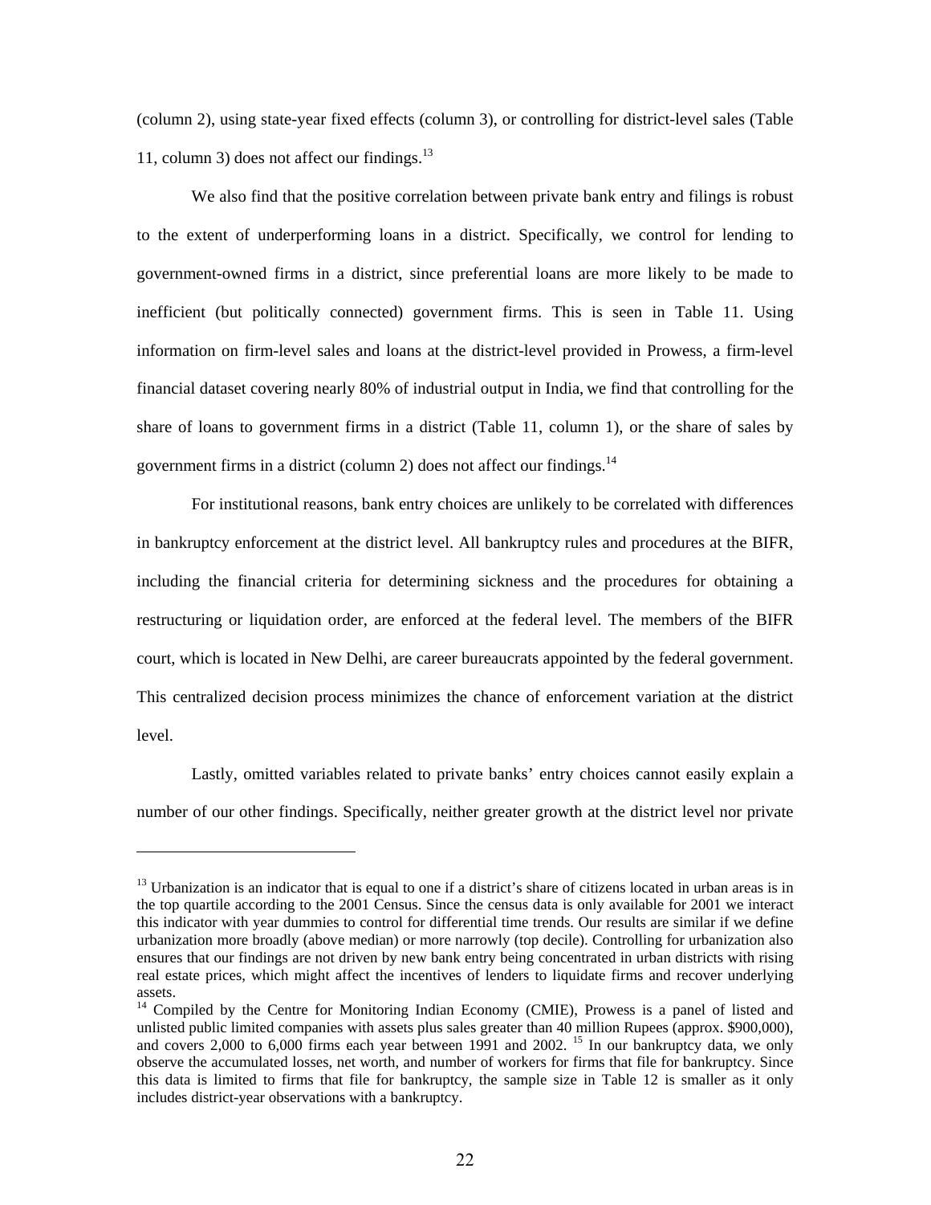(column 2), using state-year fixed effects (column 3), or controlling for district-level sales (Table 11, column 3) does not affect our findings.[13]

We also find that the positive correlation between private bank entry and filings is robust to the extent of underperforming loans in a district. Specifically, we control for lending to government-owned firms in a district, since preferential loans are more likely to be made to inefficient (but politically connected) government firms. This is seen in Table 11. Using information on firm-level sales and loans at the district-level provided in Prowess, a firm-level financial dataset covering nearly 80% of industrial output in India, we find that controlling for the share of loans to government firms in a district (Table 11, column 1), or the share of sales by government firms in a district (column 2) does not affect our findings.[14]

For institutional reasons, bank entry choices are unlikely to be correlated with differences in bankruptcy enforcement at the district level. All bankruptcy rules and procedures at the BIFR, including the financial criteria for determining sickness and the procedures for obtaining a restructuring or liquidation order, are enforced at the federal level. The members of the BIFR court, which is located in New Delhi, are career bureaucrats appointed by the federal government. This centralized decision process minimizes the chance of enforcement variation at the district level.

Lastly, omitted variables related to private banks' entry choices cannot easily explain a number of our other findings. Specifically, neither greater growth at the district level nor private

---

[13] Urbanization is an indicator that is equal to one if a district's share of citizens located in urban areas is in the top quartile according to the 2001 Census. Since the census data is only available for 2001 we interact this indicator with year dummies to control for differential time trends. Our results are similar if we define urbanization more broadly (above median) or more narrowly (top decile). Controlling for urbanization also ensures that our findings are not driven by new bank entry being concentrated in urban districts with rising real estate prices, which might affect the incentives of lenders to liquidate firms and recover underlying assets.

[14] Compiled by the Centre for Monitoring Indian Economy (CMIE), Prowess is a panel of listed and unlisted public limited companies with assets plus sales greater than 40 million Rupees (approx. $900,000), and covers 2,000 to 6,000 firms each year between 1991 and 2002. [15] In our bankruptcy data, we only observe the accumulated losses, net worth, and number of workers for firms that file for bankruptcy. Since this data is limited to firms that file for bankruptcy, the sample size in Table 12 is smaller as it only includes district-year observations with a bankruptcy.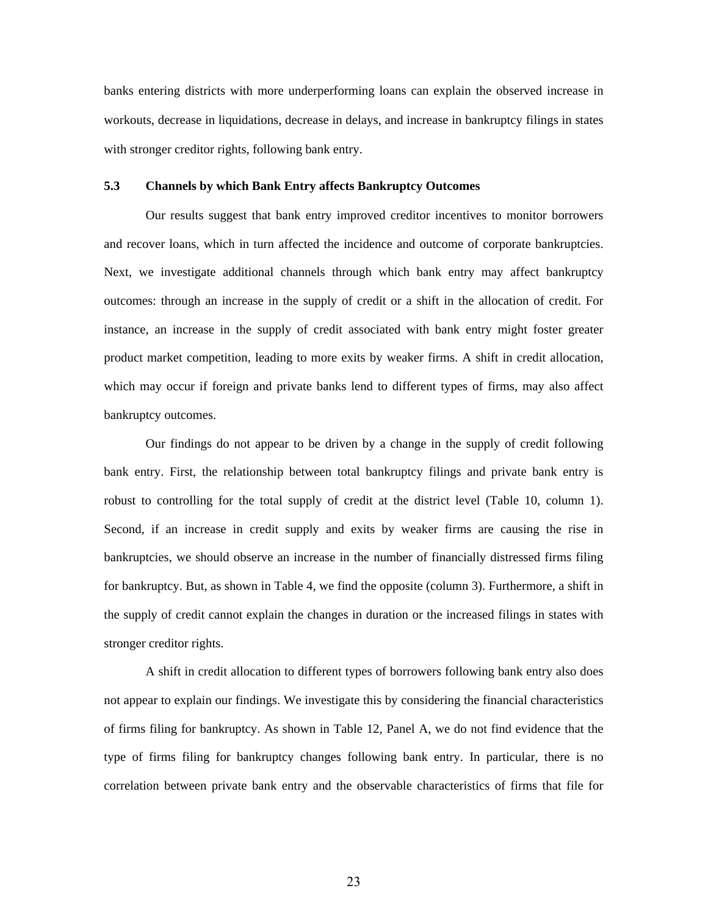banks entering districts with more underperforming loans can explain the observed increase in workouts, decrease in liquidations, decrease in delays, and increase in bankruptcy filings in states with stronger creditor rights, following bank entry.

### 5.3 Channels by which Bank Entry affects Bankruptcy Outcomes

Our results suggest that bank entry improved creditor incentives to monitor borrowers and recover loans, which in turn affected the incidence and outcome of corporate bankruptcies. Next, we investigate additional channels through which bank entry may affect bankruptcy outcomes: through an increase in the supply of credit or a shift in the allocation of credit. For instance, an increase in the supply of credit associated with bank entry might foster greater product market competition, leading to more exits by weaker firms. A shift in credit allocation, which may occur if foreign and private banks lend to different types of firms, may also affect bankruptcy outcomes.

Our findings do not appear to be driven by a change in the supply of credit following bank entry. First, the relationship between total bankruptcy filings and private bank entry is robust to controlling for the total supply of credit at the district level (Table 10, column 1). Second, if an increase in credit supply and exits by weaker firms are causing the rise in bankruptcies, we should observe an increase in the number of financially distressed firms filing for bankruptcy. But, as shown in Table 4, we find the opposite (column 3). Furthermore, a shift in the supply of credit cannot explain the changes in duration or the increased filings in states with stronger creditor rights.

A shift in credit allocation to different types of borrowers following bank entry also does not appear to explain our findings. We investigate this by considering the financial characteristics of firms filing for bankruptcy. As shown in Table 12, Panel A, we do not find evidence that the type of firms filing for bankruptcy changes following bank entry. In particular, there is no correlation between private bank entry and the observable characteristics of firms that file for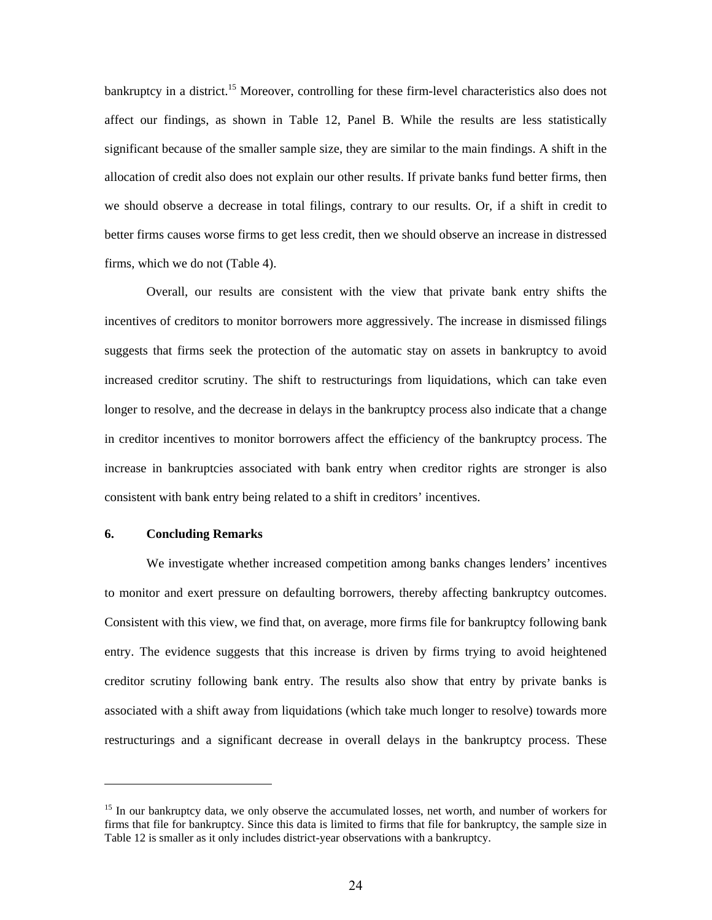bankruptcy in a district.[15] Moreover, controlling for these firm-level characteristics also does not affect our findings, as shown in Table 12, Panel B. While the results are less statistically significant because of the smaller sample size, they are similar to the main findings. A shift in the allocation of credit also does not explain our other results. If private banks fund better firms, then we should observe a decrease in total filings, contrary to our results. Or, if a shift in credit to better firms causes worse firms to get less credit, then we should observe an increase in distressed firms, which we do not (Table 4).

Overall, our results are consistent with the view that private bank entry shifts the incentives of creditors to monitor borrowers more aggressively. The increase in dismissed filings suggests that firms seek the protection of the automatic stay on assets in bankruptcy to avoid increased creditor scrutiny. The shift to restructurings from liquidations, which can take even longer to resolve, and the decrease in delays in the bankruptcy process also indicate that a change in creditor incentives to monitor borrowers affect the efficiency of the bankruptcy process. The increase in bankruptcies associated with bank entry when creditor rights are stronger is also consistent with bank entry being related to a shift in creditors' incentives.

## 6. Concluding Remarks

We investigate whether increased competition among banks changes lenders' incentives to monitor and exert pressure on defaulting borrowers, thereby affecting bankruptcy outcomes. Consistent with this view, we find that, on average, more firms file for bankruptcy following bank entry. The evidence suggests that this increase is driven by firms trying to avoid heightened creditor scrutiny following bank entry. The results also show that entry by private banks is associated with a shift away from liquidations (which take much longer to resolve) towards more restructurings and a significant decrease in overall delays in the bankruptcy process. These

---

[15] In our bankruptcy data, we only observe the accumulated losses, net worth, and number of workers for firms that file for bankruptcy. Since this data is limited to firms that file for bankruptcy, the sample size in Table 12 is smaller as it only includes district-year observations with a bankruptcy.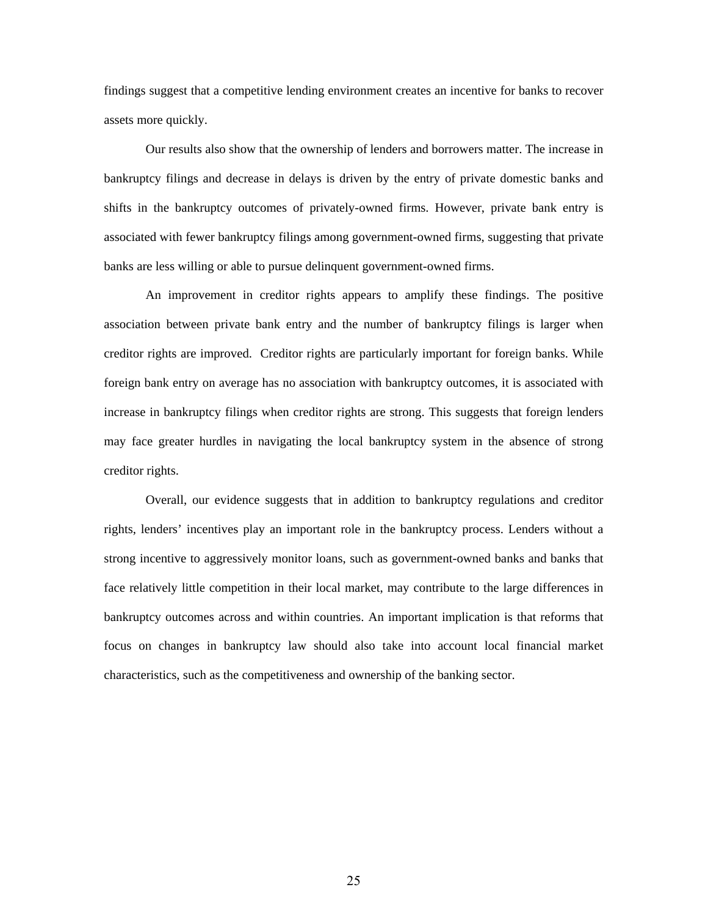findings suggest that a competitive lending environment creates an incentive for banks to recover assets more quickly.

Our results also show that the ownership of lenders and borrowers matter. The increase in bankruptcy filings and decrease in delays is driven by the entry of private domestic banks and shifts in the bankruptcy outcomes of privately-owned firms. However, private bank entry is associated with fewer bankruptcy filings among government-owned firms, suggesting that private banks are less willing or able to pursue delinquent government-owned firms.

An improvement in creditor rights appears to amplify these findings. The positive association between private bank entry and the number of bankruptcy filings is larger when creditor rights are improved. Creditor rights are particularly important for foreign banks. While foreign bank entry on average has no association with bankruptcy outcomes, it is associated with increase in bankruptcy filings when creditor rights are strong. This suggests that foreign lenders may face greater hurdles in navigating the local bankruptcy system in the absence of strong creditor rights.

Overall, our evidence suggests that in addition to bankruptcy regulations and creditor rights, lenders' incentives play an important role in the bankruptcy process. Lenders without a strong incentive to aggressively monitor loans, such as government-owned banks and banks that face relatively little competition in their local market, may contribute to the large differences in bankruptcy outcomes across and within countries. An important implication is that reforms that focus on changes in bankruptcy law should also take into account local financial market characteristics, such as the competitiveness and ownership of the banking sector.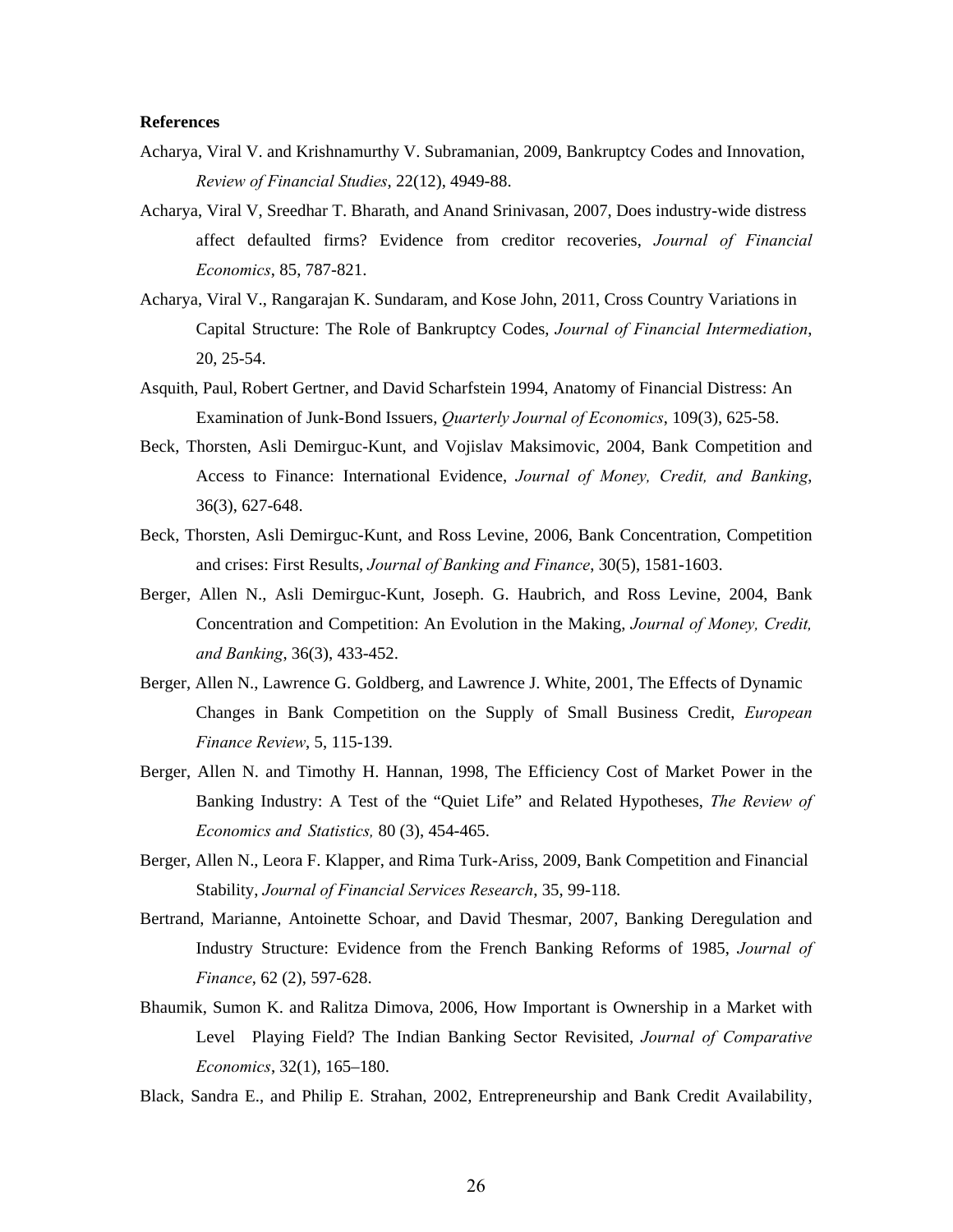**References**

Acharya, Viral V. and Krishnamurthy V. Subramanian, 2009, Bankruptcy Codes and Innovation, *Review of Financial Studies*, 22(12), 4949-88.

Acharya, Viral V, Sreedhar T. Bharath, and Anand Srinivasan, 2007, Does industry-wide distress affect defaulted firms? Evidence from creditor recoveries, *Journal of Financial Economics*, 85, 787-821.

Acharya, Viral V., Rangarajan K. Sundaram, and Kose John, 2011, Cross Country Variations in Capital Structure: The Role of Bankruptcy Codes, *Journal of Financial Intermediation*, 20, 25-54.

Asquith, Paul, Robert Gertner, and David Scharfstein 1994, Anatomy of Financial Distress: An Examination of Junk-Bond Issuers, *Quarterly Journal of Economics*, 109(3), 625-58.

Beck, Thorsten, Asli Demirguc-Kunt, and Vojislav Maksimovic, 2004, Bank Competition and Access to Finance: International Evidence, *Journal of Money, Credit, and Banking*, 36(3), 627-648.

Beck, Thorsten, Asli Demirguc-Kunt, and Ross Levine, 2006, Bank Concentration, Competition and crises: First Results, *Journal of Banking and Finance*, 30(5), 1581-1603.

Berger, Allen N., Asli Demirguc-Kunt, Joseph. G. Haubrich, and Ross Levine, 2004, Bank Concentration and Competition: An Evolution in the Making, *Journal of Money, Credit, and Banking*, 36(3), 433-452.

Berger, Allen N., Lawrence G. Goldberg, and Lawrence J. White, 2001, The Effects of Dynamic Changes in Bank Competition on the Supply of Small Business Credit, *European Finance Review*, 5, 115-139.

Berger, Allen N. and Timothy H. Hannan, 1998, The Efficiency Cost of Market Power in the Banking Industry: A Test of the "Quiet Life" and Related Hypotheses, *The Review of Economics and Statistics,* 80 (3), 454-465.

Berger, Allen N., Leora F. Klapper, and Rima Turk-Ariss, 2009, Bank Competition and Financial Stability, *Journal of Financial Services Research*, 35, 99-118.

Bertrand, Marianne, Antoinette Schoar, and David Thesmar, 2007, Banking Deregulation and Industry Structure: Evidence from the French Banking Reforms of 1985, *Journal of Finance*, 62 (2), 597-628.

Bhaumik, Sumon K. and Ralitza Dimova, 2006, How Important is Ownership in a Market with Level Playing Field? The Indian Banking Sector Revisited, *Journal of Comparative Economics*, 32(1), 165–180.

Black, Sandra E., and Philip E. Strahan, 2002, Entrepreneurship and Bank Credit Availability,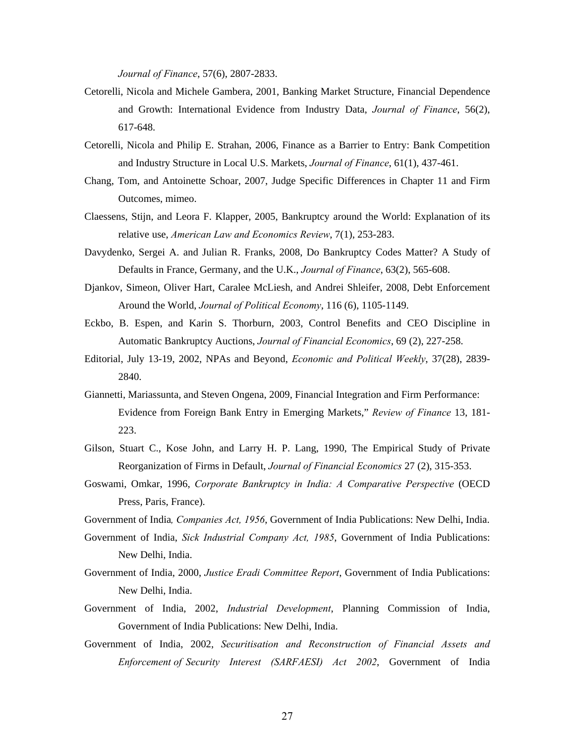*Journal of Finance*, 57(6), 2807-2833.

Cetorelli, Nicola and Michele Gambera, 2001, Banking Market Structure, Financial Dependence and Growth: International Evidence from Industry Data, *Journal of Finance*, 56(2), 617-648.

Cetorelli, Nicola and Philip E. Strahan, 2006, Finance as a Barrier to Entry: Bank Competition and Industry Structure in Local U.S. Markets, *Journal of Finance*, 61(1), 437-461.

Chang, Tom, and Antoinette Schoar, 2007, Judge Specific Differences in Chapter 11 and Firm Outcomes, mimeo.

Claessens, Stijn, and Leora F. Klapper, 2005, Bankruptcy around the World: Explanation of its relative use, *American Law and Economics Review*, 7(1), 253-283.

Davydenko, Sergei A. and Julian R. Franks, 2008, Do Bankruptcy Codes Matter? A Study of Defaults in France, Germany, and the U.K., *Journal of Finance*, 63(2), 565-608.

Djankov, Simeon, Oliver Hart, Caralee McLiesh, and Andrei Shleifer, 2008, Debt Enforcement Around the World, *Journal of Political Economy*, 116 (6), 1105-1149.

Eckbo, B. Espen, and Karin S. Thorburn, 2003, Control Benefits and CEO Discipline in Automatic Bankruptcy Auctions, *Journal of Financial Economics*, 69 (2), 227-258.

Editorial, July 13-19, 2002, NPAs and Beyond, *Economic and Political Weekly*, 37(28), 2839-2840.

Giannetti, Mariassunta, and Steven Ongena, 2009, Financial Integration and Firm Performance: Evidence from Foreign Bank Entry in Emerging Markets," *Review of Finance* 13, 181-223.

Gilson, Stuart C., Kose John, and Larry H. P. Lang, 1990, The Empirical Study of Private Reorganization of Firms in Default, *Journal of Financial Economics* 27 (2), 315-353.

Goswami, Omkar, 1996, *Corporate Bankruptcy in India: A Comparative Perspective* (OECD Press, Paris, France).

Government of India, *Companies Act, 1956*, Government of India Publications: New Delhi, India.

Government of India, *Sick Industrial Company Act, 1985*, Government of India Publications: New Delhi, India.

Government of India, 2000, *Justice Eradi Committee Report*, Government of India Publications: New Delhi, India.

Government of India, 2002, *Industrial Development*, Planning Commission of India, Government of India Publications: New Delhi, India.

Government of India, 2002, *Securitisation and Reconstruction of Financial Assets and Enforcement of Security Interest (SARFAESI) Act 2002*, Government of India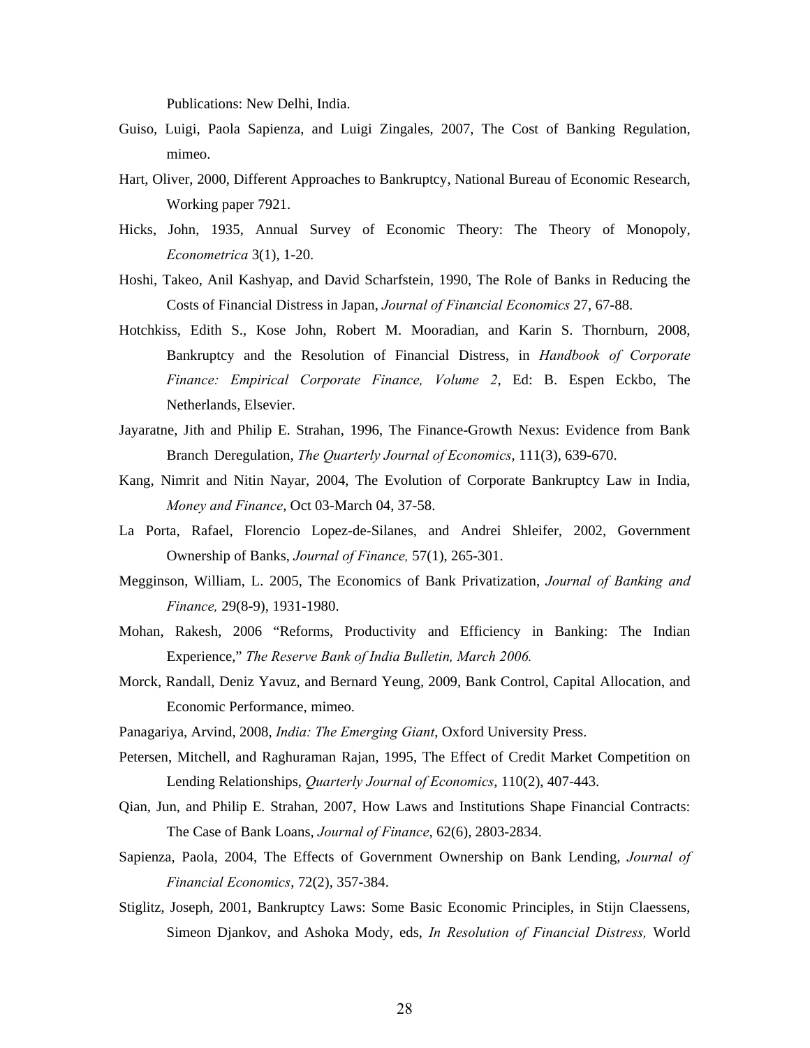Publications: New Delhi, India.

Guiso, Luigi, Paola Sapienza, and Luigi Zingales, 2007, The Cost of Banking Regulation, mimeo.

Hart, Oliver, 2000, Different Approaches to Bankruptcy, National Bureau of Economic Research, Working paper 7921.

Hicks, John, 1935, Annual Survey of Economic Theory: The Theory of Monopoly, *Econometrica* 3(1), 1-20.

Hoshi, Takeo, Anil Kashyap, and David Scharfstein, 1990, The Role of Banks in Reducing the Costs of Financial Distress in Japan, *Journal of Financial Economics* 27, 67-88.

Hotchkiss, Edith S., Kose John, Robert M. Mooradian, and Karin S. Thornburn, 2008, Bankruptcy and the Resolution of Financial Distress, in *Handbook of Corporate Finance: Empirical Corporate Finance, Volume 2*, Ed: B. Espen Eckbo, The Netherlands, Elsevier.

Jayaratne, Jith and Philip E. Strahan, 1996, The Finance-Growth Nexus: Evidence from Bank Branch Deregulation, *The Quarterly Journal of Economics*, 111(3), 639-670.

Kang, Nimrit and Nitin Nayar, 2004, The Evolution of Corporate Bankruptcy Law in India, *Money and Finance*, Oct 03-March 04, 37-58.

La Porta, Rafael, Florencio Lopez-de-Silanes, and Andrei Shleifer, 2002, Government Ownership of Banks, *Journal of Finance,* 57(1), 265-301.

Megginson, William, L. 2005, The Economics of Bank Privatization, *Journal of Banking and Finance,* 29(8-9), 1931-1980.

Mohan, Rakesh, 2006 "Reforms, Productivity and Efficiency in Banking: The Indian Experience," *The Reserve Bank of India Bulletin, March 2006.*

Morck, Randall, Deniz Yavuz, and Bernard Yeung, 2009, Bank Control, Capital Allocation, and Economic Performance, mimeo.

Panagariya, Arvind, 2008, *India: The Emerging Giant*, Oxford University Press.

Petersen, Mitchell, and Raghuraman Rajan, 1995, The Effect of Credit Market Competition on Lending Relationships, *Quarterly Journal of Economics*, 110(2), 407-443.

Qian, Jun, and Philip E. Strahan, 2007, How Laws and Institutions Shape Financial Contracts: The Case of Bank Loans, *Journal of Finance*, 62(6), 2803-2834.

Sapienza, Paola, 2004, The Effects of Government Ownership on Bank Lending, *Journal of Financial Economics*, 72(2), 357-384.

Stiglitz, Joseph, 2001, Bankruptcy Laws: Some Basic Economic Principles, in Stijn Claessens, Simeon Djankov, and Ashoka Mody, eds, *In Resolution of Financial Distress,* World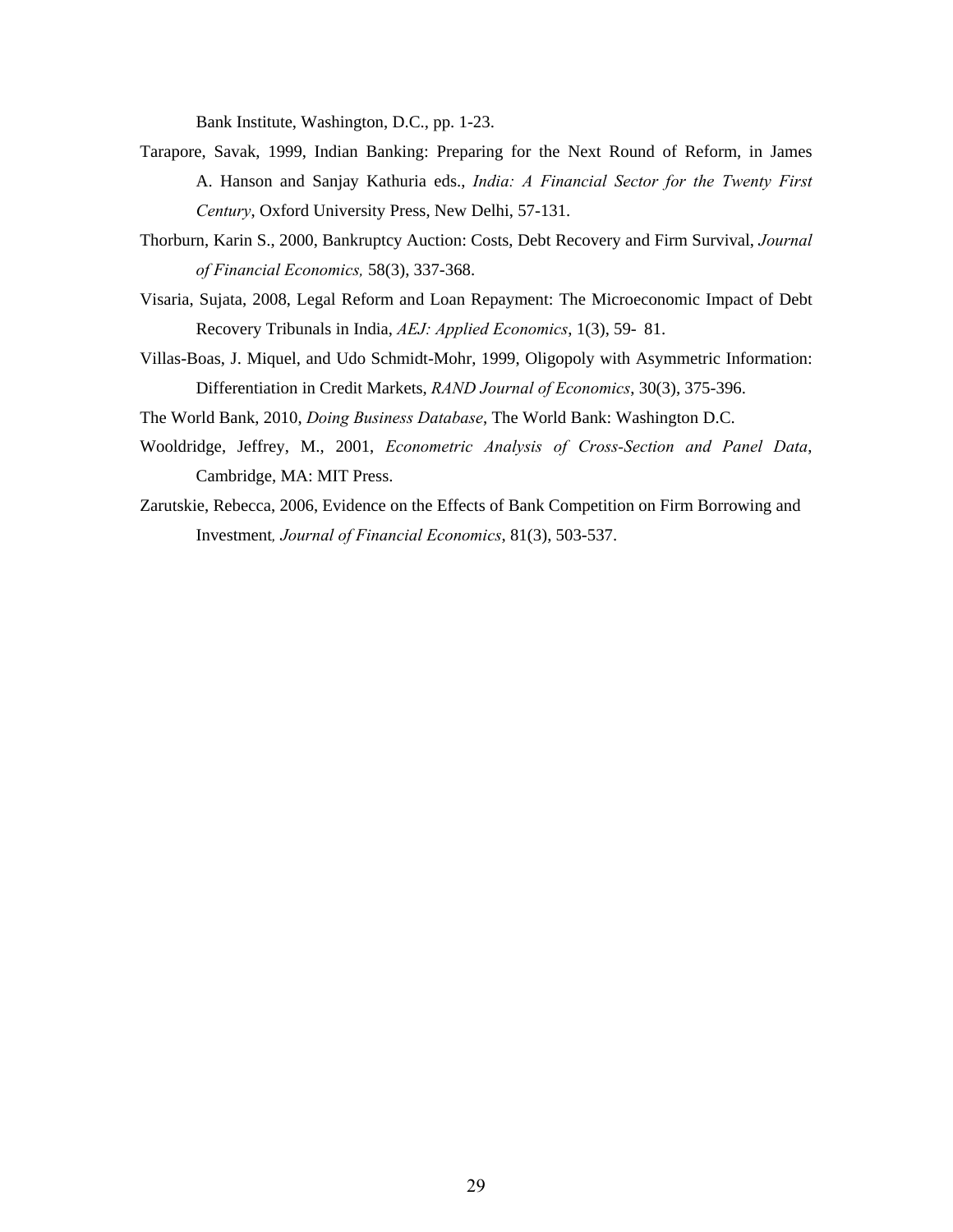Bank Institute, Washington, D.C., pp. 1-23.

Tarapore, Savak, 1999, Indian Banking: Preparing for the Next Round of Reform, in James A. Hanson and Sanjay Kathuria eds., *India: A Financial Sector for the Twenty First Century*, Oxford University Press, New Delhi, 57-131.

Thorburn, Karin S., 2000, Bankruptcy Auction: Costs, Debt Recovery and Firm Survival, *Journal of Financial Economics,* 58(3), 337-368.

Visaria, Sujata, 2008, Legal Reform and Loan Repayment: The Microeconomic Impact of Debt Recovery Tribunals in India, *AEJ: Applied Economics*, 1(3), 59- 81.

Villas-Boas, J. Miquel, and Udo Schmidt-Mohr, 1999, Oligopoly with Asymmetric Information: Differentiation in Credit Markets, *RAND Journal of Economics*, 30(3), 375-396.

The World Bank, 2010, *Doing Business Database*, The World Bank: Washington D.C.

Wooldridge, Jeffrey, M., 2001, *Econometric Analysis of Cross-Section and Panel Data*, Cambridge, MA: MIT Press.

Zarutskie, Rebecca, 2006, Evidence on the Effects of Bank Competition on Firm Borrowing and Investment*, Journal of Financial Economics*, 81(3), 503-537.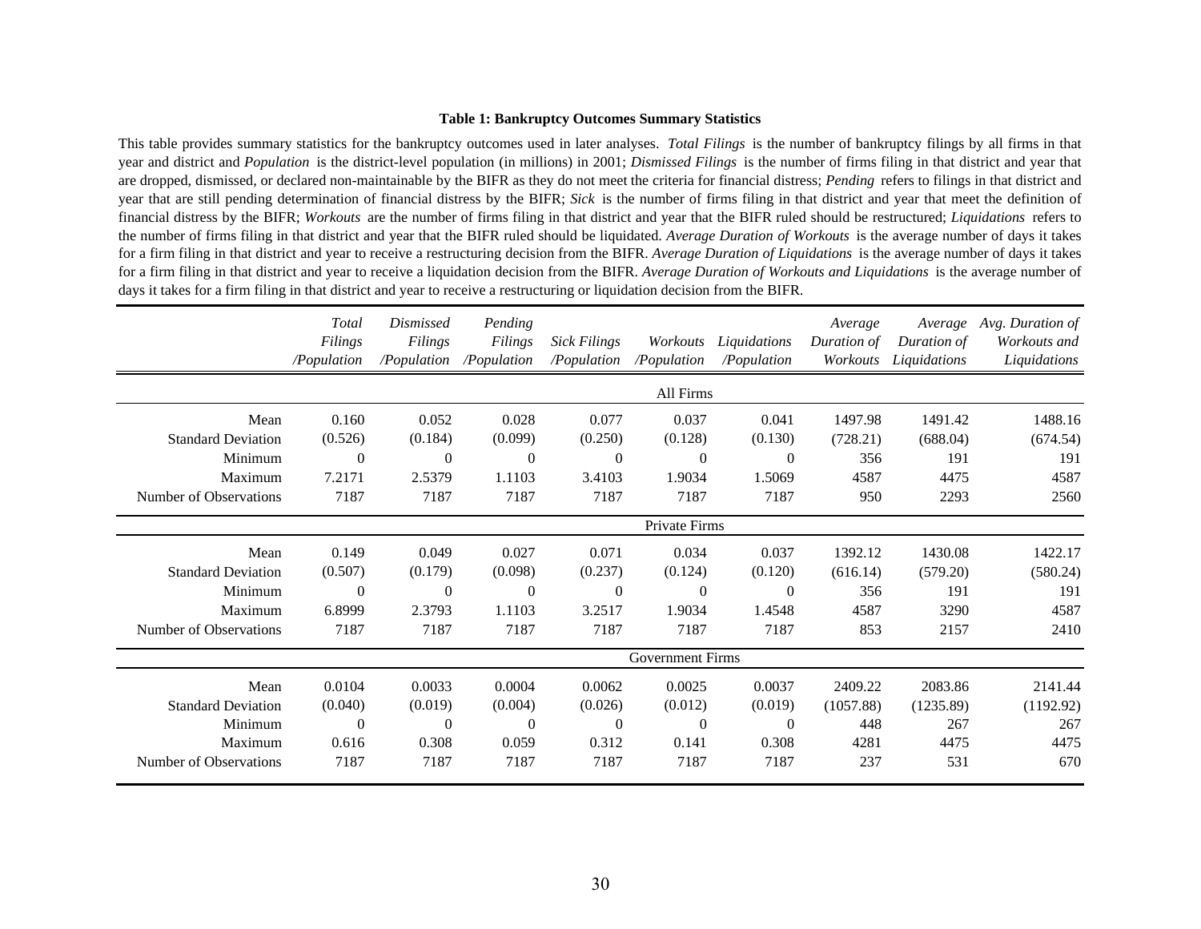**Table 1: Bankruptcy Outcomes Summary Statistics**

This table provides summary statistics for the bankruptcy outcomes used in later analyses. *Total Filings* is the number of bankruptcy filings by all firms in that year and district and *Population* is the district-level population (in millions) in 2001; *Dismissed Filings* is the number of firms filing in that district and year that are dropped, dismissed, or declared non-maintainable by the BIFR as they do not meet the criteria for financial distress; *Pending* refers to filings in that district and year that are still pending determination of financial distress by the BIFR; *Sick* is the number of firms filing in that district and year that meet the definition of financial distress by the BIFR; *Workouts* are the number of firms filing in that district and year that the BIFR ruled should be restructured; *Liquidations* refers to the number of firms filing in that district and year that the BIFR ruled should be liquidated. *Average Duration of Workouts* is the average number of days it takes for a firm filing in that district and year to receive a restructuring decision from the BIFR. *Average Duration of Liquidations* is the average number of days it takes for a firm filing in that district and year to receive a liquidation decision from the BIFR. *Average Duration of Workouts and Liquidations* is the average number of days it takes for a firm filing in that district and year to receive a restructuring or liquidation decision from the BIFR.

| | *Total Filings /Population* | *Dismissed Filings /Population* | *Pending Filings /Population* | *Sick Filings /Population* | *Workouts /Population* | *Liquidations /Population* | *Average Duration of Workouts* | *Average Duration of Liquidations* | *Avg. Duration of Workouts and Liquidations* |
|---|---|---|---|---|---|---|---|---|---|
| | | | | | All Firms | | | | |
| Mean | 0.160 | 0.052 | 0.028 | 0.077 | 0.037 | 0.041 | 1497.98 | 1491.42 | 1488.16 |
| Standard Deviation | (0.526) | (0.184) | (0.099) | (0.250) | (0.128) | (0.130) | (728.21) | (688.04) | (674.54) |
| Minimum | 0 | 0 | 0 | 0 | 0 | 0 | 356 | 191 | 191 |
| Maximum | 7.2171 | 2.5379 | 1.1103 | 3.4103 | 1.9034 | 1.5069 | 4587 | 4475 | 4587 |
| Number of Observations | 7187 | 7187 | 7187 | 7187 | 7187 | 7187 | 950 | 2293 | 2560 |
| | | | | | Private Firms | | | | |
| Mean | 0.149 | 0.049 | 0.027 | 0.071 | 0.034 | 0.037 | 1392.12 | 1430.08 | 1422.17 |
| Standard Deviation | (0.507) | (0.179) | (0.098) | (0.237) | (0.124) | (0.120) | (616.14) | (579.20) | (580.24) |
| Minimum | 0 | 0 | 0 | 0 | 0 | 0 | 356 | 191 | 191 |
| Maximum | 6.8999 | 2.3793 | 1.1103 | 3.2517 | 1.9034 | 1.4548 | 4587 | 3290 | 4587 |
| Number of Observations | 7187 | 7187 | 7187 | 7187 | 7187 | 7187 | 853 | 2157 | 2410 |
| | | | | | Government Firms | | | | |
| Mean | 0.0104 | 0.0033 | 0.0004 | 0.0062 | 0.0025 | 0.0037 | 2409.22 | 2083.86 | 2141.44 |
| Standard Deviation | (0.040) | (0.019) | (0.004) | (0.026) | (0.012) | (0.019) | (1057.88) | (1235.89) | (1192.92) |
| Minimum | 0 | 0 | 0 | 0 | 0 | 0 | 448 | 267 | 267 |
| Maximum | 0.616 | 0.308 | 0.059 | 0.312 | 0.141 | 0.308 | 4281 | 4475 | 4475 |
| Number of Observations | 7187 | 7187 | 7187 | 7187 | 7187 | 7187 | 237 | 531 | 670 |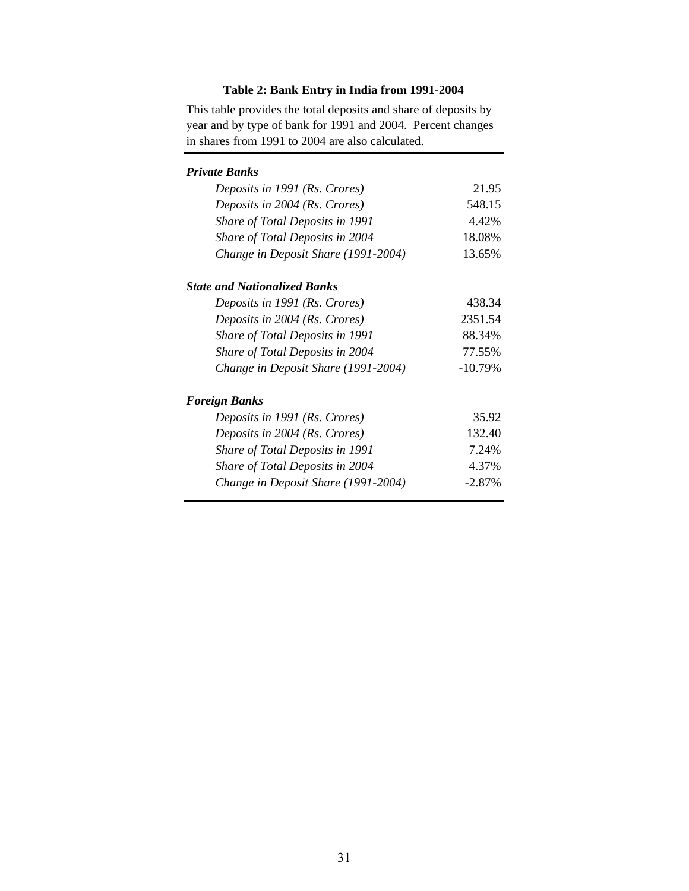**Table 2: Bank Entry in India from 1991-2004**

This table provides the total deposits and share of deposits by year and by type of bank for 1991 and 2004. Percent changes in shares from 1991 to 2004 are also calculated.

| | |
|---|---|
| ***Private Banks*** | |
| *Deposits in 1991 (Rs. Crores)* | 21.95 |
| *Deposits in 2004 (Rs. Crores)* | 548.15 |
| *Share of Total Deposits in 1991* | 4.42% |
| *Share of Total Deposits in 2004* | 18.08% |
| *Change in Deposit Share (1991-2004)* | 13.65% |
| ***State and Nationalized Banks*** | |
| *Deposits in 1991 (Rs. Crores)* | 438.34 |
| *Deposits in 2004 (Rs. Crores)* | 2351.54 |
| *Share of Total Deposits in 1991* | 88.34% |
| *Share of Total Deposits in 2004* | 77.55% |
| *Change in Deposit Share (1991-2004)* | -10.79% |
| ***Foreign Banks*** | |
| *Deposits in 1991 (Rs. Crores)* | 35.92 |
| *Deposits in 2004 (Rs. Crores)* | 132.40 |
| *Share of Total Deposits in 1991* | 7.24% |
| *Share of Total Deposits in 2004* | 4.37% |
| *Change in Deposit Share (1991-2004)* | -2.87% |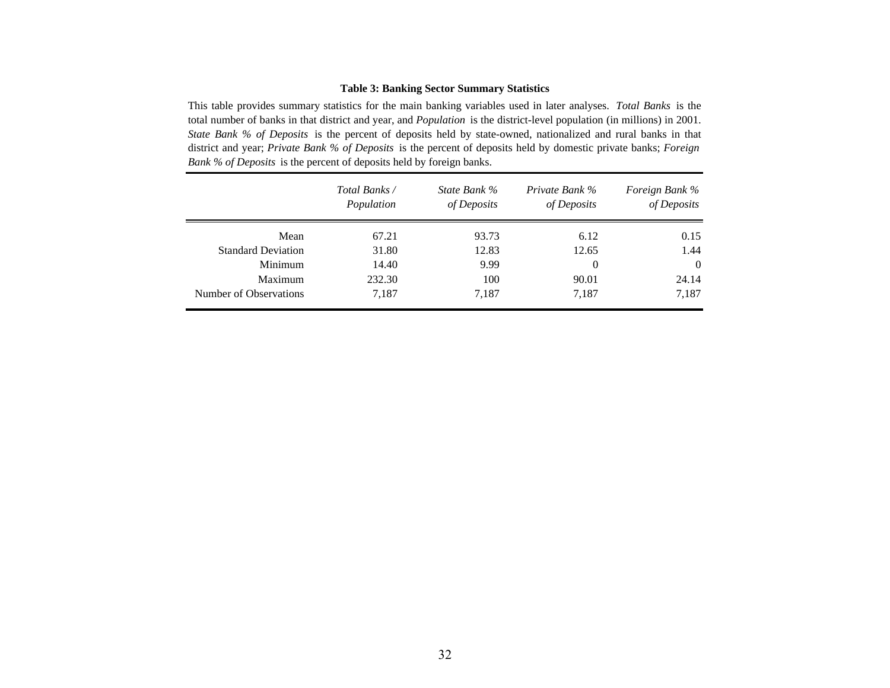**Table 3: Banking Sector Summary Statistics**

This table provides summary statistics for the main banking variables used in later analyses. *Total Banks* is the total number of banks in that district and year, and *Population* is the district-level population (in millions) in 2001. *State Bank % of Deposits* is the percent of deposits held by state-owned, nationalized and rural banks in that district and year; *Private Bank % of Deposits* is the percent of deposits held by domestic private banks; *Foreign Bank % of Deposits* is the percent of deposits held by foreign banks.

| | *Total Banks / Population* | *State Bank % of Deposits* | *Private Bank % of Deposits* | *Foreign Bank % of Deposits* |
|---|---|---|---|---|
| Mean | 67.21 | 93.73 | 6.12 | 0.15 |
| Standard Deviation | 31.80 | 12.83 | 12.65 | 1.44 |
| Minimum | 14.40 | 9.99 | 0 | 0 |
| Maximum | 232.30 | 100 | 90.01 | 24.14 |
| Number of Observations | 7,187 | 7,187 | 7,187 | 7,187 |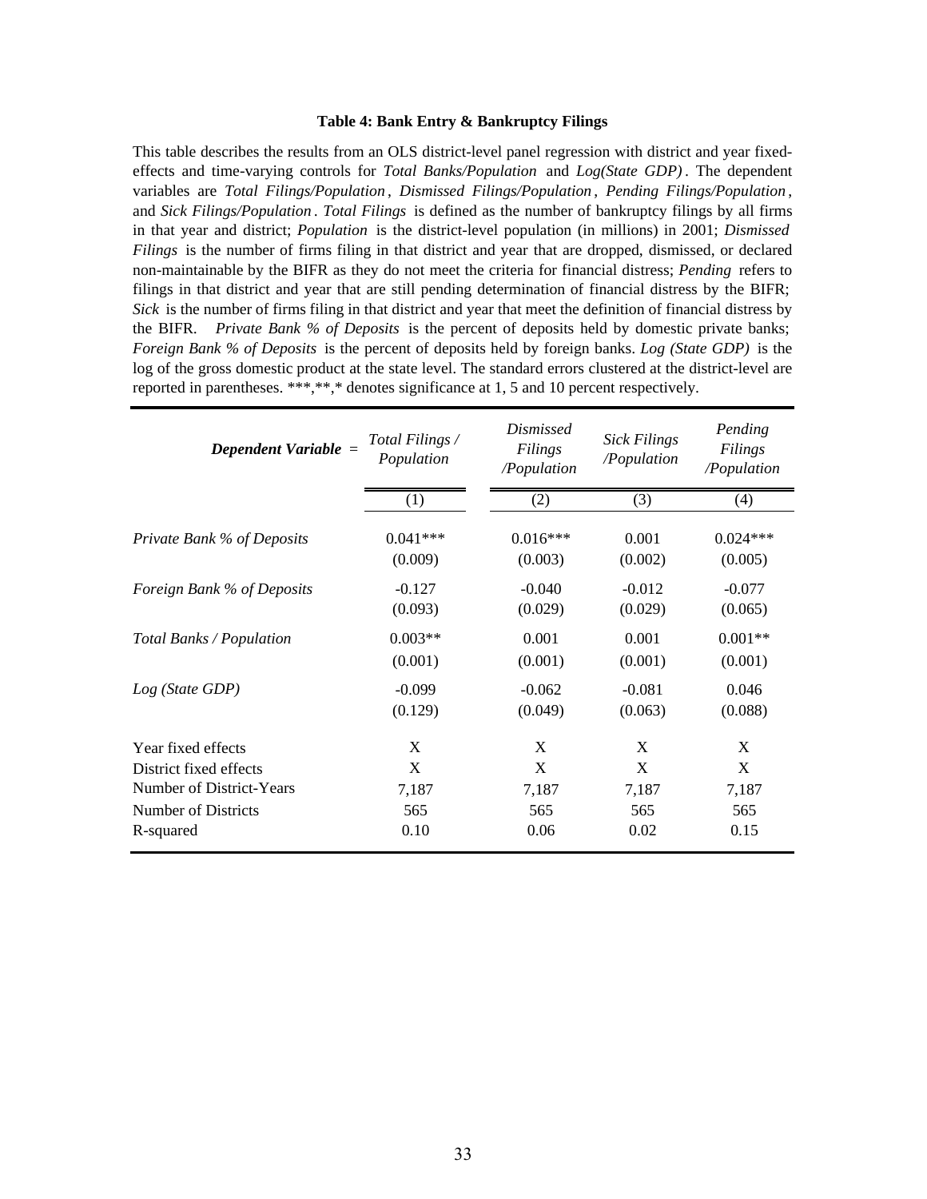**Table 4: Bank Entry & Bankruptcy Filings**

This table describes the results from an OLS district-level panel regression with district and year fixed-effects and time-varying controls for *Total Banks/Population* and *Log(State GDP)*. The dependent variables are *Total Filings/Population*, *Dismissed Filings/Population*, *Pending Filings/Population*, and *Sick Filings/Population*. *Total Filings* is defined as the number of bankruptcy filings by all firms in that year and district; *Population* is the district-level population (in millions) in 2001; *Dismissed Filings* is the number of firms filing in that district and year that are dropped, dismissed, or declared non-maintainable by the BIFR as they do not meet the criteria for financial distress; *Pending* refers to filings in that district and year that are still pending determination of financial distress by the BIFR; *Sick* is the number of firms filing in that district and year that meet the definition of financial distress by the BIFR. *Private Bank % of Deposits* is the percent of deposits held by domestic private banks; *Foreign Bank % of Deposits* is the percent of deposits held by foreign banks. *Log (State GDP)* is the log of the gross domestic product at the state level. The standard errors clustered at the district-level are reported in parentheses. ***,**,* denotes significance at 1, 5 and 10 percent respectively.

| ***Dependent Variable*** = | *Total Filings / Population* | *Dismissed Filings /Population* | *Sick Filings /Population* | *Pending Filings /Population* |
|---|---|---|---|---|
| | (1) | (2) | (3) | (4) |
| *Private Bank % of Deposits* | 0.041*** | 0.016*** | 0.001 | 0.024*** |
| | (0.009) | (0.003) | (0.002) | (0.005) |
| *Foreign Bank % of Deposits* | -0.127 | -0.040 | -0.012 | -0.077 |
| | (0.093) | (0.029) | (0.029) | (0.065) |
| *Total Banks / Population* | 0.003** | 0.001 | 0.001 | 0.001** |
| | (0.001) | (0.001) | (0.001) | (0.001) |
| *Log (State GDP)* | -0.099 | -0.062 | -0.081 | 0.046 |
| | (0.129) | (0.049) | (0.063) | (0.088) |
| Year fixed effects | X | X | X | X |
| District fixed effects | X | X | X | X |
| Number of District-Years | 7,187 | 7,187 | 7,187 | 7,187 |
| Number of Districts | 565 | 565 | 565 | 565 |
| R-squared | 0.10 | 0.06 | 0.02 | 0.15 |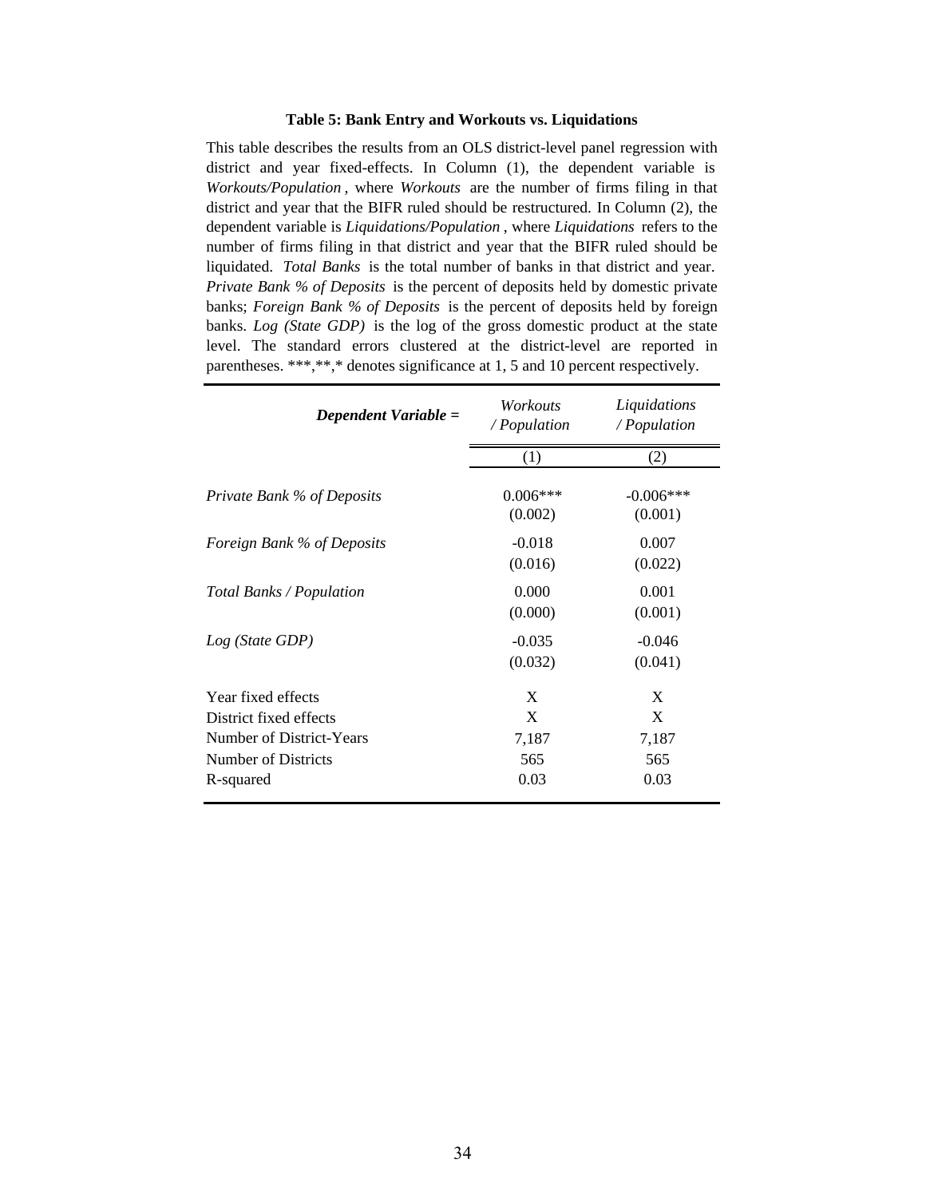**Table 5: Bank Entry and Workouts vs. Liquidations**

This table describes the results from an OLS district-level panel regression with district and year fixed-effects. In Column (1), the dependent variable is *Workouts/Population*, where *Workouts* are the number of firms filing in that district and year that the BIFR ruled should be restructured. In Column (2), the dependent variable is *Liquidations/Population*, where *Liquidations* refers to the number of firms filing in that district and year that the BIFR ruled should be liquidated. *Total Banks* is the total number of banks in that district and year. *Private Bank % of Deposits* is the percent of deposits held by domestic private banks; *Foreign Bank % of Deposits* is the percent of deposits held by foreign banks. *Log (State GDP)* is the log of the gross domestic product at the state level. The standard errors clustered at the district-level are reported in parentheses. ***,**,* denotes significance at 1, 5 and 10 percent respectively.

| ***Dependent Variable =*** | *Workouts / Population* | *Liquidations / Population* |
|---|---|---|
| | (1) | (2) |
| *Private Bank % of Deposits* | 0.006*** | -0.006*** |
| | (0.002) | (0.001) |
| *Foreign Bank % of Deposits* | -0.018 | 0.007 |
| | (0.016) | (0.022) |
| *Total Banks / Population* | 0.000 | 0.001 |
| | (0.000) | (0.001) |
| *Log (State GDP)* | -0.035 | -0.046 |
| | (0.032) | (0.041) |
| Year fixed effects | X | X |
| District fixed effects | X | X |
| Number of District-Years | 7,187 | 7,187 |
| Number of Districts | 565 | 565 |
| R-squared | 0.03 | 0.03 |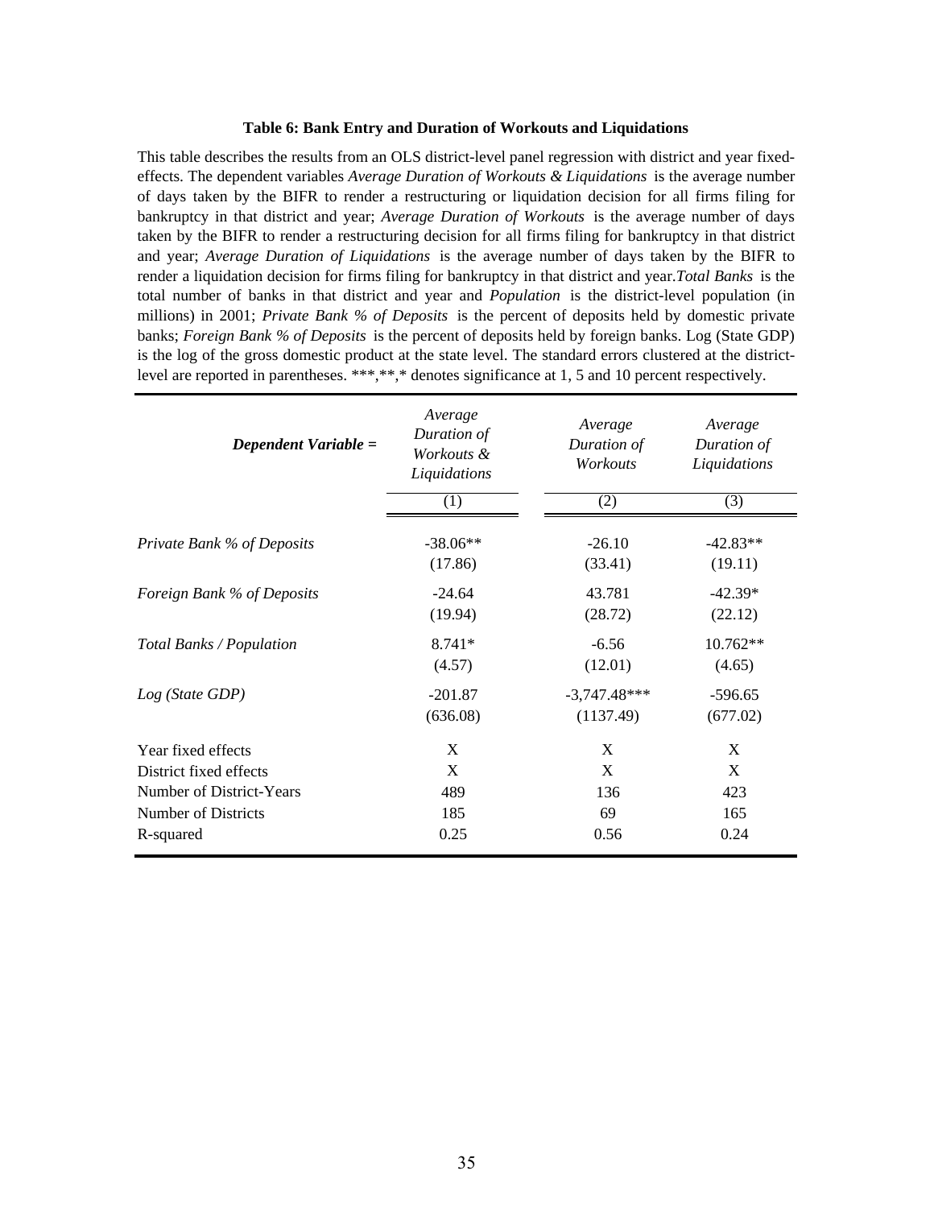**Table 6: Bank Entry and Duration of Workouts and Liquidations**

This table describes the results from an OLS district-level panel regression with district and year fixed-effects. The dependent variables *Average Duration of Workouts & Liquidations* is the average number of days taken by the BIFR to render a restructuring or liquidation decision for all firms filing for bankruptcy in that district and year; *Average Duration of Workouts* is the average number of days taken by the BIFR to render a restructuring decision for all firms filing for bankruptcy in that district and year; *Average Duration of Liquidations* is the average number of days taken by the BIFR to render a liquidation decision for firms filing for bankruptcy in that district and year. *Total Banks* is the total number of banks in that district and year and *Population* is the district-level population (in millions) in 2001; *Private Bank % of Deposits* is the percent of deposits held by domestic private banks; *Foreign Bank % of Deposits* is the percent of deposits held by foreign banks. Log (State GDP) is the log of the gross domestic product at the state level. The standard errors clustered at the district-level are reported in parentheses. \*\*\*,\*\*,\* denotes significance at 1, 5 and 10 percent respectively.

| ***Dependent Variable =*** | *Average Duration of Workouts & Liquidations* | *Average Duration of Workouts* | *Average Duration of Liquidations* |
|---|---|---|---|
| | (1) | (2) | (3) |
| *Private Bank % of Deposits* | -38.06** | -26.10 | -42.83** |
| | (17.86) | (33.41) | (19.11) |
| *Foreign Bank % of Deposits* | -24.64 | 43.781 | -42.39* |
| | (19.94) | (28.72) | (22.12) |
| *Total Banks / Population* | 8.741* | -6.56 | 10.762** |
| | (4.57) | (12.01) | (4.65) |
| *Log (State GDP)* | -201.87 | -3,747.48*** | -596.65 |
| | (636.08) | (1137.49) | (677.02) |
| Year fixed effects | X | X | X |
| District fixed effects | X | X | X |
| Number of District-Years | 489 | 136 | 423 |
| Number of Districts | 185 | 69 | 165 |
| R-squared | 0.25 | 0.56 | 0.24 |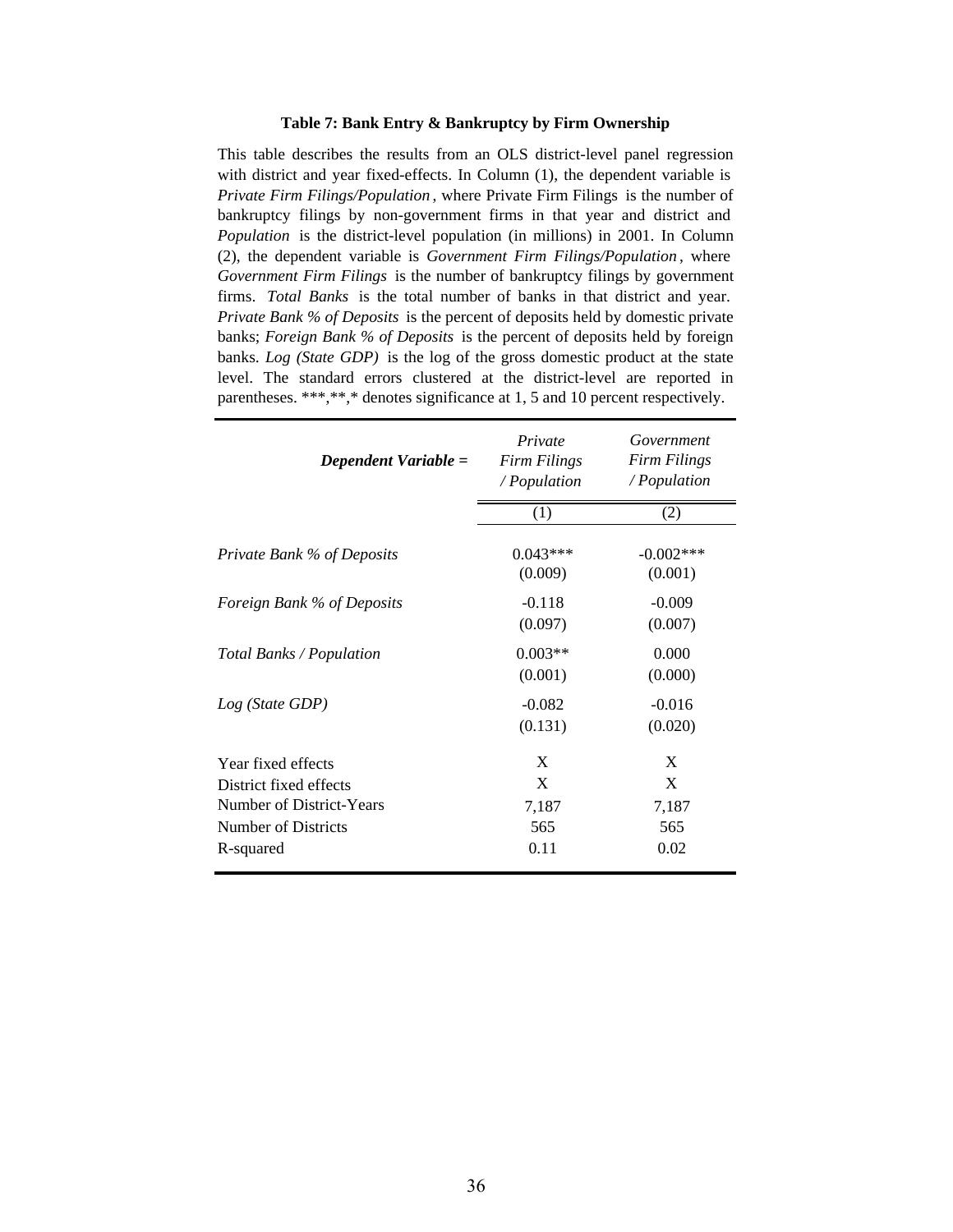**Table 7: Bank Entry & Bankruptcy by Firm Ownership**

This table describes the results from an OLS district-level panel regression with district and year fixed-effects. In Column (1), the dependent variable is *Private Firm Filings/Population*, where Private Firm Filings is the number of bankruptcy filings by non-government firms in that year and district and *Population* is the district-level population (in millions) in 2001. In Column (2), the dependent variable is *Government Firm Filings/Population*, where *Government Firm Filings* is the number of bankruptcy filings by government firms. *Total Banks* is the total number of banks in that district and year. *Private Bank % of Deposits* is the percent of deposits held by domestic private banks; *Foreign Bank % of Deposits* is the percent of deposits held by foreign banks. *Log (State GDP)* is the log of the gross domestic product at the state level. The standard errors clustered at the district-level are reported in parentheses. ***,**,* denotes significance at 1, 5 and 10 percent respectively.

| ***Dependent Variable =*** | *Private Firm Filings / Population* | *Government Firm Filings / Population* |
|---|---|---|
| | (1) | (2) |
| *Private Bank % of Deposits* | 0.043*** | -0.002*** |
| | (0.009) | (0.001) |
| *Foreign Bank % of Deposits* | -0.118 | -0.009 |
| | (0.097) | (0.007) |
| *Total Banks / Population* | 0.003** | 0.000 |
| | (0.001) | (0.000) |
| *Log (State GDP)* | -0.082 | -0.016 |
| | (0.131) | (0.020) |
| Year fixed effects | X | X |
| District fixed effects | X | X |
| Number of District-Years | 7,187 | 7,187 |
| Number of Districts | 565 | 565 |
| R-squared | 0.11 | 0.02 |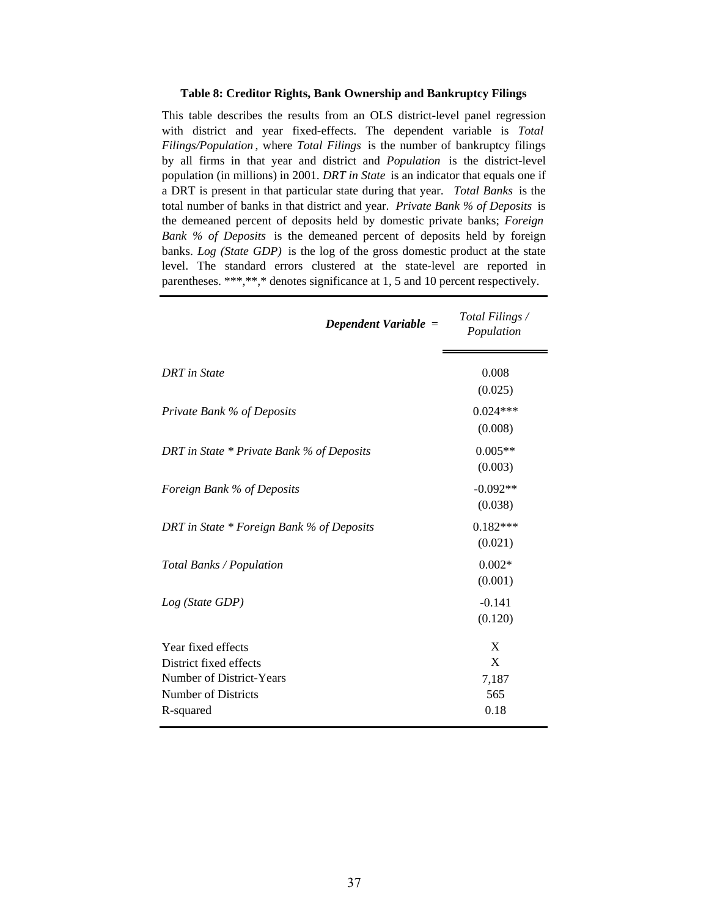**Table 8: Creditor Rights, Bank Ownership and Bankruptcy Filings**

This table describes the results from an OLS district-level panel regression with district and year fixed-effects. The dependent variable is *Total Filings/Population*, where *Total Filings* is the number of bankruptcy filings by all firms in that year and district and *Population* is the district-level population (in millions) in 2001. *DRT in State* is an indicator that equals one if a DRT is present in that particular state during that year. *Total Banks* is the total number of banks in that district and year. *Private Bank % of Deposits* is the demeaned percent of deposits held by domestic private banks; *Foreign Bank % of Deposits* is the demeaned percent of deposits held by foreign banks. *Log (State GDP)* is the log of the gross domestic product at the state level. The standard errors clustered at the state-level are reported in parentheses. ***,**,* denotes significance at 1, 5 and 10 percent respectively.

| ***Dependent Variable =*** | *Total Filings / Population* |
|---|---|
| *DRT in State* | 0.008 |
| | (0.025) |
| *Private Bank % of Deposits* | 0.024*** |
| | (0.008) |
| *DRT in State * Private Bank % of Deposits* | 0.005** |
| | (0.003) |
| *Foreign Bank % of Deposits* | -0.092** |
| | (0.038) |
| *DRT in State * Foreign Bank % of Deposits* | 0.182*** |
| | (0.021) |
| *Total Banks / Population* | 0.002* |
| | (0.001) |
| *Log (State GDP)* | -0.141 |
| | (0.120) |
| Year fixed effects | X |
| District fixed effects | X |
| Number of District-Years | 7,187 |
| Number of Districts | 565 |
| R-squared | 0.18 |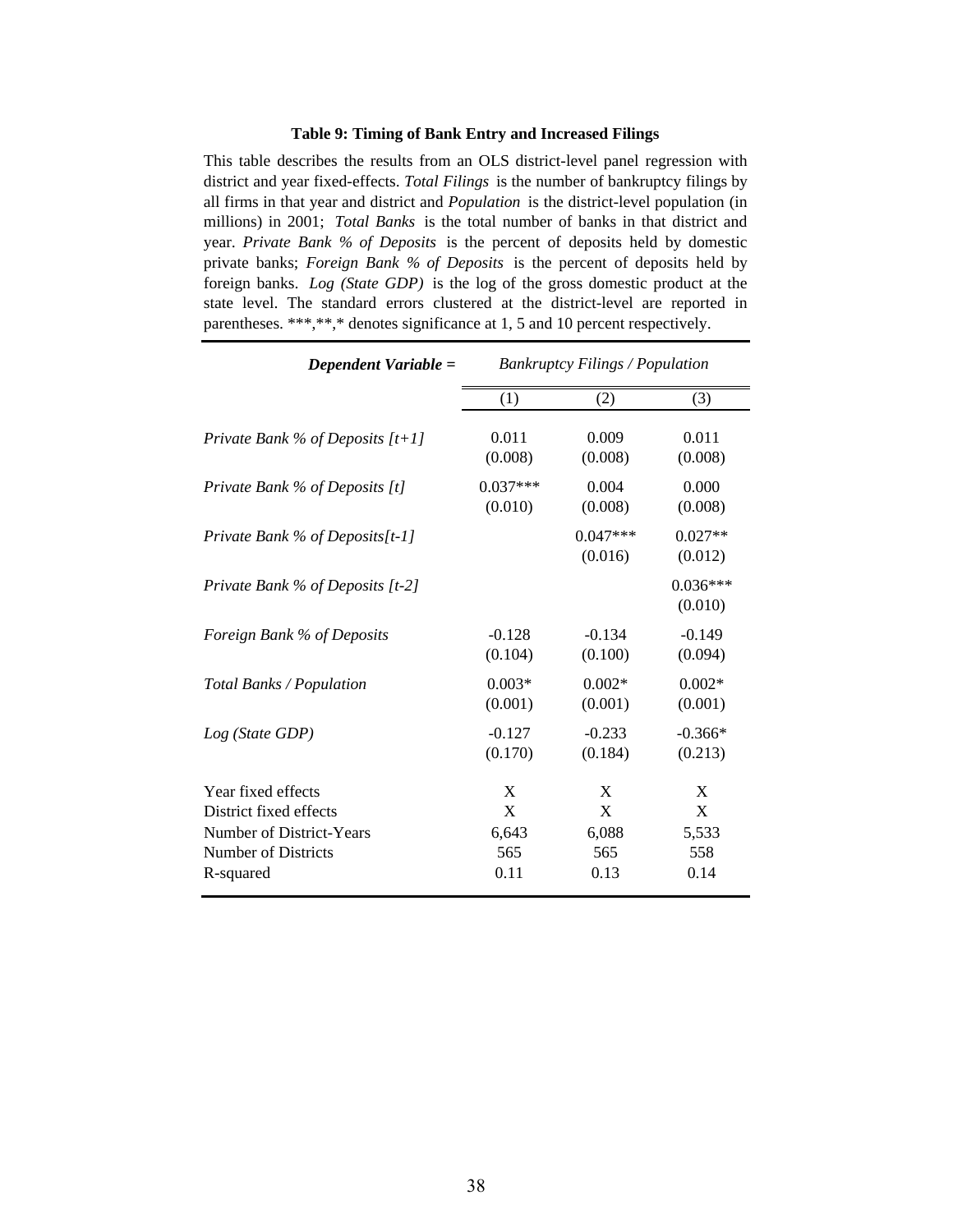**Table 9: Timing of Bank Entry and Increased Filings**

This table describes the results from an OLS district-level panel regression with district and year fixed-effects. *Total Filings* is the number of bankruptcy filings by all firms in that year and district and *Population* is the district-level population (in millions) in 2001; *Total Banks* is the total number of banks in that district and year. *Private Bank % of Deposits* is the percent of deposits held by domestic private banks; *Foreign Bank % of Deposits* is the percent of deposits held by foreign banks. *Log (State GDP)* is the log of the gross domestic product at the state level. The standard errors clustered at the district-level are reported in parentheses. ***,**,* denotes significance at 1, 5 and 10 percent respectively.

| ***Dependent Variable =*** | *Bankruptcy Filings / Population* | | |
|---|---|---|---|
| | (1) | (2) | (3) |
| *Private Bank % of Deposits [t+1]* | 0.011 | 0.009 | 0.011 |
| | (0.008) | (0.008) | (0.008) |
| *Private Bank % of Deposits [t]* | 0.037*** | 0.004 | 0.000 |
| | (0.010) | (0.008) | (0.008) |
| *Private Bank % of Deposits[t-1]* | | 0.047*** | 0.027** |
| | | (0.016) | (0.012) |
| *Private Bank % of Deposits [t-2]* | | | 0.036*** |
| | | | (0.010) |
| *Foreign Bank % of Deposits* | -0.128 | -0.134 | -0.149 |
| | (0.104) | (0.100) | (0.094) |
| *Total Banks / Population* | 0.003* | 0.002* | 0.002* |
| | (0.001) | (0.001) | (0.001) |
| *Log (State GDP)* | -0.127 | -0.233 | -0.366* |
| | (0.170) | (0.184) | (0.213) |
| Year fixed effects | X | X | X |
| District fixed effects | X | X | X |
| Number of District-Years | 6,643 | 6,088 | 5,533 |
| Number of Districts | 565 | 565 | 558 |
| R-squared | 0.11 | 0.13 | 0.14 |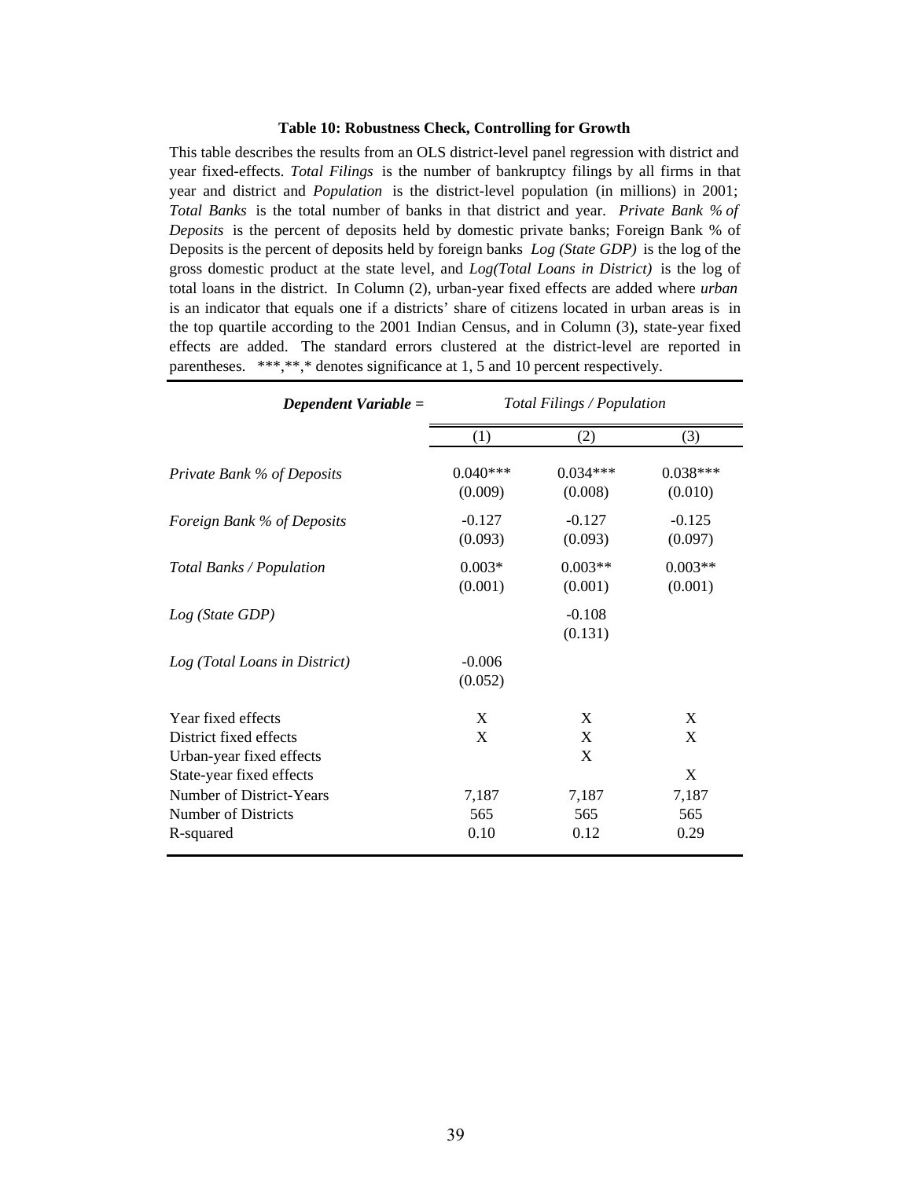### Table 10: Robustness Check, Controlling for Growth

This table describes the results from an OLS district-level panel regression with district and year fixed-effects. *Total Filings* is the number of bankruptcy filings by all firms in that year and district and *Population* is the district-level population (in millions) in 2001; *Total Banks* is the total number of banks in that district and year. *Private Bank % of Deposits* is the percent of deposits held by domestic private banks; Foreign Bank % of Deposits is the percent of deposits held by foreign banks *Log (State GDP)* is the log of the gross domestic product at the state level, and *Log(Total Loans in District)* is the log of total loans in the district. In Column (2), urban-year fixed effects are added where *urban* is an indicator that equals one if a districts' share of citizens located in urban areas is in the top quartile according to the 2001 Indian Census, and in Column (3), state-year fixed effects are added. The standard errors clustered at the district-level are reported in parentheses. ***,**,* denotes significance at 1, 5 and 10 percent respectively.

| ***Dependent Variable =*** | *Total Filings / Population* | | |
|---|---|---|---|
| | (1) | (2) | (3) |
| *Private Bank % of Deposits* | 0.040*** | 0.034*** | 0.038*** |
| | (0.009) | (0.008) | (0.010) |
| *Foreign Bank % of Deposits* | -0.127 | -0.127 | -0.125 |
| | (0.093) | (0.093) | (0.097) |
| *Total Banks / Population* | 0.003* | 0.003** | 0.003** |
| | (0.001) | (0.001) | (0.001) |
| *Log (State GDP)* | | -0.108 | |
| | | (0.131) | |
| *Log (Total Loans in District)* | -0.006 | | |
| | (0.052) | | |
| Year fixed effects | X | X | X |
| District fixed effects | X | X | X |
| Urban-year fixed effects | | X | |
| State-year fixed effects | | | X |
| Number of District-Years | 7,187 | 7,187 | 7,187 |
| Number of Districts | 565 | 565 | 565 |
| R-squared | 0.10 | 0.12 | 0.29 |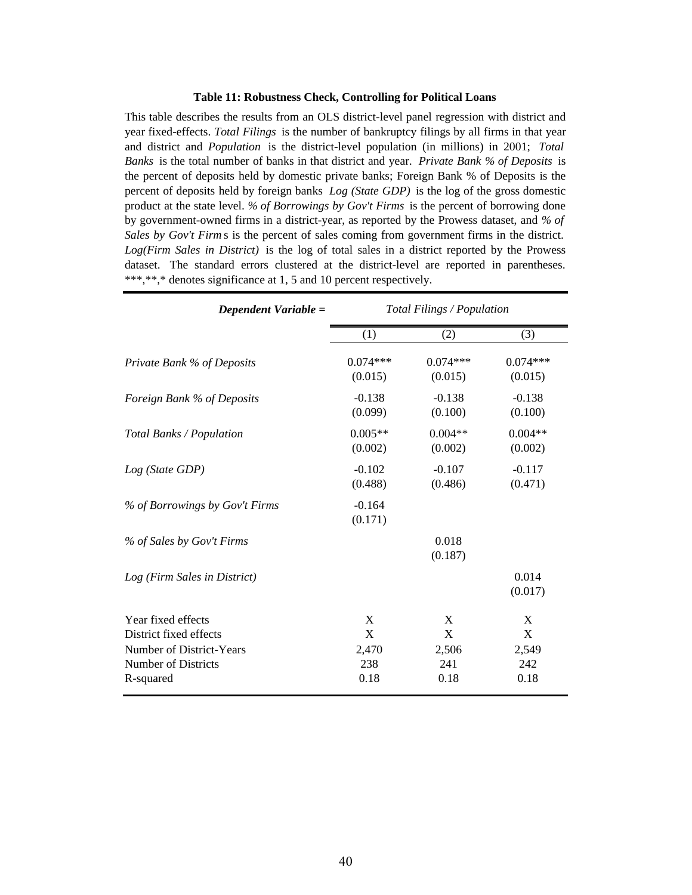**Table 11: Robustness Check, Controlling for Political Loans**

This table describes the results from an OLS district-level panel regression with district and year fixed-effects. *Total Filings* is the number of bankruptcy filings by all firms in that year and district and *Population* is the district-level population (in millions) in 2001; *Total Banks* is the total number of banks in that district and year. *Private Bank % of Deposits* is the percent of deposits held by domestic private banks; Foreign Bank % of Deposits is the percent of deposits held by foreign banks *Log (State GDP)* is the log of the gross domestic product at the state level. *% of Borrowings by Gov't Firms* is the percent of borrowing done by government-owned firms in a district-year, as reported by the Prowess dataset, and *% of Sales by Gov't Firm* s is the percent of sales coming from government firms in the district. *Log(Firm Sales in District)* is the log of total sales in a district reported by the Prowess dataset. The standard errors clustered at the district-level are reported in parentheses. ***,**,* denotes significance at 1, 5 and 10 percent respectively.

| ***Dependent Variable =*** | *Total Filings / Population* | | |
|---|---|---|---|
| | (1) | (2) | (3) |
| *Private Bank % of Deposits* | 0.074*** | 0.074*** | 0.074*** |
| | (0.015) | (0.015) | (0.015) |
| *Foreign Bank % of Deposits* | -0.138 | -0.138 | -0.138 |
| | (0.099) | (0.100) | (0.100) |
| *Total Banks / Population* | 0.005** | 0.004** | 0.004** |
| | (0.002) | (0.002) | (0.002) |
| *Log (State GDP)* | -0.102 | -0.107 | -0.117 |
| | (0.488) | (0.486) | (0.471) |
| *% of Borrowings by Gov't Firms* | -0.164 | | |
| | (0.171) | | |
| *% of Sales by Gov't Firms* | | 0.018 | |
| | | (0.187) | |
| *Log (Firm Sales in District)* | | | 0.014 |
| | | | (0.017) |
| Year fixed effects | X | X | X |
| District fixed effects | X | X | X |
| Number of District-Years | 2,470 | 2,506 | 2,549 |
| Number of Districts | 238 | 241 | 242 |
| R-squared | 0.18 | 0.18 | 0.18 |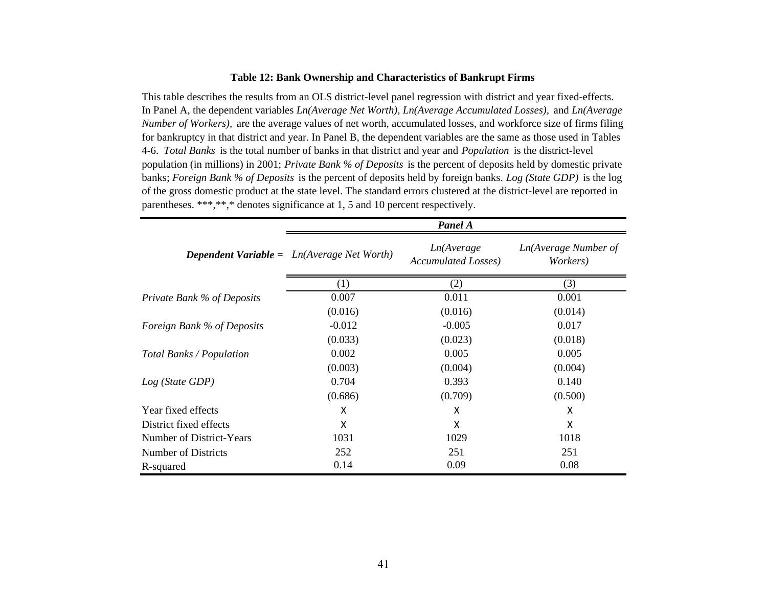**Table 12: Bank Ownership and Characteristics of Bankrupt Firms**

This table describes the results from an OLS district-level panel regression with district and year fixed-effects. In Panel A, the dependent variables *Ln(Average Net Worth), Ln(Average Accumulated Losses),* and *Ln(Average Number of Workers),* are the average values of net worth, accumulated losses, and workforce size of firms filing for bankruptcy in that district and year. In Panel B, the dependent variables are the same as those used in Tables 4-6. *Total Banks* is the total number of banks in that district and year and *Population* is the district-level population (in millions) in 2001; *Private Bank % of Deposits* is the percent of deposits held by domestic private banks; *Foreign Bank % of Deposits* is the percent of deposits held by foreign banks. *Log (State GDP)* is the log of the gross domestic product at the state level. The standard errors clustered at the district-level are reported in parentheses. ***,**,* denotes significance at 1, 5 and 10 percent respectively.

| | ***Panel A*** | | |
|---|---|---|---|
| ***Dependent Variable =*** | *Ln(Average Net Worth)* | *Ln(Average Accumulated Losses)* | *Ln(Average Number of Workers)* |
| | (1) | (2) | (3) |
| *Private Bank % of Deposits* | 0.007 | 0.011 | 0.001 |
| | (0.016) | (0.016) | (0.014) |
| *Foreign Bank % of Deposits* | -0.012 | -0.005 | 0.017 |
| | (0.033) | (0.023) | (0.018) |
| *Total Banks / Population* | 0.002 | 0.005 | 0.005 |
| | (0.003) | (0.004) | (0.004) |
| *Log (State GDP)* | 0.704 | 0.393 | 0.140 |
| | (0.686) | (0.709) | (0.500) |
| Year fixed effects | X | X | X |
| District fixed effects | X | X | X |
| Number of District-Years | 1031 | 1029 | 1018 |
| Number of Districts | 252 | 251 | 251 |
| R-squared | 0.14 | 0.09 | 0.08 |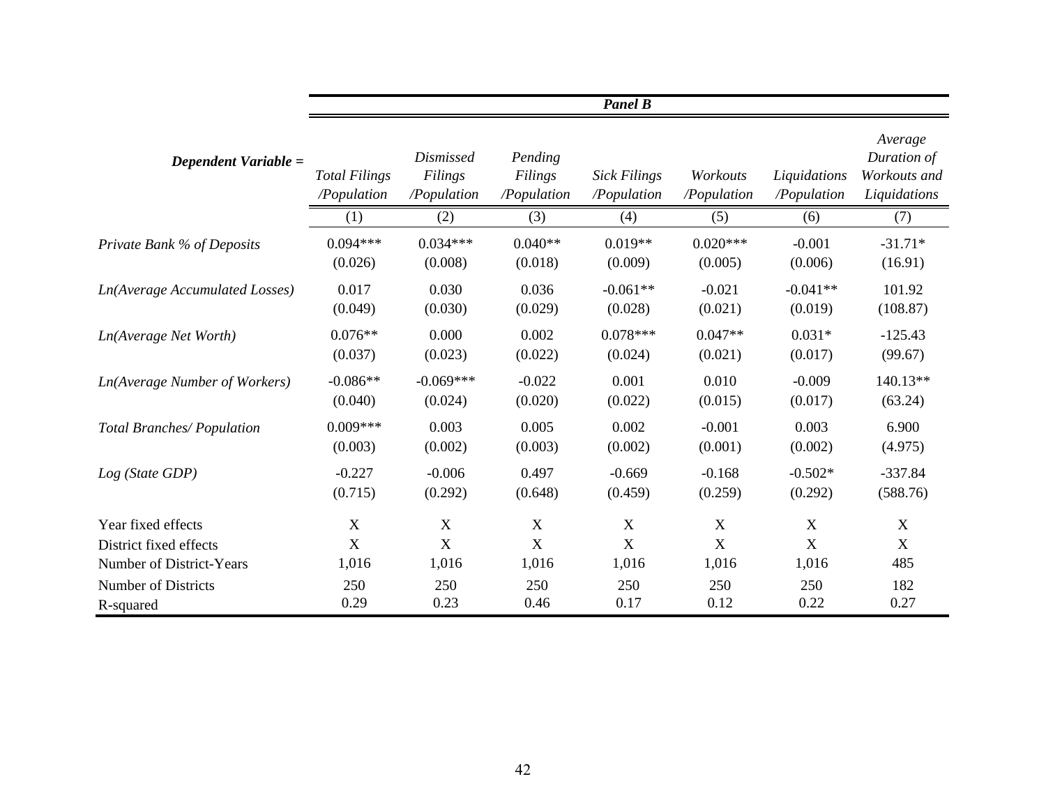| | Panel B | | | | | | |
|---|---|---|---|---|---|---|---|
| ***Dependent Variable =*** | *Total Filings /Population* | *Dismissed Filings /Population* | *Pending Filings /Population* | *Sick Filings /Population* | *Workouts /Population* | *Liquidations /Population* | *Average Duration of Workouts and Liquidations* |
| | (1) | (2) | (3) | (4) | (5) | (6) | (7) |
| *Private Bank % of Deposits* | 0.094*** | 0.034*** | 0.040** | 0.019** | 0.020*** | -0.001 | -31.71* |
| | (0.026) | (0.008) | (0.018) | (0.009) | (0.005) | (0.006) | (16.91) |
| *Ln(Average Accumulated Losses)* | 0.017 | 0.030 | 0.036 | -0.061** | -0.021 | -0.041** | 101.92 |
| | (0.049) | (0.030) | (0.029) | (0.028) | (0.021) | (0.019) | (108.87) |
| *Ln(Average Net Worth)* | 0.076** | 0.000 | 0.002 | 0.078*** | 0.047** | 0.031* | -125.43 |
| | (0.037) | (0.023) | (0.022) | (0.024) | (0.021) | (0.017) | (99.67) |
| *Ln(Average Number of Workers)* | -0.086** | -0.069*** | -0.022 | 0.001 | 0.010 | -0.009 | 140.13** |
| | (0.040) | (0.024) | (0.020) | (0.022) | (0.015) | (0.017) | (63.24) |
| *Total Branches/ Population* | 0.009*** | 0.003 | 0.005 | 0.002 | -0.001 | 0.003 | 6.900 |
| | (0.003) | (0.002) | (0.003) | (0.002) | (0.001) | (0.002) | (4.975) |
| *Log (State GDP)* | -0.227 | -0.006 | 0.497 | -0.669 | -0.168 | -0.502* | -337.84 |
| | (0.715) | (0.292) | (0.648) | (0.459) | (0.259) | (0.292) | (588.76) |
| Year fixed effects | X | X | X | X | X | X | X |
| District fixed effects | X | X | X | X | X | X | X |
| Number of District-Years | 1,016 | 1,016 | 1,016 | 1,016 | 1,016 | 1,016 | 485 |
| Number of Districts | 250 | 250 | 250 | 250 | 250 | 250 | 182 |
| R-squared | 0.29 | 0.23 | 0.46 | 0.17 | 0.12 | 0.22 | 0.27 |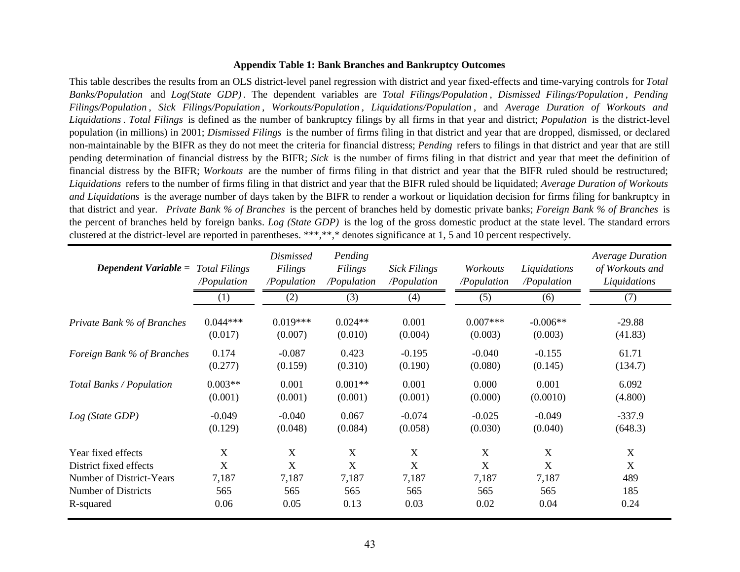**Appendix Table 1: Bank Branches and Bankruptcy Outcomes**

This table describes the results from an OLS district-level panel regression with district and year fixed-effects and time-varying controls for *Total Banks/Population* and *Log(State GDP)*. The dependent variables are *Total Filings/Population*, *Dismissed Filings/Population*, *Pending Filings/Population*, *Sick Filings/Population*, *Workouts/Population*, *Liquidations/Population*, and *Average Duration of Workouts and Liquidations*. *Total Filings* is defined as the number of bankruptcy filings by all firms in that year and district; *Population* is the district-level population (in millions) in 2001; *Dismissed Filings* is the number of firms filing in that district and year that are dropped, dismissed, or declared non-maintainable by the BIFR as they do not meet the criteria for financial distress; *Pending* refers to filings in that district and year that are still pending determination of financial distress by the BIFR; *Sick* is the number of firms filing in that district and year that meet the definition of financial distress by the BIFR; *Workouts* are the number of firms filing in that district and year that the BIFR ruled should be restructured; *Liquidations* refers to the number of firms filing in that district and year that the BIFR ruled should be liquidated; *Average Duration of Workouts and Liquidations* is the average number of days taken by the BIFR to render a workout or liquidation decision for firms filing for bankruptcy in that district and year. *Private Bank % of Branches* is the percent of branches held by domestic private banks; *Foreign Bank % of Branches* is the percent of branches held by foreign banks. *Log (State GDP)* is the log of the gross domestic product at the state level. The standard errors clustered at the district-level are reported in parentheses. ***,**,* denotes significance at 1, 5 and 10 percent respectively.

| ***Dependent Variable =*** | *Total Filings /Population* | *Dismissed Filings /Population* | *Pending Filings /Population* | *Sick Filings /Population* | *Workouts /Population* | *Liquidations /Population* | *Average Duration of Workouts and Liquidations* |
|---|---|---|---|---|---|---|---|
| | (1) | (2) | (3) | (4) | (5) | (6) | (7) |
| *Private Bank % of Branches* | 0.044*** | 0.019*** | 0.024** | 0.001 | 0.007*** | -0.006** | -29.88 |
| | (0.017) | (0.007) | (0.010) | (0.004) | (0.003) | (0.003) | (41.83) |
| *Foreign Bank % of Branches* | 0.174 | -0.087 | 0.423 | -0.195 | -0.040 | -0.155 | 61.71 |
| | (0.277) | (0.159) | (0.310) | (0.190) | (0.080) | (0.145) | (134.7) |
| *Total Banks / Population* | 0.003** | 0.001 | 0.001** | 0.001 | 0.000 | 0.001 | 6.092 |
| | (0.001) | (0.001) | (0.001) | (0.001) | (0.000) | (0.0010) | (4.800) |
| *Log (State GDP)* | -0.049 | -0.040 | 0.067 | -0.074 | -0.025 | -0.049 | -337.9 |
| | (0.129) | (0.048) | (0.084) | (0.058) | (0.030) | (0.040) | (648.3) |
| Year fixed effects | X | X | X | X | X | X | X |
| District fixed effects | X | X | X | X | X | X | X |
| Number of District-Years | 7,187 | 7,187 | 7,187 | 7,187 | 7,187 | 7,187 | 489 |
| Number of Districts | 565 | 565 | 565 | 565 | 565 | 565 | 185 |
| R-squared | 0.06 | 0.05 | 0.13 | 0.03 | 0.02 | 0.04 | 0.24 |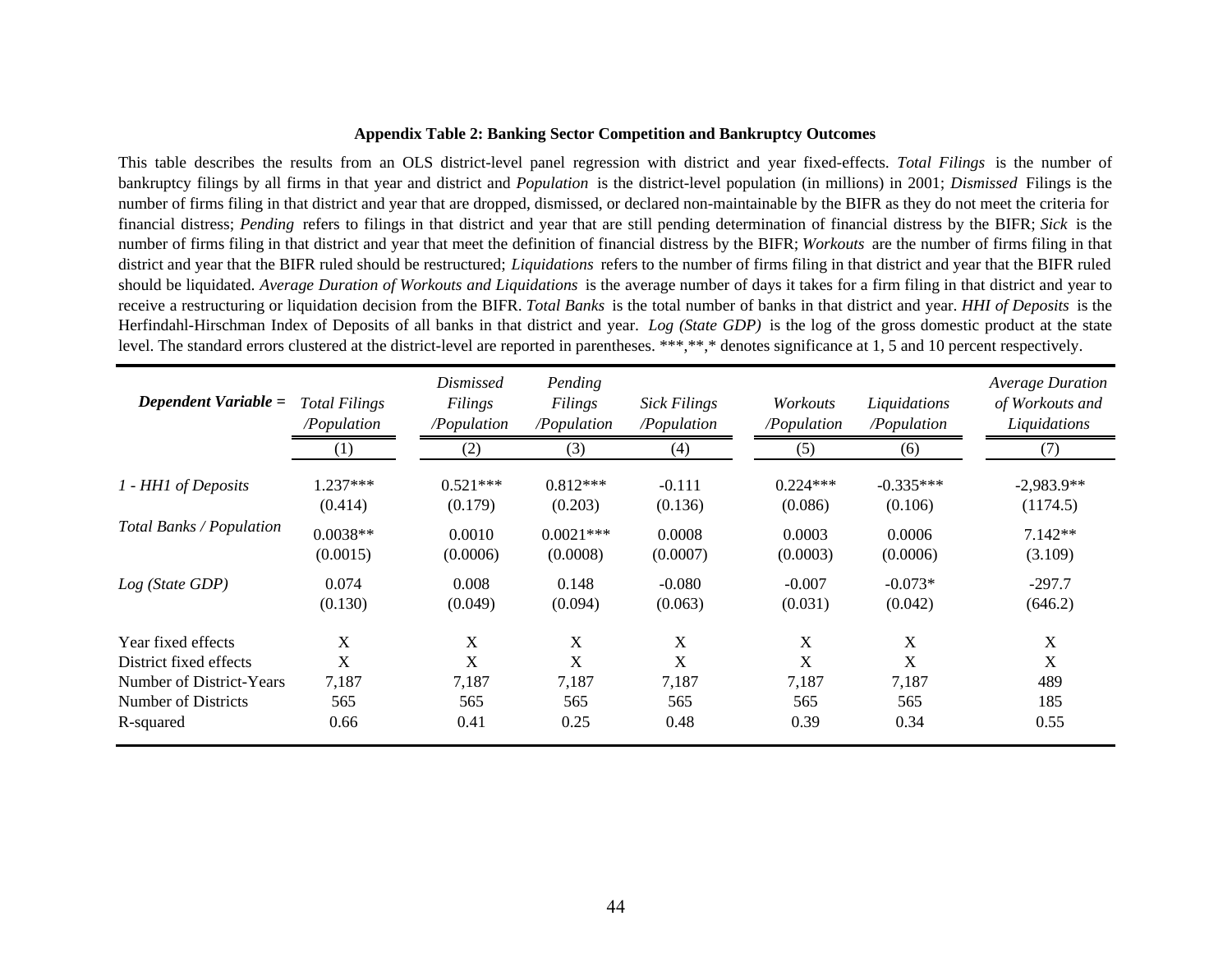**Appendix Table 2: Banking Sector Competition and Bankruptcy Outcomes**

This table describes the results from an OLS district-level panel regression with district and year fixed-effects. *Total Filings* is the number of bankruptcy filings by all firms in that year and district and *Population* is the district-level population (in millions) in 2001; *Dismissed* Filings is the number of firms filing in that district and year that are dropped, dismissed, or declared non-maintainable by the BIFR as they do not meet the criteria for financial distress; *Pending* refers to filings in that district and year that are still pending determination of financial distress by the BIFR; *Sick* is the number of firms filing in that district and year that meet the definition of financial distress by the BIFR; *Workouts* are the number of firms filing in that district and year that the BIFR ruled should be restructured; *Liquidations* refers to the number of firms filing in that district and year that the BIFR ruled should be liquidated. *Average Duration of Workouts and Liquidations* is the average number of days it takes for a firm filing in that district and year to receive a restructuring or liquidation decision from the BIFR. *Total Banks* is the total number of banks in that district and year. *HHI of Deposits* is the Herfindahl-Hirschman Index of Deposits of all banks in that district and year. *Log (State GDP)* is the log of the gross domestic product at the state level. The standard errors clustered at the district-level are reported in parentheses. ***,**,* denotes significance at 1, 5 and 10 percent respectively.

| ***Dependent Variable =*** | *Total Filings /Population* | *Dismissed Filings /Population* | *Pending Filings /Population* | *Sick Filings /Population* | *Workouts /Population* | *Liquidations /Population* | *Average Duration of Workouts and Liquidations* |
|---|---|---|---|---|---|---|---|
| | (1) | (2) | (3) | (4) | (5) | (6) | (7) |
| *1 - HHI of Deposits* | 1.237*** | 0.521*** | 0.812*** | -0.111 | 0.224*** | -0.335*** | -2,983.9** |
| | (0.414) | (0.179) | (0.203) | (0.136) | (0.086) | (0.106) | (1174.5) |
| *Total Banks / Population* | 0.0038** | 0.0010 | 0.0021*** | 0.0008 | 0.0003 | 0.0006 | 7.142** |
| | (0.0015) | (0.0006) | (0.0008) | (0.0007) | (0.0003) | (0.0006) | (3.109) |
| *Log (State GDP)* | 0.074 | 0.008 | 0.148 | -0.080 | -0.007 | -0.073* | -297.7 |
| | (0.130) | (0.049) | (0.094) | (0.063) | (0.031) | (0.042) | (646.2) |
| Year fixed effects | X | X | X | X | X | X | X |
| District fixed effects | X | X | X | X | X | X | X |
| Number of District-Years | 7,187 | 7,187 | 7,187 | 7,187 | 7,187 | 7,187 | 489 |
| Number of Districts | 565 | 565 | 565 | 565 | 565 | 565 | 185 |
| R-squared | 0.66 | 0.41 | 0.25 | 0.48 | 0.39 | 0.34 | 0.55 |